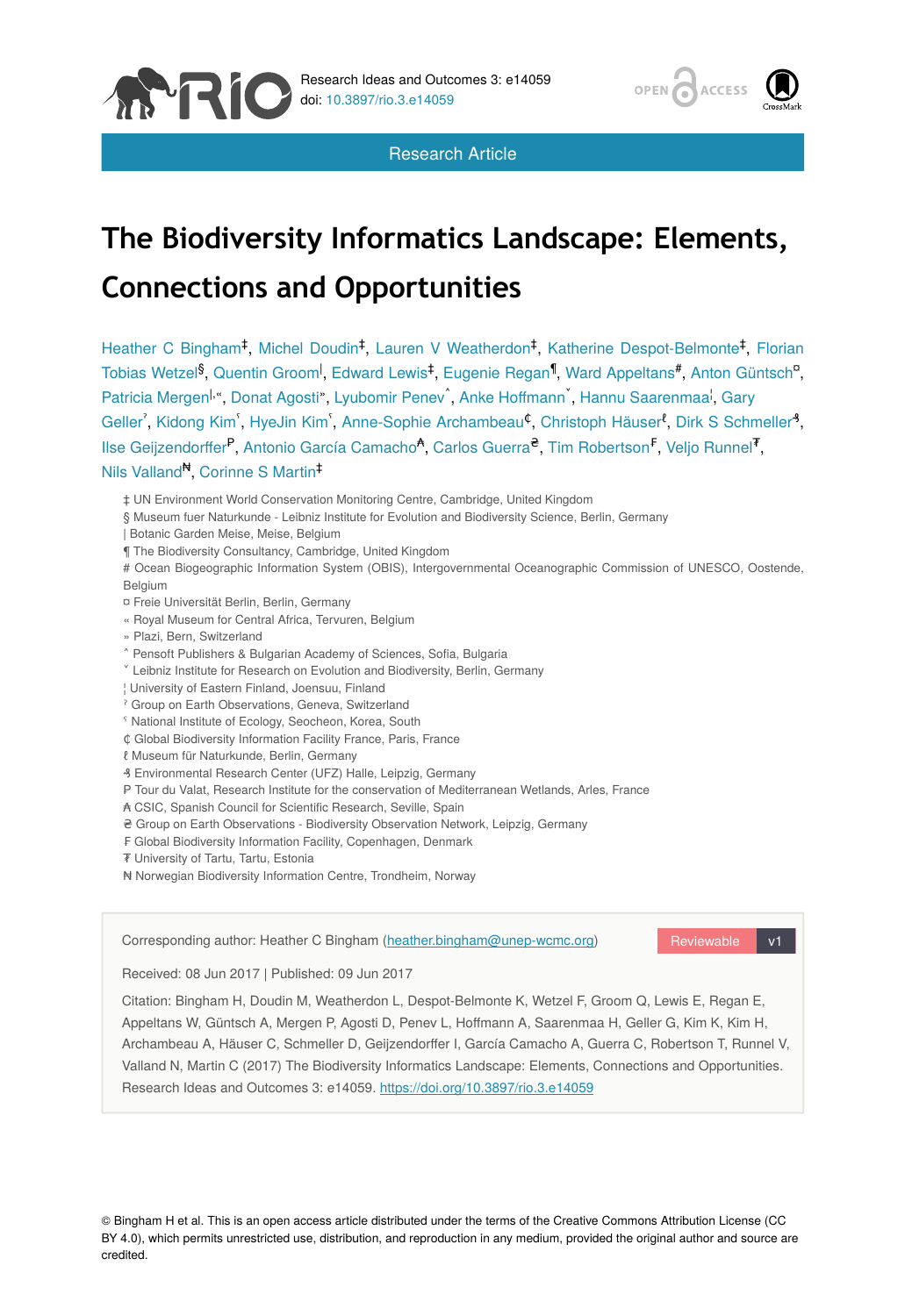Research Ideas and Outcomes 3: e14059
doi: 10.3897/rio.3.e14059

Research Article

# The Biodiversity Informatics Landscape: Elements, Connections and Opportunities

Heather C Bingham[‡], Michel Doudin[‡], Lauren V Weatherdon[‡], Katherine Despot-Belmonte[‡], Florian Tobias Wetzel[§], Quentin Groom[|], Edward Lewis[‡], Eugenie Regan[¶], Ward Appeltans[#], Anton Güntsch[¤], Patricia Mergen[|,«], Donat Agosti[»], Lyubomir Penev[˄], Anke Hoffmann[˅], Hannu Saarenmaa[¦], Gary Geller[ˀ], Kidong Kim[ˁ], HyeJin Kim[ˁ], Anne-Sophie Archambeau[₵], Christoph Häuser[ℓ], Dirk S Schmeller[₰], Ilse Geijzendorffer[₱], Antonio García Camacho[₳], Carlos Guerra[₴], Tim Robertson[₣], Veljo Runnel[₮], Nils Valland[₦], Corinne S Martin[‡]

‡ UN Environment World Conservation Monitoring Centre, Cambridge, United Kingdom
§ Museum fuer Naturkunde - Leibniz Institute for Evolution and Biodiversity Science, Berlin, Germany
| Botanic Garden Meise, Meise, Belgium
¶ The Biodiversity Consultancy, Cambridge, United Kingdom
# Ocean Biogeographic Information System (OBIS), Intergovernmental Oceanographic Commission of UNESCO, Oostende, Belgium
¤ Freie Universität Berlin, Berlin, Germany
« Royal Museum for Central Africa, Tervuren, Belgium
» Plazi, Bern, Switzerland
˄ Pensoft Publishers & Bulgarian Academy of Sciences, Sofia, Bulgaria
˅ Leibniz Institute for Research on Evolution and Biodiversity, Berlin, Germany
¦ University of Eastern Finland, Joensuu, Finland
ˀ Group on Earth Observations, Geneva, Switzerland
ˁ National Institute of Ecology, Seocheon, Korea, South
₵ Global Biodiversity Information Facility France, Paris, France
ℓ Museum für Naturkunde, Berlin, Germany
₰ Environmental Research Center (UFZ) Halle, Leipzig, Germany
₱ Tour du Valat, Research Institute for the conservation of Mediterranean Wetlands, Arles, France
₳ CSIC, Spanish Council for Scientific Research, Seville, Spain
₴ Group on Earth Observations - Biodiversity Observation Network, Leipzig, Germany
₣ Global Biodiversity Information Facility, Copenhagen, Denmark
₮ University of Tartu, Tartu, Estonia
₦ Norwegian Biodiversity Information Centre, Trondheim, Norway

Corresponding author: Heather C Bingham (heather.bingham@unep-wcmc.org)

Reviewable v1

Received: 08 Jun 2017 | Published: 09 Jun 2017

Citation: Bingham H, Doudin M, Weatherdon L, Despot-Belmonte K, Wetzel F, Groom Q, Lewis E, Regan E, Appeltans W, Güntsch A, Mergen P, Agosti D, Penev L, Hoffmann A, Saarenmaa H, Geller G, Kim K, Kim H, Archambeau A, Häuser C, Schmeller D, Geijzendorffer I, García Camacho A, Guerra C, Robertson T, Runnel V, Valland N, Martin C (2017) The Biodiversity Informatics Landscape: Elements, Connections and Opportunities. Research Ideas and Outcomes 3: e14059. https://doi.org/10.3897/rio.3.e14059

© Bingham H et al. This is an open access article distributed under the terms of the Creative Commons Attribution License (CC BY 4.0), which permits unrestricted use, distribution, and reproduction in any medium, provided the original author and source are credited.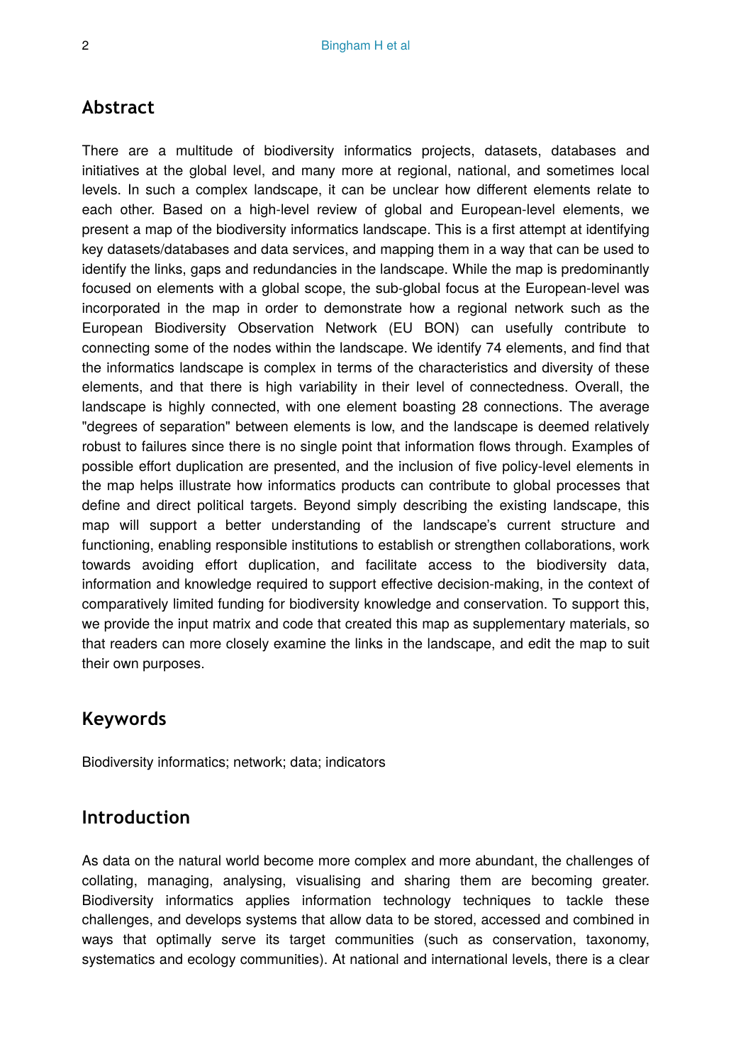## Abstract

There are a multitude of biodiversity informatics projects, datasets, databases and initiatives at the global level, and many more at regional, national, and sometimes local levels. In such a complex landscape, it can be unclear how different elements relate to each other. Based on a high-level review of global and European-level elements, we present a map of the biodiversity informatics landscape. This is a first attempt at identifying key datasets/databases and data services, and mapping them in a way that can be used to identify the links, gaps and redundancies in the landscape. While the map is predominantly focused on elements with a global scope, the sub-global focus at the European-level was incorporated in the map in order to demonstrate how a regional network such as the European Biodiversity Observation Network (EU BON) can usefully contribute to connecting some of the nodes within the landscape. We identify 74 elements, and find that the informatics landscape is complex in terms of the characteristics and diversity of these elements, and that there is high variability in their level of connectedness. Overall, the landscape is highly connected, with one element boasting 28 connections. The average "degrees of separation" between elements is low, and the landscape is deemed relatively robust to failures since there is no single point that information flows through. Examples of possible effort duplication are presented, and the inclusion of five policy-level elements in the map helps illustrate how informatics products can contribute to global processes that define and direct political targets. Beyond simply describing the existing landscape, this map will support a better understanding of the landscape's current structure and functioning, enabling responsible institutions to establish or strengthen collaborations, work towards avoiding effort duplication, and facilitate access to the biodiversity data, information and knowledge required to support effective decision-making, in the context of comparatively limited funding for biodiversity knowledge and conservation. To support this, we provide the input matrix and code that created this map as supplementary materials, so that readers can more closely examine the links in the landscape, and edit the map to suit their own purposes.

## Keywords

Biodiversity informatics; network; data; indicators

## Introduction

As data on the natural world become more complex and more abundant, the challenges of collating, managing, analysing, visualising and sharing them are becoming greater. Biodiversity informatics applies information technology techniques to tackle these challenges, and develops systems that allow data to be stored, accessed and combined in ways that optimally serve its target communities (such as conservation, taxonomy, systematics and ecology communities). At national and international levels, there is a clear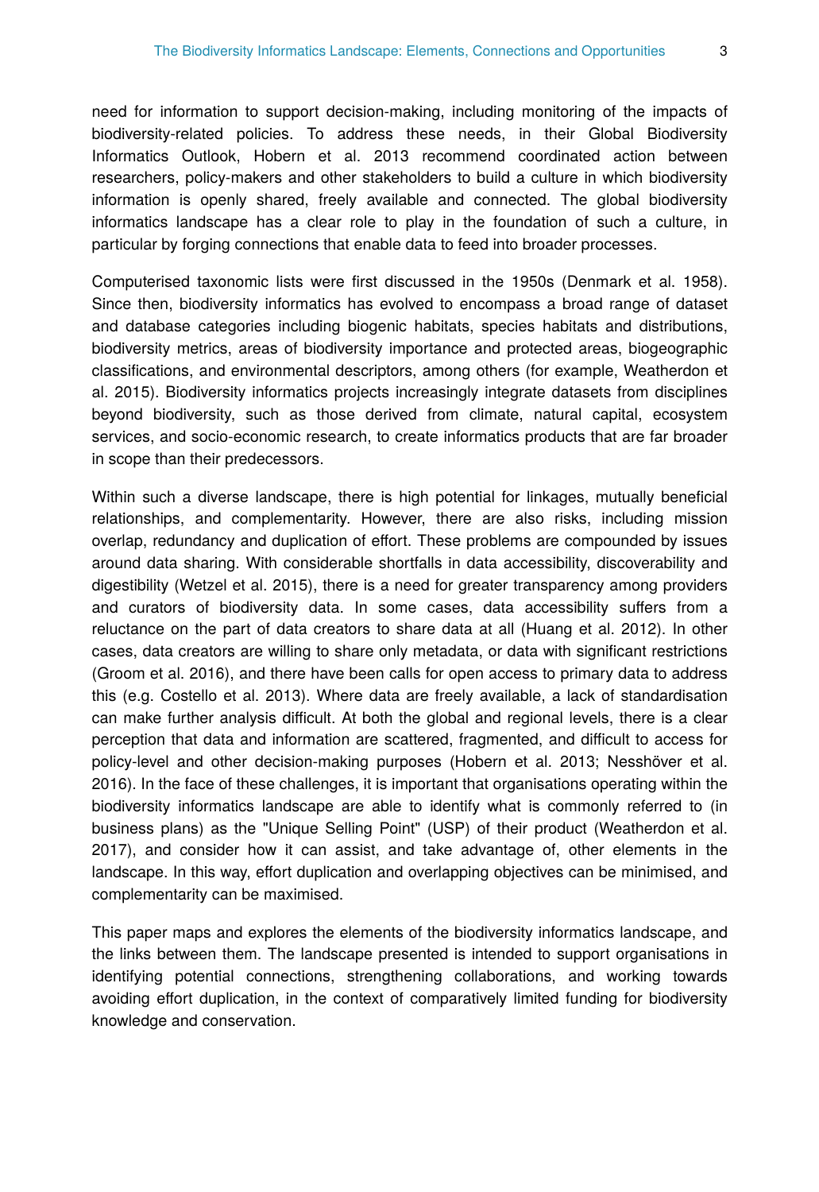need for information to support decision-making, including monitoring of the impacts of biodiversity-related policies. To address these needs, in their Global Biodiversity Informatics Outlook, Hobern et al. 2013 recommend coordinated action between researchers, policy-makers and other stakeholders to build a culture in which biodiversity information is openly shared, freely available and connected. The global biodiversity informatics landscape has a clear role to play in the foundation of such a culture, in particular by forging connections that enable data to feed into broader processes.

Computerised taxonomic lists were first discussed in the 1950s (Denmark et al. 1958). Since then, biodiversity informatics has evolved to encompass a broad range of dataset and database categories including biogenic habitats, species habitats and distributions, biodiversity metrics, areas of biodiversity importance and protected areas, biogeographic classifications, and environmental descriptors, among others (for example, Weatherdon et al. 2015). Biodiversity informatics projects increasingly integrate datasets from disciplines beyond biodiversity, such as those derived from climate, natural capital, ecosystem services, and socio-economic research, to create informatics products that are far broader in scope than their predecessors.

Within such a diverse landscape, there is high potential for linkages, mutually beneficial relationships, and complementarity. However, there are also risks, including mission overlap, redundancy and duplication of effort. These problems are compounded by issues around data sharing. With considerable shortfalls in data accessibility, discoverability and digestibility (Wetzel et al. 2015), there is a need for greater transparency among providers and curators of biodiversity data. In some cases, data accessibility suffers from a reluctance on the part of data creators to share data at all (Huang et al. 2012). In other cases, data creators are willing to share only metadata, or data with significant restrictions (Groom et al. 2016), and there have been calls for open access to primary data to address this (e.g. Costello et al. 2013). Where data are freely available, a lack of standardisation can make further analysis difficult. At both the global and regional levels, there is a clear perception that data and information are scattered, fragmented, and difficult to access for policy-level and other decision-making purposes (Hobern et al. 2013; Nesshöver et al. 2016). In the face of these challenges, it is important that organisations operating within the biodiversity informatics landscape are able to identify what is commonly referred to (in business plans) as the "Unique Selling Point" (USP) of their product (Weatherdon et al. 2017), and consider how it can assist, and take advantage of, other elements in the landscape. In this way, effort duplication and overlapping objectives can be minimised, and complementarity can be maximised.

This paper maps and explores the elements of the biodiversity informatics landscape, and the links between them. The landscape presented is intended to support organisations in identifying potential connections, strengthening collaborations, and working towards avoiding effort duplication, in the context of comparatively limited funding for biodiversity knowledge and conservation.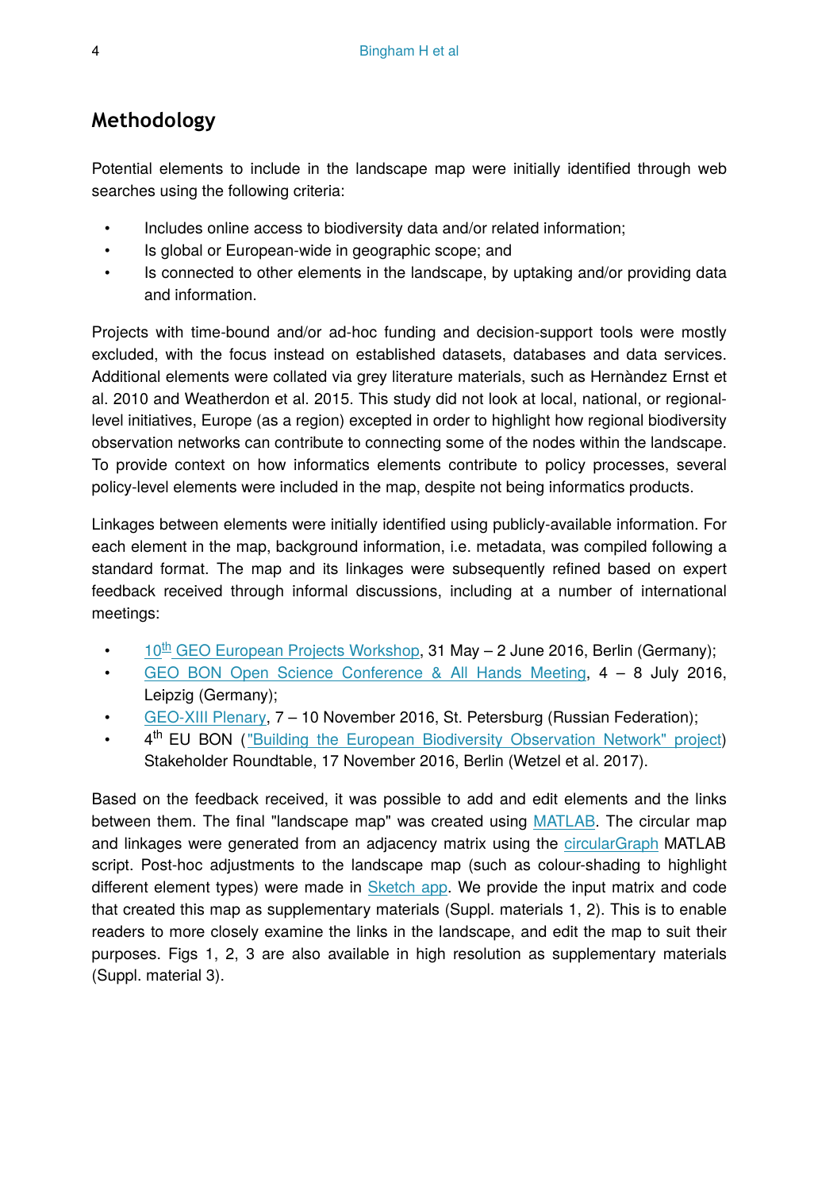## Methodology

Potential elements to include in the landscape map were initially identified through web searches using the following criteria:

- Includes online access to biodiversity data and/or related information;
- Is global or European-wide in geographic scope; and
- Is connected to other elements in the landscape, by uptaking and/or providing data and information.

Projects with time-bound and/or ad-hoc funding and decision-support tools were mostly excluded, with the focus instead on established datasets, databases and data services. Additional elements were collated via grey literature materials, such as Hernàndez Ernst et al. 2010 and Weatherdon et al. 2015. This study did not look at local, national, or regional-level initiatives, Europe (as a region) excepted in order to highlight how regional biodiversity observation networks can contribute to connecting some of the nodes within the landscape. To provide context on how informatics elements contribute to policy processes, several policy-level elements were included in the map, despite not being informatics products.

Linkages between elements were initially identified using publicly-available information. For each element in the map, background information, i.e. metadata, was compiled following a standard format. The map and its linkages were subsequently refined based on expert feedback received through informal discussions, including at a number of international meetings:

- 10th GEO European Projects Workshop, 31 May – 2 June 2016, Berlin (Germany);
- GEO BON Open Science Conference & All Hands Meeting, 4 – 8 July 2016, Leipzig (Germany);
- GEO-XIII Plenary, 7 – 10 November 2016, St. Petersburg (Russian Federation);
- 4th EU BON ("Building the European Biodiversity Observation Network" project) Stakeholder Roundtable, 17 November 2016, Berlin (Wetzel et al. 2017).

Based on the feedback received, it was possible to add and edit elements and the links between them. The final "landscape map" was created using MATLAB. The circular map and linkages were generated from an adjacency matrix using the circularGraph MATLAB script. Post-hoc adjustments to the landscape map (such as colour-shading to highlight different element types) were made in Sketch app. We provide the input matrix and code that created this map as supplementary materials (Suppl. materials 1, 2). This is to enable readers to more closely examine the links in the landscape, and edit the map to suit their purposes. Figs 1, 2, 3 are also available in high resolution as supplementary materials (Suppl. material 3).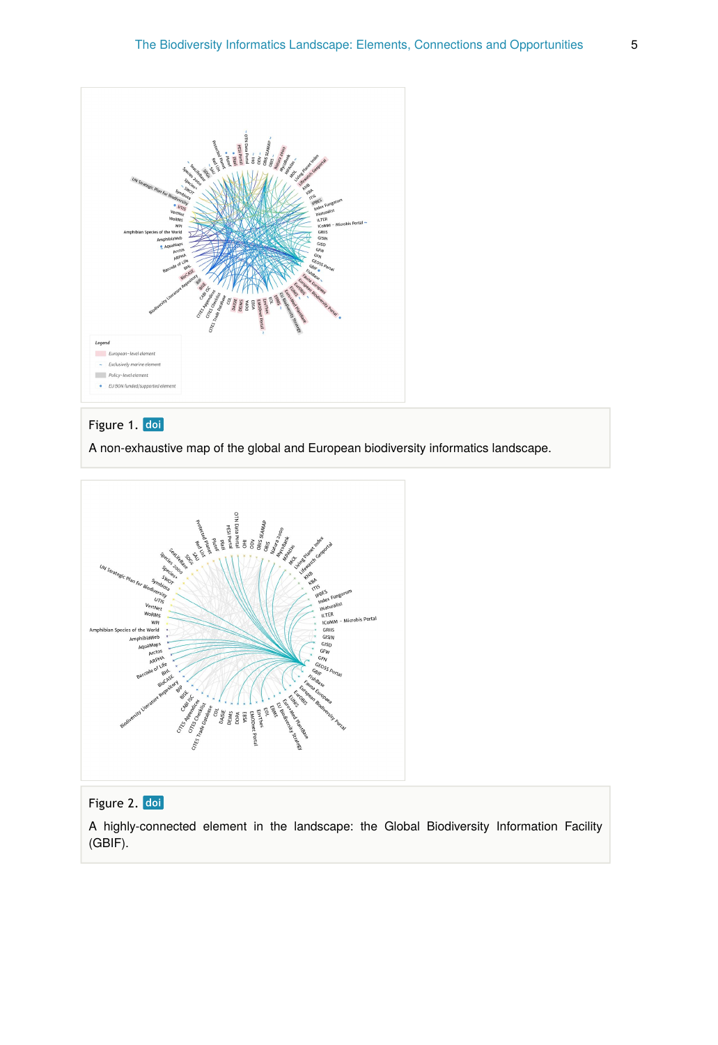Figure 1. doi

A non-exhaustive map of the global and European biodiversity informatics landscape.

Figure 2. doi

A highly-connected element in the landscape: the Global Biodiversity Information Facility (GBIF).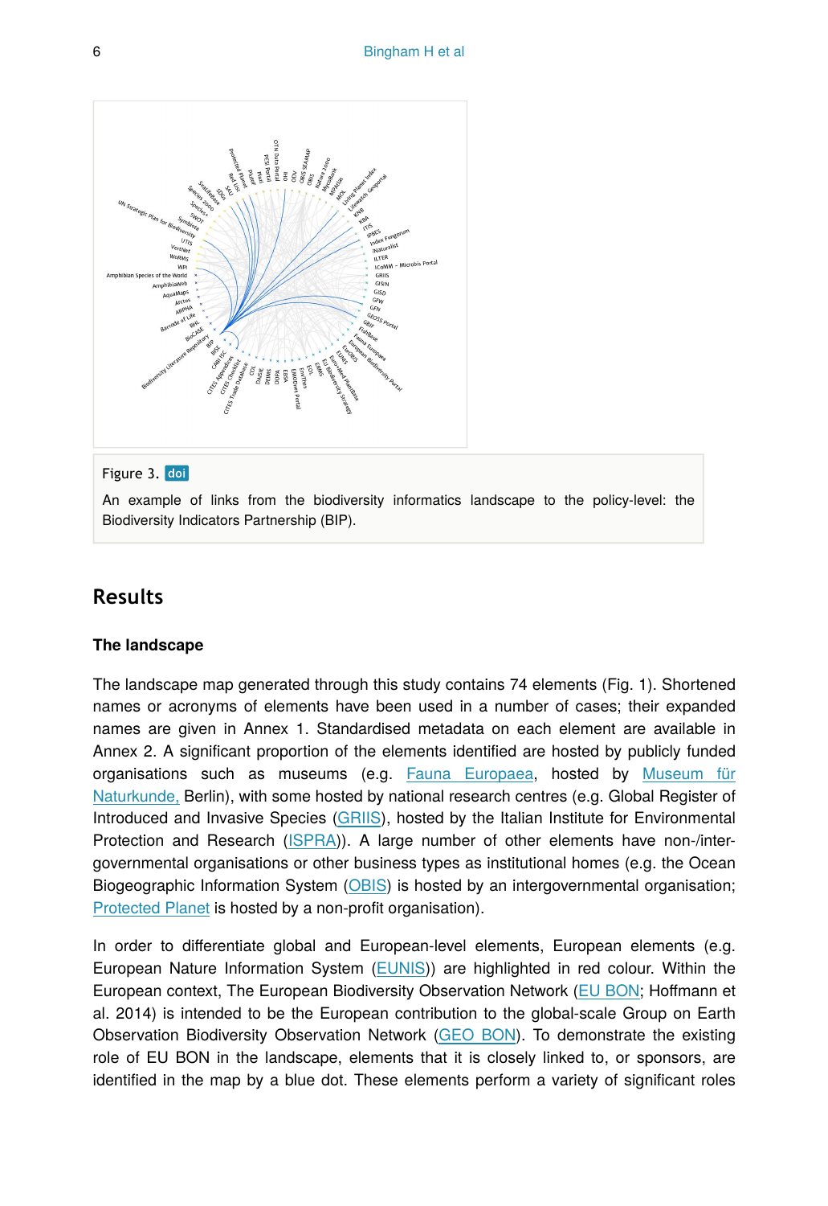Figure 3. doi

An example of links from the biodiversity informatics landscape to the policy-level: the Biodiversity Indicators Partnership (BIP).

## Results

### The landscape

The landscape map generated through this study contains 74 elements (Fig. 1). Shortened names or acronyms of elements have been used in a number of cases; their expanded names are given in Annex 1. Standardised metadata on each element are available in Annex 2. A significant proportion of the elements identified are hosted by publicly funded organisations such as museums (e.g. Fauna Europaea, hosted by Museum für Naturkunde, Berlin), with some hosted by national research centres (e.g. Global Register of Introduced and Invasive Species (GRIIS), hosted by the Italian Institute for Environmental Protection and Research (ISPRA)). A large number of other elements have non-/inter-governmental organisations or other business types as institutional homes (e.g. the Ocean Biogeographic Information System (OBIS) is hosted by an intergovernmental organisation; Protected Planet is hosted by a non-profit organisation).

In order to differentiate global and European-level elements, European elements (e.g. European Nature Information System (EUNIS)) are highlighted in red colour. Within the European context, The European Biodiversity Observation Network (EU BON; Hoffmann et al. 2014) is intended to be the European contribution to the global-scale Group on Earth Observation Biodiversity Observation Network (GEO BON). To demonstrate the existing role of EU BON in the landscape, elements that it is closely linked to, or sponsors, are identified in the map by a blue dot. These elements perform a variety of significant roles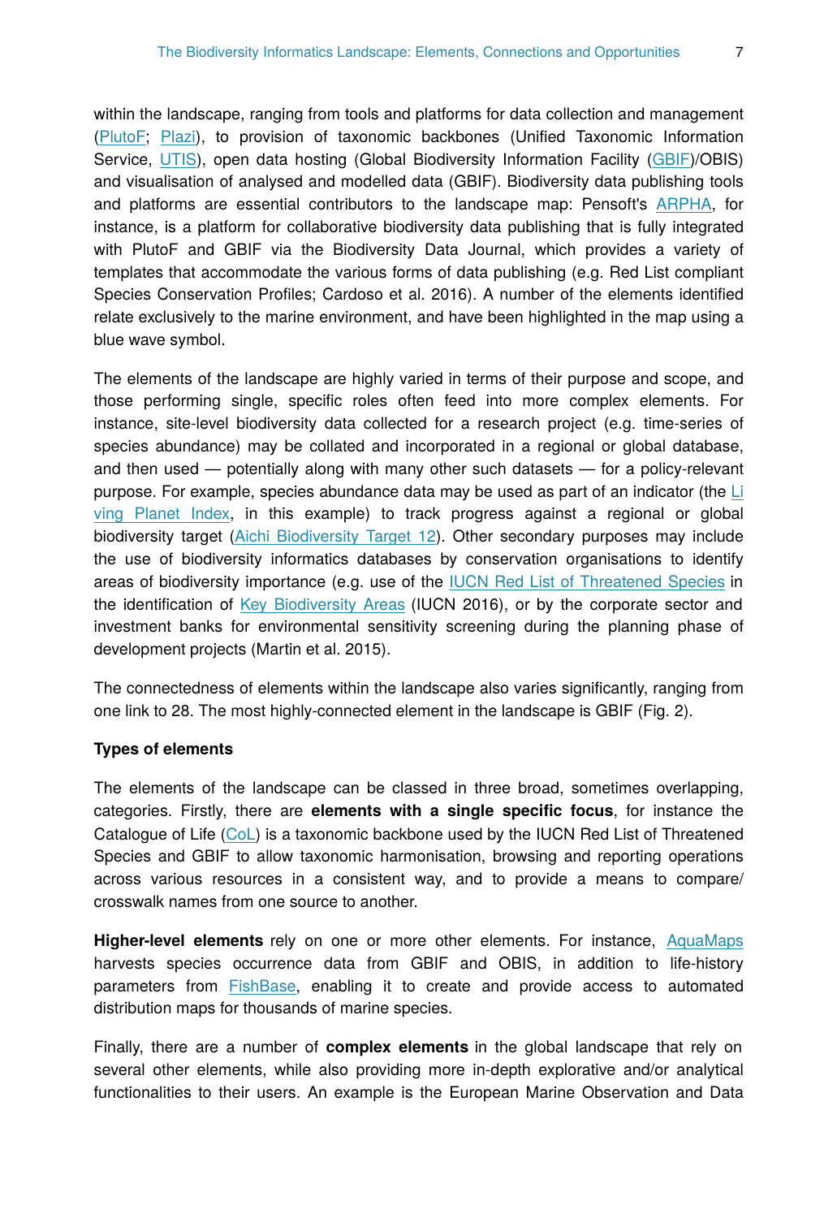within the landscape, ranging from tools and platforms for data collection and management (PlutoF; Plazi), to provision of taxonomic backbones (Unified Taxonomic Information Service, UTIS), open data hosting (Global Biodiversity Information Facility (GBIF)/OBIS) and visualisation of analysed and modelled data (GBIF). Biodiversity data publishing tools and platforms are essential contributors to the landscape map: Pensoft's ARPHA, for instance, is a platform for collaborative biodiversity data publishing that is fully integrated with PlutoF and GBIF via the Biodiversity Data Journal, which provides a variety of templates that accommodate the various forms of data publishing (e.g. Red List compliant Species Conservation Profiles; Cardoso et al. 2016). A number of the elements identified relate exclusively to the marine environment, and have been highlighted in the map using a blue wave symbol.

The elements of the landscape are highly varied in terms of their purpose and scope, and those performing single, specific roles often feed into more complex elements. For instance, site-level biodiversity data collected for a research project (e.g. time-series of species abundance) may be collated and incorporated in a regional or global database, and then used — potentially along with many other such datasets — for a policy-relevant purpose. For example, species abundance data may be used as part of an indicator (the Living Planet Index, in this example) to track progress against a regional or global biodiversity target (Aichi Biodiversity Target 12). Other secondary purposes may include the use of biodiversity informatics databases by conservation organisations to identify areas of biodiversity importance (e.g. use of the IUCN Red List of Threatened Species in the identification of Key Biodiversity Areas (IUCN 2016), or by the corporate sector and investment banks for environmental sensitivity screening during the planning phase of development projects (Martin et al. 2015).

The connectedness of elements within the landscape also varies significantly, ranging from one link to 28. The most highly-connected element in the landscape is GBIF (Fig. 2).

**Types of elements**

The elements of the landscape can be classed in three broad, sometimes overlapping, categories. Firstly, there are **elements with a single specific focus**, for instance the Catalogue of Life (CoL) is a taxonomic backbone used by the IUCN Red List of Threatened Species and GBIF to allow taxonomic harmonisation, browsing and reporting operations across various resources in a consistent way, and to provide a means to compare/crosswalk names from one source to another.

**Higher-level elements** rely on one or more other elements. For instance, AquaMaps harvests species occurrence data from GBIF and OBIS, in addition to life-history parameters from FishBase, enabling it to create and provide access to automated distribution maps for thousands of marine species.

Finally, there are a number of **complex elements** in the global landscape that rely on several other elements, while also providing more in-depth explorative and/or analytical functionalities to their users. An example is the European Marine Observation and Data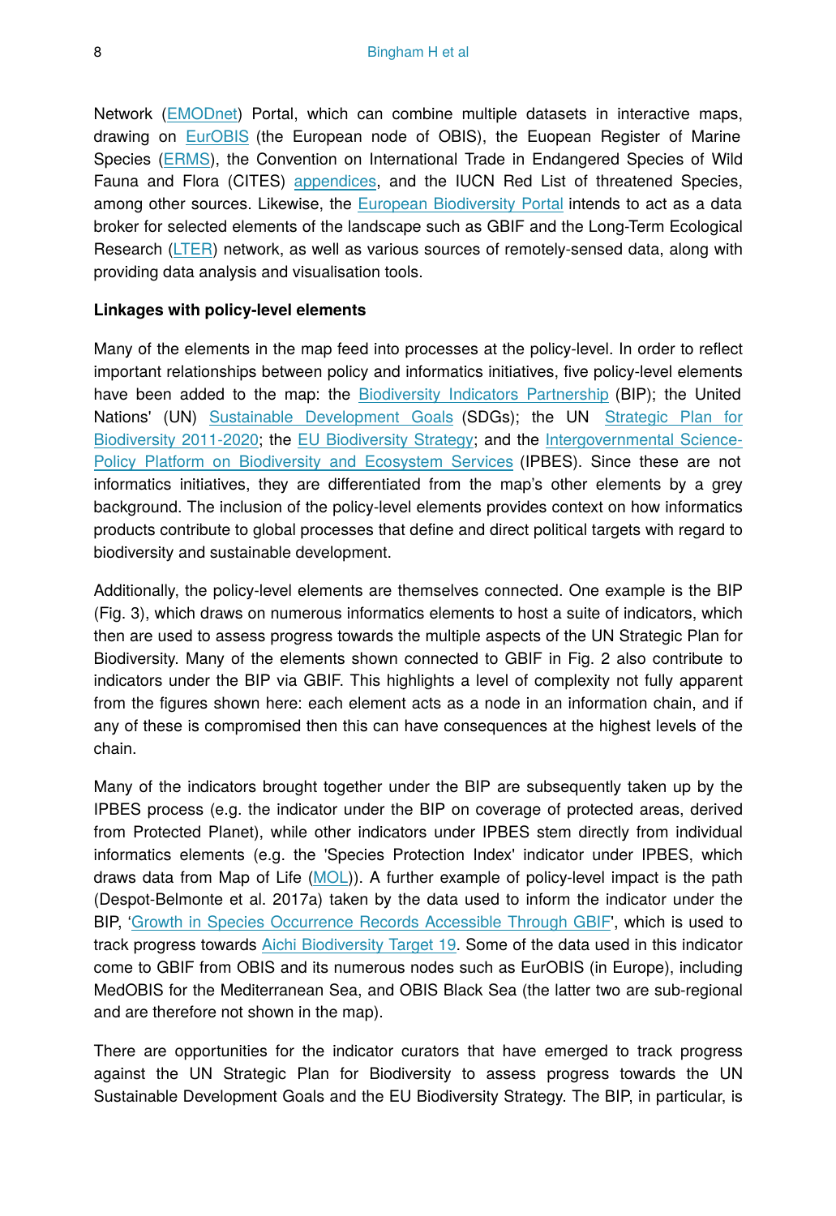Network (EMODnet) Portal, which can combine multiple datasets in interactive maps, drawing on EurOBIS (the European node of OBIS), the Euopean Register of Marine Species (ERMS), the Convention on International Trade in Endangered Species of Wild Fauna and Flora (CITES) appendices, and the IUCN Red List of threatened Species, among other sources. Likewise, the European Biodiversity Portal intends to act as a data broker for selected elements of the landscape such as GBIF and the Long-Term Ecological Research (LTER) network, as well as various sources of remotely-sensed data, along with providing data analysis and visualisation tools.

**Linkages with policy-level elements**

Many of the elements in the map feed into processes at the policy-level. In order to reflect important relationships between policy and informatics initiatives, five policy-level elements have been added to the map: the Biodiversity Indicators Partnership (BIP); the United Nations' (UN) Sustainable Development Goals (SDGs); the UN Strategic Plan for Biodiversity 2011-2020; the EU Biodiversity Strategy; and the Intergovernmental Science-Policy Platform on Biodiversity and Ecosystem Services (IPBES). Since these are not informatics initiatives, they are differentiated from the map's other elements by a grey background. The inclusion of the policy-level elements provides context on how informatics products contribute to global processes that define and direct political targets with regard to biodiversity and sustainable development.

Additionally, the policy-level elements are themselves connected. One example is the BIP (Fig. 3), which draws on numerous informatics elements to host a suite of indicators, which then are used to assess progress towards the multiple aspects of the UN Strategic Plan for Biodiversity. Many of the elements shown connected to GBIF in Fig. 2 also contribute to indicators under the BIP via GBIF. This highlights a level of complexity not fully apparent from the figures shown here: each element acts as a node in an information chain, and if any of these is compromised then this can have consequences at the highest levels of the chain.

Many of the indicators brought together under the BIP are subsequently taken up by the IPBES process (e.g. the indicator under the BIP on coverage of protected areas, derived from Protected Planet), while other indicators under IPBES stem directly from individual informatics elements (e.g. the 'Species Protection Index' indicator under IPBES, which draws data from Map of Life (MOL)). A further example of policy-level impact is the path (Despot-Belmonte et al. 2017a) taken by the data used to inform the indicator under the BIP, 'Growth in Species Occurrence Records Accessible Through GBIF', which is used to track progress towards Aichi Biodiversity Target 19. Some of the data used in this indicator come to GBIF from OBIS and its numerous nodes such as EurOBIS (in Europe), including MedOBIS for the Mediterranean Sea, and OBIS Black Sea (the latter two are sub-regional and are therefore not shown in the map).

There are opportunities for the indicator curators that have emerged to track progress against the UN Strategic Plan for Biodiversity to assess progress towards the UN Sustainable Development Goals and the EU Biodiversity Strategy. The BIP, in particular, is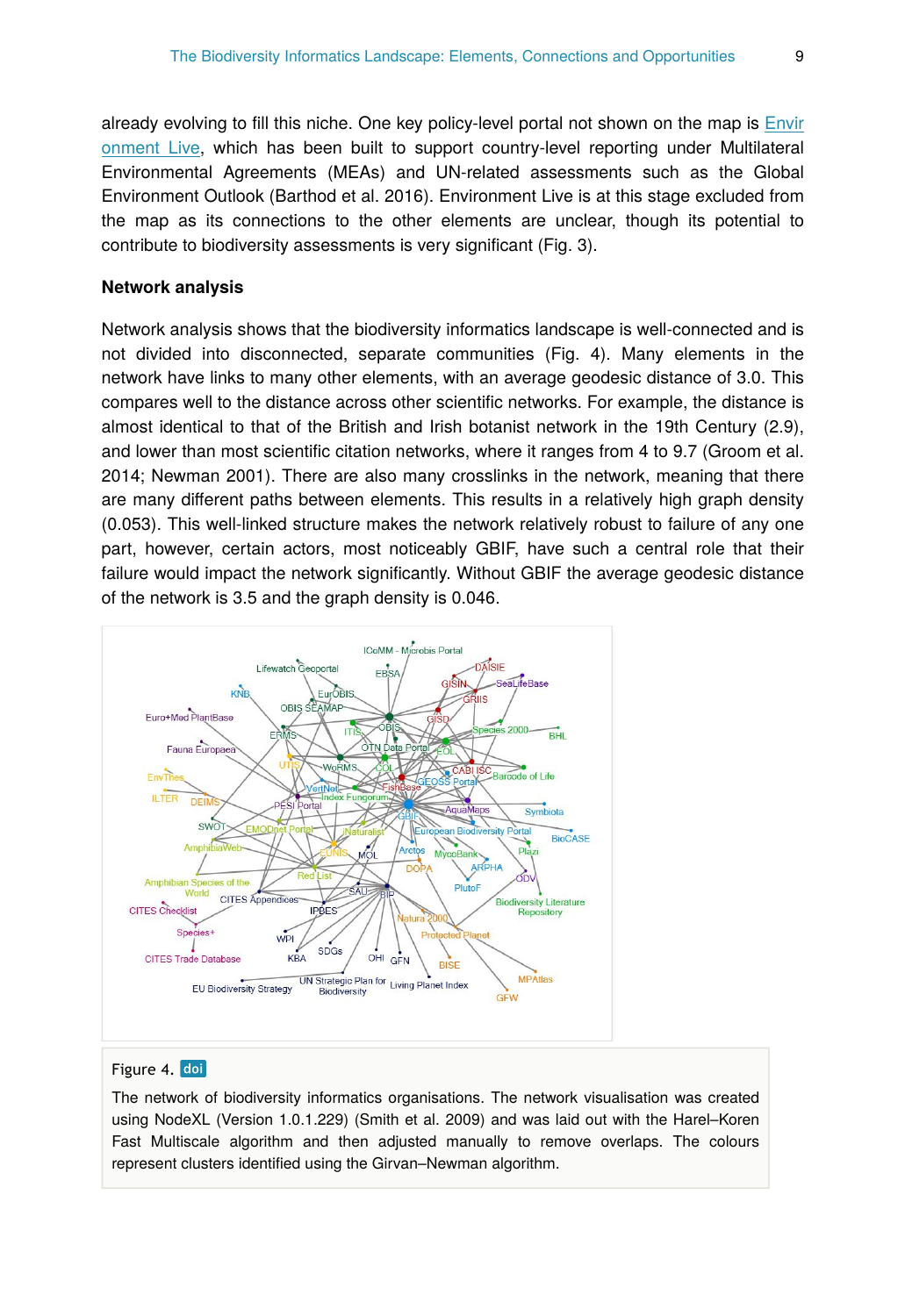already evolving to fill this niche. One key policy-level portal not shown on the map is [Environment Live](), which has been built to support country-level reporting under Multilateral Environmental Agreements (MEAs) and UN-related assessments such as the Global Environment Outlook (Barthod et al. 2016). Environment Live is at this stage excluded from the map as its connections to the other elements are unclear, though its potential to contribute to biodiversity assessments is very significant (Fig. 3).

### Network analysis

Network analysis shows that the biodiversity informatics landscape is well-connected and is not divided into disconnected, separate communities (Fig. 4). Many elements in the network have links to many other elements, with an average geodesic distance of 3.0. This compares well to the distance across other scientific networks. For example, the distance is almost identical to that of the British and Irish botanist network in the 19th Century (2.9), and lower than most scientific citation networks, where it ranges from 4 to 9.7 (Groom et al. 2014; Newman 2001). There are also many crosslinks in the network, meaning that there are many different paths between elements. This results in a relatively high graph density (0.053). This well-linked structure makes the network relatively robust to failure of any one part, however, certain actors, most noticeably GBIF, have such a central role that their failure would impact the network significantly. Without GBIF the average geodesic distance of the network is 3.5 and the graph density is 0.046.

Figure 4. doi

The network of biodiversity informatics organisations. The network visualisation was created using NodeXL (Version 1.0.1.229) (Smith et al. 2009) and was laid out with the Harel–Koren Fast Multiscale algorithm and then adjusted manually to remove overlaps. The colours represent clusters identified using the Girvan–Newman algorithm.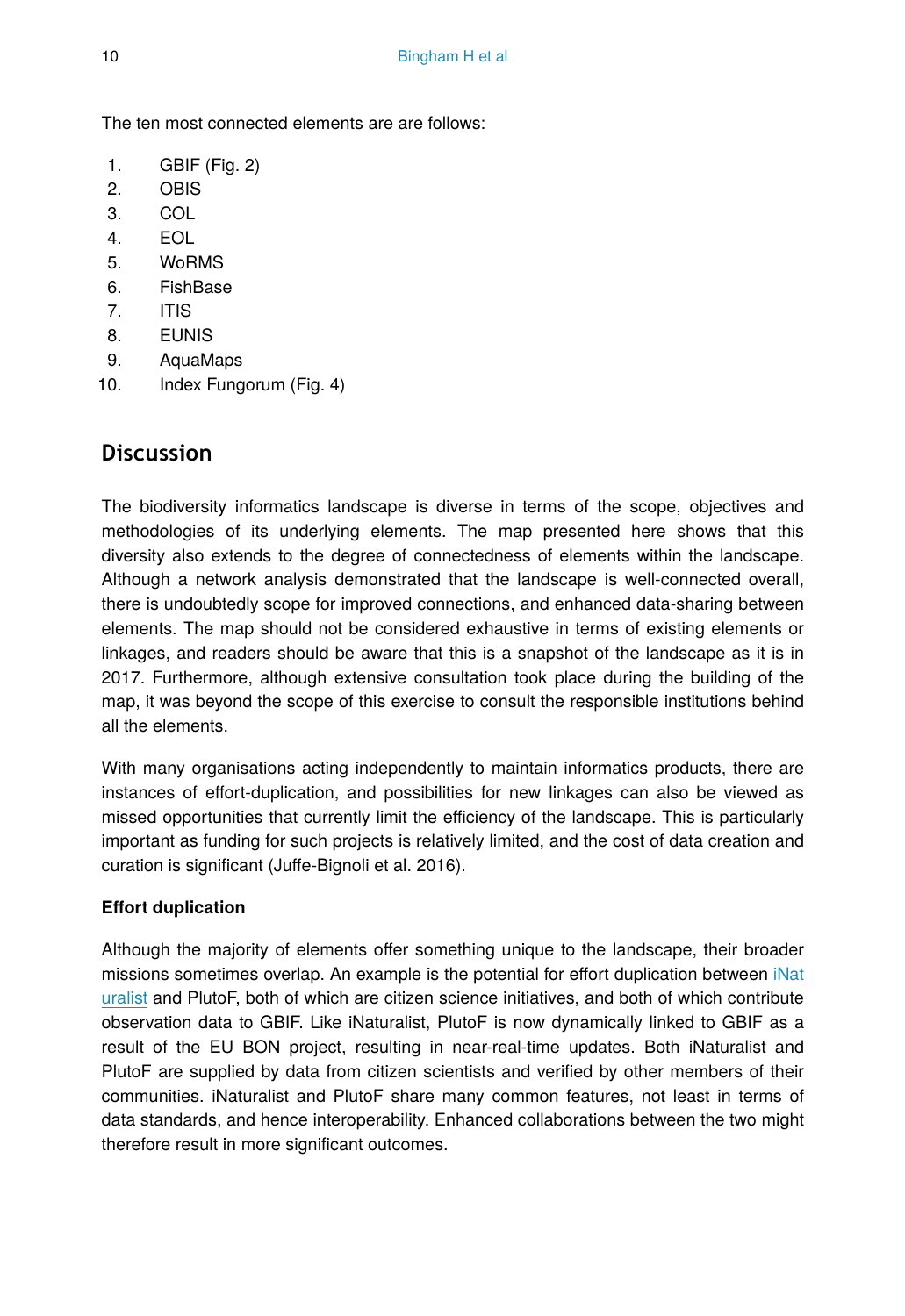The ten most connected elements are are follows:

1. GBIF (Fig. 2)
2. OBIS
3. COL
4. EOL
5. WoRMS
6. FishBase
7. ITIS
8. EUNIS
9. AquaMaps
10. Index Fungorum (Fig. 4)

## Discussion

The biodiversity informatics landscape is diverse in terms of the scope, objectives and methodologies of its underlying elements. The map presented here shows that this diversity also extends to the degree of connectedness of elements within the landscape. Although a network analysis demonstrated that the landscape is well-connected overall, there is undoubtedly scope for improved connections, and enhanced data-sharing between elements. The map should not be considered exhaustive in terms of existing elements or linkages, and readers should be aware that this is a snapshot of the landscape as it is in 2017. Furthermore, although extensive consultation took place during the building of the map, it was beyond the scope of this exercise to consult the responsible institutions behind all the elements.

With many organisations acting independently to maintain informatics products, there are instances of effort-duplication, and possibilities for new linkages can also be viewed as missed opportunities that currently limit the efficiency of the landscape. This is particularly important as funding for such projects is relatively limited, and the cost of data creation and curation is significant (Juffe-Bignoli et al. 2016).

**Effort duplication**

Although the majority of elements offer something unique to the landscape, their broader missions sometimes overlap. An example is the potential for effort duplication between iNaturalist and PlutoF, both of which are citizen science initiatives, and both of which contribute observation data to GBIF. Like iNaturalist, PlutoF is now dynamically linked to GBIF as a result of the EU BON project, resulting in near-real-time updates. Both iNaturalist and PlutoF are supplied by data from citizen scientists and verified by other members of their communities. iNaturalist and PlutoF share many common features, not least in terms of data standards, and hence interoperability. Enhanced collaborations between the two might therefore result in more significant outcomes.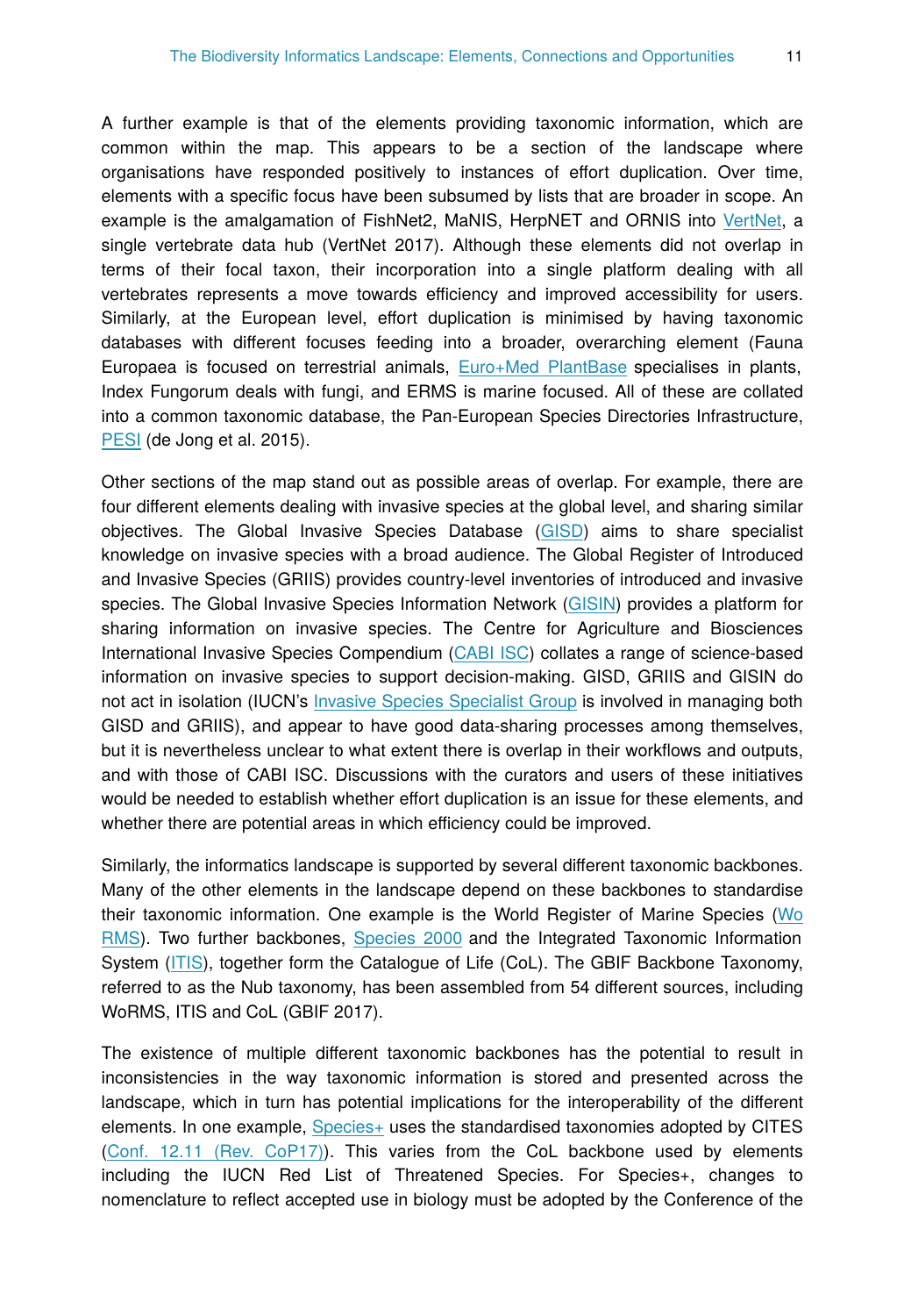A further example is that of the elements providing taxonomic information, which are common within the map. This appears to be a section of the landscape where organisations have responded positively to instances of effort duplication. Over time, elements with a specific focus have been subsumed by lists that are broader in scope. An example is the amalgamation of FishNet2, MaNIS, HerpNET and ORNIS into VertNet, a single vertebrate data hub (VertNet 2017). Although these elements did not overlap in terms of their focal taxon, their incorporation into a single platform dealing with all vertebrates represents a move towards efficiency and improved accessibility for users. Similarly, at the European level, effort duplication is minimised by having taxonomic databases with different focuses feeding into a broader, overarching element (Fauna Europaea is focused on terrestrial animals, Euro+Med PlantBase specialises in plants, Index Fungorum deals with fungi, and ERMS is marine focused. All of these are collated into a common taxonomic database, the Pan-European Species Directories Infrastructure, PESI (de Jong et al. 2015).

Other sections of the map stand out as possible areas of overlap. For example, there are four different elements dealing with invasive species at the global level, and sharing similar objectives. The Global Invasive Species Database (GISD) aims to share specialist knowledge on invasive species with a broad audience. The Global Register of Introduced and Invasive Species (GRIIS) provides country-level inventories of introduced and invasive species. The Global Invasive Species Information Network (GISIN) provides a platform for sharing information on invasive species. The Centre for Agriculture and Biosciences International Invasive Species Compendium (CABI ISC) collates a range of science-based information on invasive species to support decision-making. GISD, GRIIS and GISIN do not act in isolation (IUCN's Invasive Species Specialist Group is involved in managing both GISD and GRIIS), and appear to have good data-sharing processes among themselves, but it is nevertheless unclear to what extent there is overlap in their workflows and outputs, and with those of CABI ISC. Discussions with the curators and users of these initiatives would be needed to establish whether effort duplication is an issue for these elements, and whether there are potential areas in which efficiency could be improved.

Similarly, the informatics landscape is supported by several different taxonomic backbones. Many of the other elements in the landscape depend on these backbones to standardise their taxonomic information. One example is the World Register of Marine Species (WoRMS). Two further backbones, Species 2000 and the Integrated Taxonomic Information System (ITIS), together form the Catalogue of Life (CoL). The GBIF Backbone Taxonomy, referred to as the Nub taxonomy, has been assembled from 54 different sources, including WoRMS, ITIS and CoL (GBIF 2017).

The existence of multiple different taxonomic backbones has the potential to result in inconsistencies in the way taxonomic information is stored and presented across the landscape, which in turn has potential implications for the interoperability of the different elements. In one example, Species+ uses the standardised taxonomies adopted by CITES (Conf. 12.11 (Rev. CoP17)). This varies from the CoL backbone used by elements including the IUCN Red List of Threatened Species. For Species+, changes to nomenclature to reflect accepted use in biology must be adopted by the Conference of the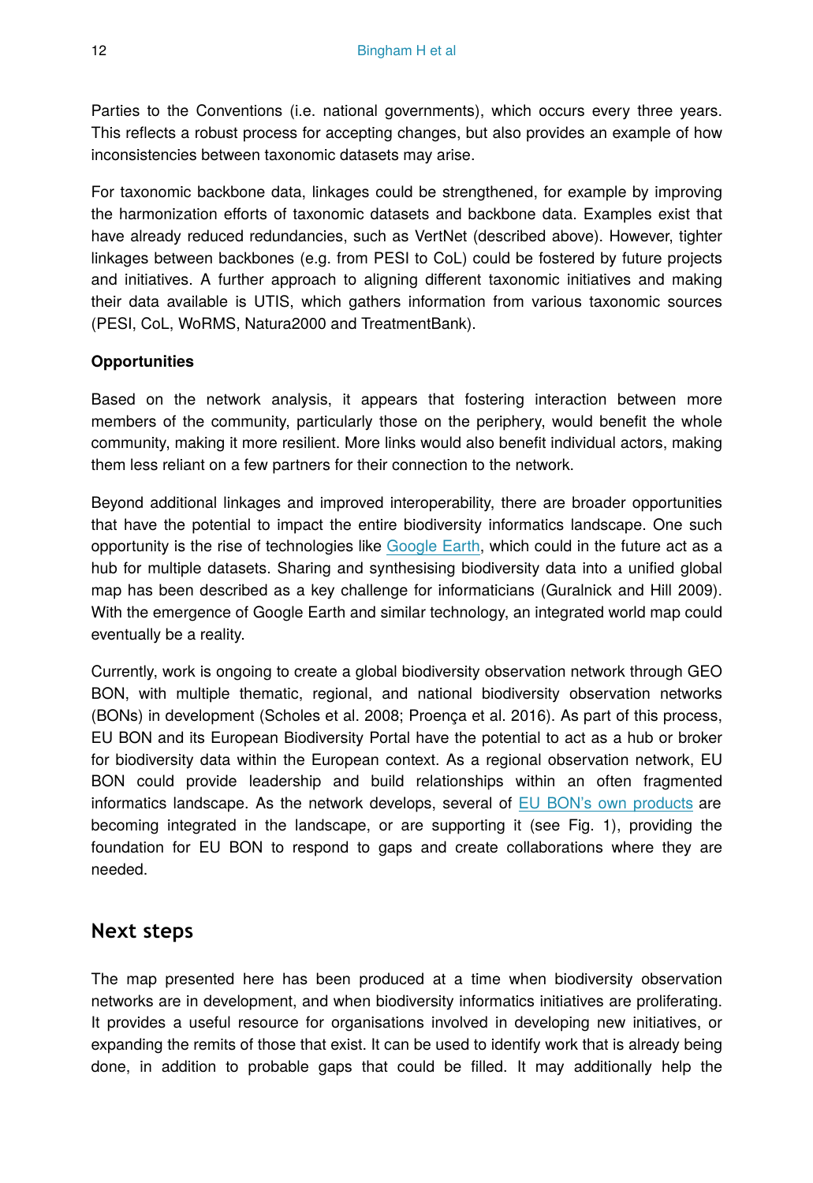Parties to the Conventions (i.e. national governments), which occurs every three years. This reflects a robust process for accepting changes, but also provides an example of how inconsistencies between taxonomic datasets may arise.

For taxonomic backbone data, linkages could be strengthened, for example by improving the harmonization efforts of taxonomic datasets and backbone data. Examples exist that have already reduced redundancies, such as VertNet (described above). However, tighter linkages between backbones (e.g. from PESI to CoL) could be fostered by future projects and initiatives. A further approach to aligning different taxonomic initiatives and making their data available is UTIS, which gathers information from various taxonomic sources (PESI, CoL, WoRMS, Natura2000 and TreatmentBank).

**Opportunities**

Based on the network analysis, it appears that fostering interaction between more members of the community, particularly those on the periphery, would benefit the whole community, making it more resilient. More links would also benefit individual actors, making them less reliant on a few partners for their connection to the network.

Beyond additional linkages and improved interoperability, there are broader opportunities that have the potential to impact the entire biodiversity informatics landscape. One such opportunity is the rise of technologies like Google Earth, which could in the future act as a hub for multiple datasets. Sharing and synthesising biodiversity data into a unified global map has been described as a key challenge for informaticians (Guralnick and Hill 2009). With the emergence of Google Earth and similar technology, an integrated world map could eventually be a reality.

Currently, work is ongoing to create a global biodiversity observation network through GEO BON, with multiple thematic, regional, and national biodiversity observation networks (BONs) in development (Scholes et al. 2008; Proença et al. 2016). As part of this process, EU BON and its European Biodiversity Portal have the potential to act as a hub or broker for biodiversity data within the European context. As a regional observation network, EU BON could provide leadership and build relationships within an often fragmented informatics landscape. As the network develops, several of EU BON's own products are becoming integrated in the landscape, or are supporting it (see Fig. 1), providing the foundation for EU BON to respond to gaps and create collaborations where they are needed.

## Next steps

The map presented here has been produced at a time when biodiversity observation networks are in development, and when biodiversity informatics initiatives are proliferating. It provides a useful resource for organisations involved in developing new initiatives, or expanding the remits of those that exist. It can be used to identify work that is already being done, in addition to probable gaps that could be filled. It may additionally help the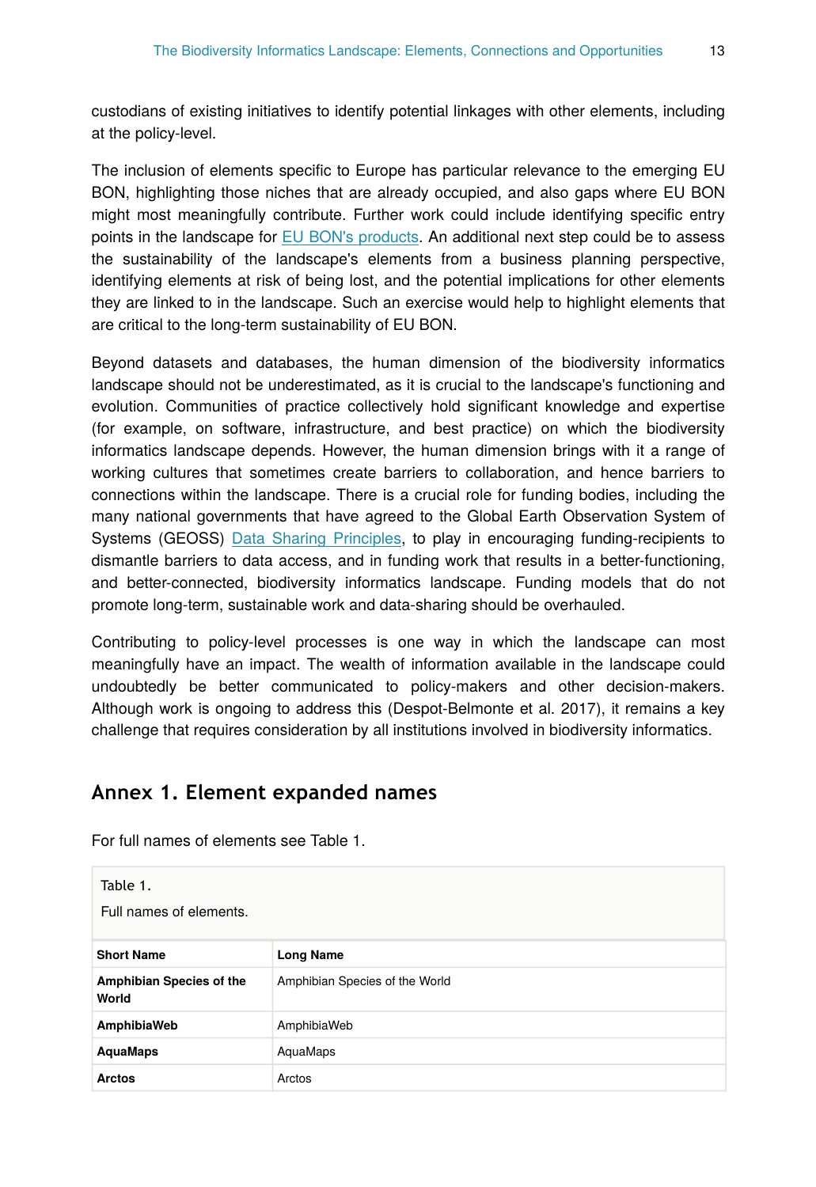custodians of existing initiatives to identify potential linkages with other elements, including at the policy-level.

The inclusion of elements specific to Europe has particular relevance to the emerging EU BON, highlighting those niches that are already occupied, and also gaps where EU BON might most meaningfully contribute. Further work could include identifying specific entry points in the landscape for EU BON's products. An additional next step could be to assess the sustainability of the landscape's elements from a business planning perspective, identifying elements at risk of being lost, and the potential implications for other elements they are linked to in the landscape. Such an exercise would help to highlight elements that are critical to the long-term sustainability of EU BON.

Beyond datasets and databases, the human dimension of the biodiversity informatics landscape should not be underestimated, as it is crucial to the landscape's functioning and evolution. Communities of practice collectively hold significant knowledge and expertise (for example, on software, infrastructure, and best practice) on which the biodiversity informatics landscape depends. However, the human dimension brings with it a range of working cultures that sometimes create barriers to collaboration, and hence barriers to connections within the landscape. There is a crucial role for funding bodies, including the many national governments that have agreed to the Global Earth Observation System of Systems (GEOSS) Data Sharing Principles, to play in encouraging funding-recipients to dismantle barriers to data access, and in funding work that results in a better-functioning, and better-connected, biodiversity informatics landscape. Funding models that do not promote long-term, sustainable work and data-sharing should be overhauled.

Contributing to policy-level processes is one way in which the landscape can most meaningfully have an impact. The wealth of information available in the landscape could undoubtedly be better communicated to policy-makers and other decision-makers. Although work is ongoing to address this (Despot-Belmonte et al. 2017), it remains a key challenge that requires consideration by all institutions involved in biodiversity informatics.

## Annex 1. Element expanded names

For full names of elements see Table 1.

Table 1.

Full names of elements.

| Short Name | Long Name |
|---|---|
| **Amphibian Species of the World** | Amphibian Species of the World |
| **AmphibiaWeb** | AmphibiaWeb |
| **AquaMaps** | AquaMaps |
| **Arctos** | Arctos |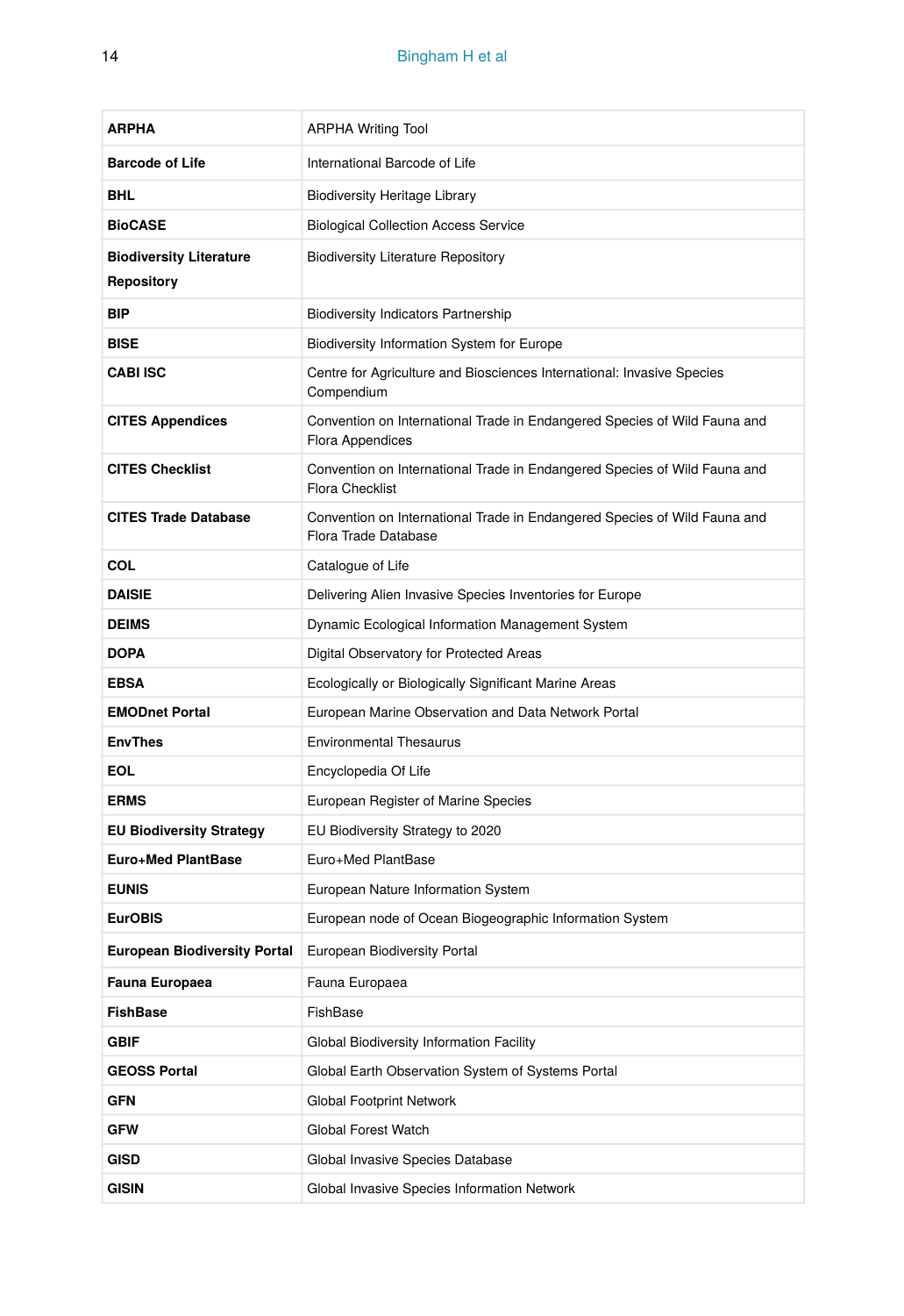| | |
|---|---|
| **ARPHA** | ARPHA Writing Tool |
| **Barcode of Life** | International Barcode of Life |
| **BHL** | Biodiversity Heritage Library |
| **BioCASE** | Biological Collection Access Service |
| **Biodiversity Literature Repository** | Biodiversity Literature Repository |
| **BIP** | Biodiversity Indicators Partnership |
| **BISE** | Biodiversity Information System for Europe |
| **CABI ISC** | Centre for Agriculture and Biosciences International: Invasive Species Compendium |
| **CITES Appendices** | Convention on International Trade in Endangered Species of Wild Fauna and Flora Appendices |
| **CITES Checklist** | Convention on International Trade in Endangered Species of Wild Fauna and Flora Checklist |
| **CITES Trade Database** | Convention on International Trade in Endangered Species of Wild Fauna and Flora Trade Database |
| **COL** | Catalogue of Life |
| **DAISIE** | Delivering Alien Invasive Species Inventories for Europe |
| **DEIMS** | Dynamic Ecological Information Management System |
| **DOPA** | Digital Observatory for Protected Areas |
| **EBSA** | Ecologically or Biologically Significant Marine Areas |
| **EMODnet Portal** | European Marine Observation and Data Network Portal |
| **EnvThes** | Environmental Thesaurus |
| **EOL** | Encyclopedia Of Life |
| **ERMS** | European Register of Marine Species |
| **EU Biodiversity Strategy** | EU Biodiversity Strategy to 2020 |
| **Euro+Med PlantBase** | Euro+Med PlantBase |
| **EUNIS** | European Nature Information System |
| **EurOBIS** | European node of Ocean Biogeographic Information System |
| **European Biodiversity Portal** | European Biodiversity Portal |
| **Fauna Europaea** | Fauna Europaea |
| **FishBase** | FishBase |
| **GBIF** | Global Biodiversity Information Facility |
| **GEOSS Portal** | Global Earth Observation System of Systems Portal |
| **GFN** | Global Footprint Network |
| **GFW** | Global Forest Watch |
| **GISD** | Global Invasive Species Database |
| **GISIN** | Global Invasive Species Information Network |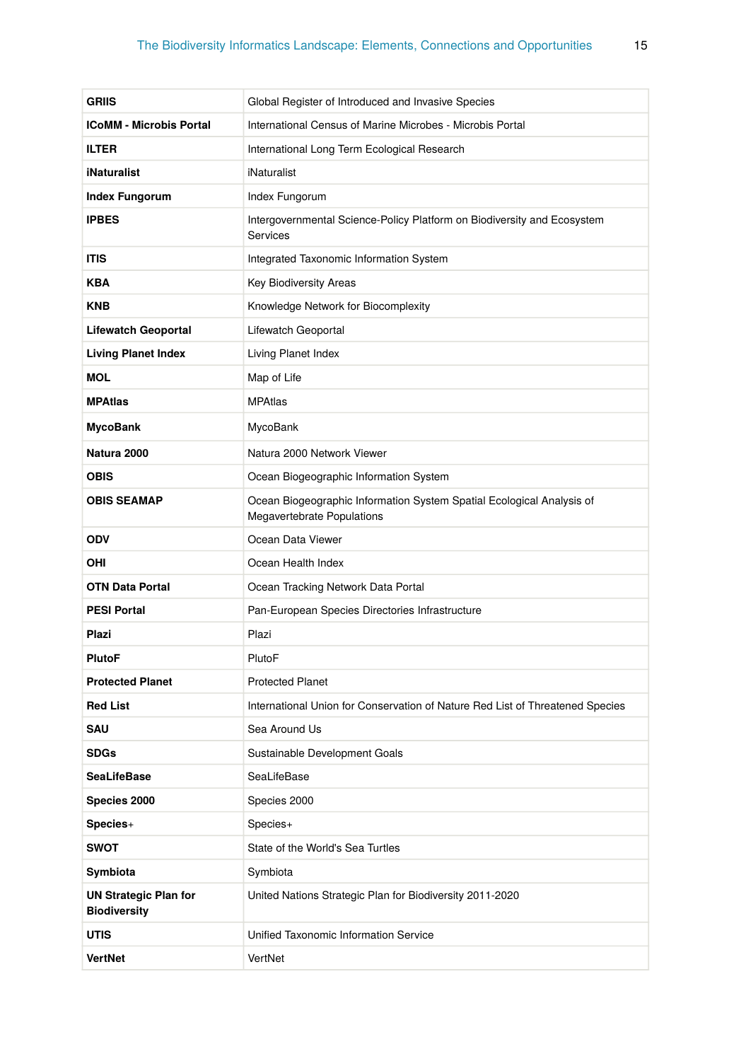| **GRIIS** | Global Register of Introduced and Invasive Species |
|---|---|
| **ICoMM - Microbis Portal** | International Census of Marine Microbes - Microbis Portal |
| **ILTER** | International Long Term Ecological Research |
| **iNaturalist** | iNaturalist |
| **Index Fungorum** | Index Fungorum |
| **IPBES** | Intergovernmental Science-Policy Platform on Biodiversity and Ecosystem Services |
| **ITIS** | Integrated Taxonomic Information System |
| **KBA** | Key Biodiversity Areas |
| **KNB** | Knowledge Network for Biocomplexity |
| **Lifewatch Geoportal** | Lifewatch Geoportal |
| **Living Planet Index** | Living Planet Index |
| **MOL** | Map of Life |
| **MPAtlas** | MPAtlas |
| **MycoBank** | MycoBank |
| **Natura 2000** | Natura 2000 Network Viewer |
| **OBIS** | Ocean Biogeographic Information System |
| **OBIS SEAMAP** | Ocean Biogeographic Information System Spatial Ecological Analysis of Megavertebrate Populations |
| **ODV** | Ocean Data Viewer |
| **OHI** | Ocean Health Index |
| **OTN Data Portal** | Ocean Tracking Network Data Portal |
| **PESI Portal** | Pan-European Species Directories Infrastructure |
| **Plazi** | Plazi |
| **PlutoF** | PlutoF |
| **Protected Planet** | Protected Planet |
| **Red List** | International Union for Conservation of Nature Red List of Threatened Species |
| **SAU** | Sea Around Us |
| **SDGs** | Sustainable Development Goals |
| **SeaLifeBase** | SeaLifeBase |
| **Species 2000** | Species 2000 |
| **Species+** | Species+ |
| **SWOT** | State of the World's Sea Turtles |
| **Symbiota** | Symbiota |
| **UN Strategic Plan for Biodiversity** | United Nations Strategic Plan for Biodiversity 2011-2020 |
| **UTIS** | Unified Taxonomic Information Service |
| **VertNet** | VertNet |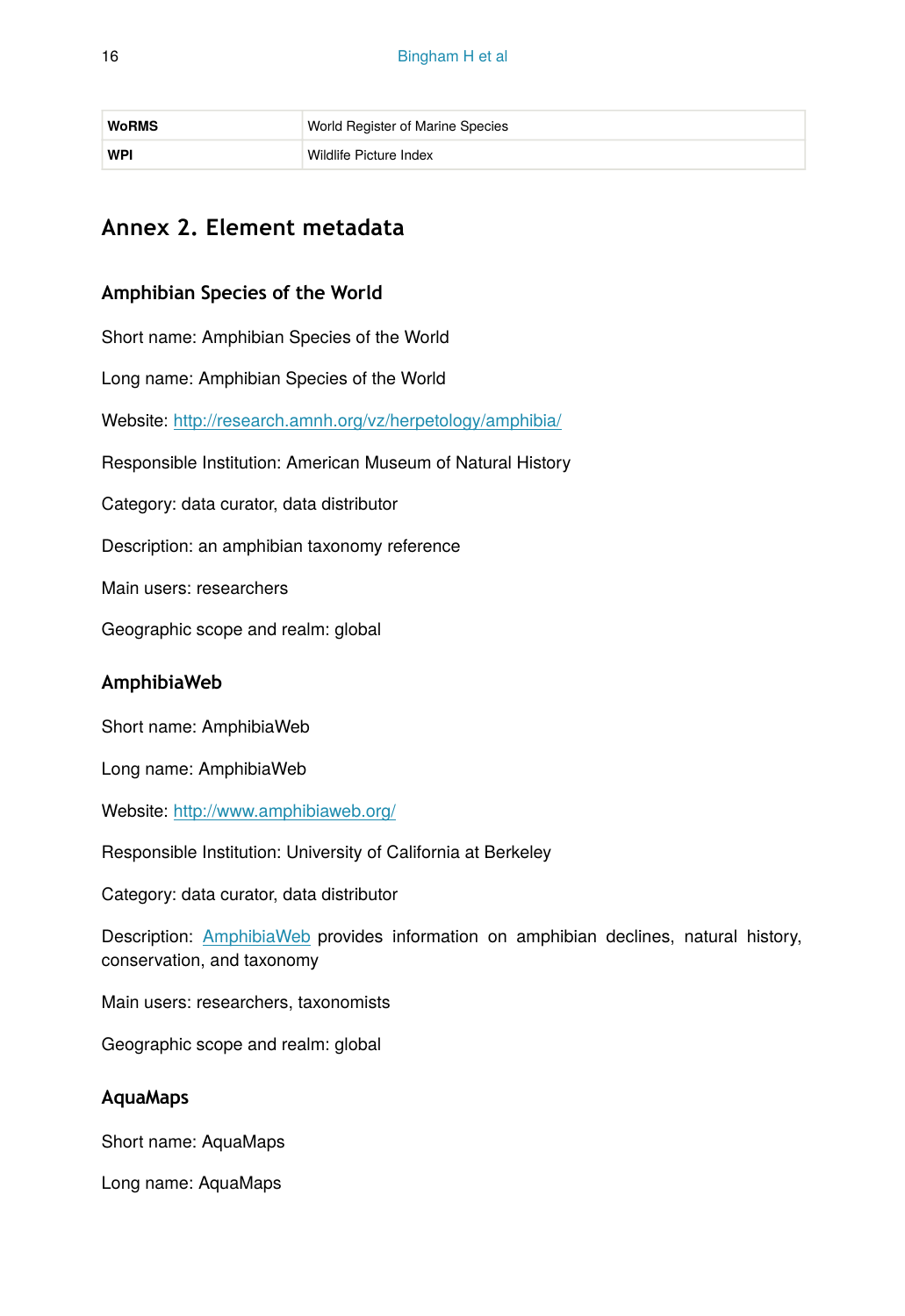| WoRMS | World Register of Marine Species |
|---|---|
| WPI | Wildlife Picture Index |

## Annex 2. Element metadata

### Amphibian Species of the World

Short name: Amphibian Species of the World

Long name: Amphibian Species of the World

Website: http://research.amnh.org/vz/herpetology/amphibia/

Responsible Institution: American Museum of Natural History

Category: data curator, data distributor

Description: an amphibian taxonomy reference

Main users: researchers

Geographic scope and realm: global

### AmphibiaWeb

Short name: AmphibiaWeb

Long name: AmphibiaWeb

Website: http://www.amphibiaweb.org/

Responsible Institution: University of California at Berkeley

Category: data curator, data distributor

Description: AmphibiaWeb provides information on amphibian declines, natural history, conservation, and taxonomy

Main users: researchers, taxonomists

Geographic scope and realm: global

### AquaMaps

Short name: AquaMaps

Long name: AquaMaps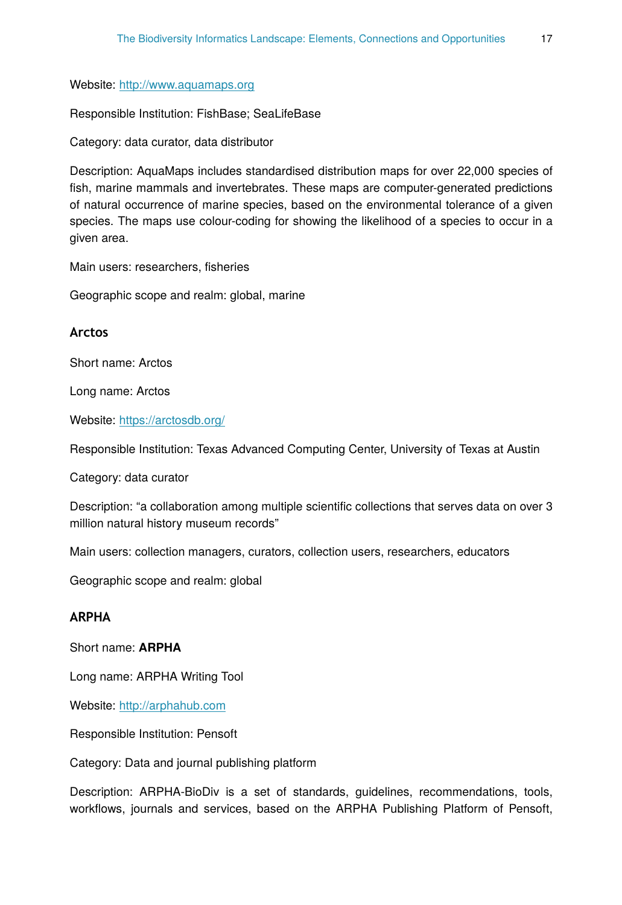Website: http://www.aquamaps.org

Responsible Institution: FishBase; SeaLifeBase

Category: data curator, data distributor

Description: AquaMaps includes standardised distribution maps for over 22,000 species of fish, marine mammals and invertebrates. These maps are computer-generated predictions of natural occurrence of marine species, based on the environmental tolerance of a given species. The maps use colour-coding for showing the likelihood of a species to occur in a given area.

Main users: researchers, fisheries

Geographic scope and realm: global, marine

### Arctos

Short name: Arctos

Long name: Arctos

Website: https://arctosdb.org/

Responsible Institution: Texas Advanced Computing Center, University of Texas at Austin

Category: data curator

Description: "a collaboration among multiple scientific collections that serves data on over 3 million natural history museum records"

Main users: collection managers, curators, collection users, researchers, educators

Geographic scope and realm: global

### ARPHA

Short name: **ARPHA**

Long name: ARPHA Writing Tool

Website: http://arphahub.com

Responsible Institution: Pensoft

Category: Data and journal publishing platform

Description: ARPHA-BioDiv is a set of standards, guidelines, recommendations, tools, workflows, journals and services, based on the ARPHA Publishing Platform of Pensoft,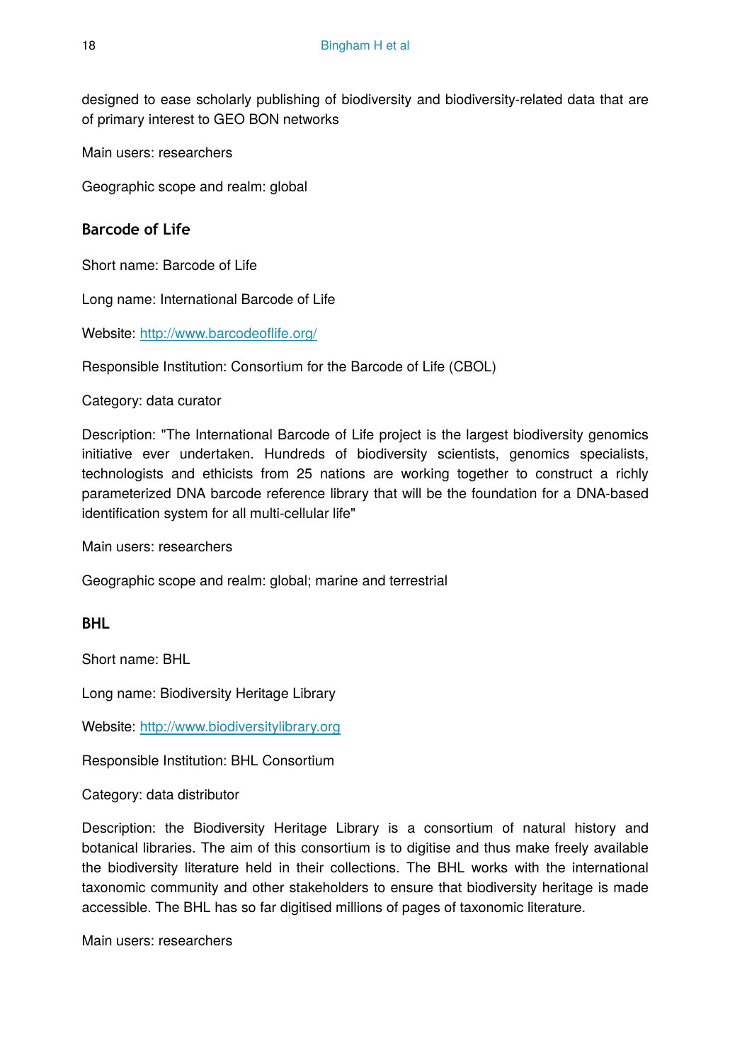designed to ease scholarly publishing of biodiversity and biodiversity-related data that are of primary interest to GEO BON networks

Main users: researchers

Geographic scope and realm: global

### Barcode of Life

Short name: Barcode of Life

Long name: International Barcode of Life

Website: [http://www.barcodeoflife.org/](http://www.barcodeoflife.org/)

Responsible Institution: Consortium for the Barcode of Life (CBOL)

Category: data curator

Description: "The International Barcode of Life project is the largest biodiversity genomics initiative ever undertaken. Hundreds of biodiversity scientists, genomics specialists, technologists and ethicists from 25 nations are working together to construct a richly parameterized DNA barcode reference library that will be the foundation for a DNA-based identification system for all multi-cellular life"

Main users: researchers

Geographic scope and realm: global; marine and terrestrial

### BHL

Short name: BHL

Long name: Biodiversity Heritage Library

Website: [http://www.biodiversitylibrary.org](http://www.biodiversitylibrary.org)

Responsible Institution: BHL Consortium

Category: data distributor

Description: the Biodiversity Heritage Library is a consortium of natural history and botanical libraries. The aim of this consortium is to digitise and thus make freely available the biodiversity literature held in their collections. The BHL works with the international taxonomic community and other stakeholders to ensure that biodiversity heritage is made accessible. The BHL has so far digitised millions of pages of taxonomic literature.

Main users: researchers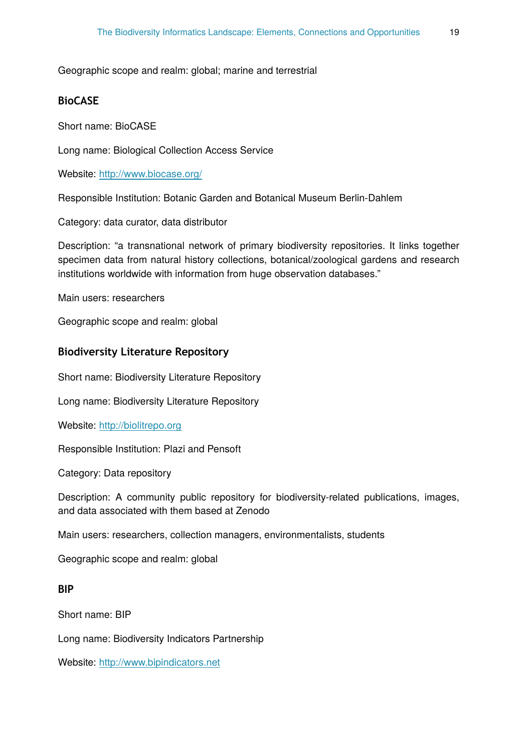Geographic scope and realm: global; marine and terrestrial

### BioCASE

Short name: BioCASE

Long name: Biological Collection Access Service

Website: [http://www.biocase.org/](http://www.biocase.org/)

Responsible Institution: Botanic Garden and Botanical Museum Berlin-Dahlem

Category: data curator, data distributor

Description: “a transnational network of primary biodiversity repositories. It links together specimen data from natural history collections, botanical/zoological gardens and research institutions worldwide with information from huge observation databases.”

Main users: researchers

Geographic scope and realm: global

### Biodiversity Literature Repository

Short name: Biodiversity Literature Repository

Long name: Biodiversity Literature Repository

Website: [http://biolitrepo.org](http://biolitrepo.org)

Responsible Institution: Plazi and Pensoft

Category: Data repository

Description: A community public repository for biodiversity-related publications, images, and data associated with them based at Zenodo

Main users: researchers, collection managers, environmentalists, students

Geographic scope and realm: global

### BIP

Short name: BIP

Long name: Biodiversity Indicators Partnership

Website: [http://www.bipindicators.net](http://www.bipindicators.net)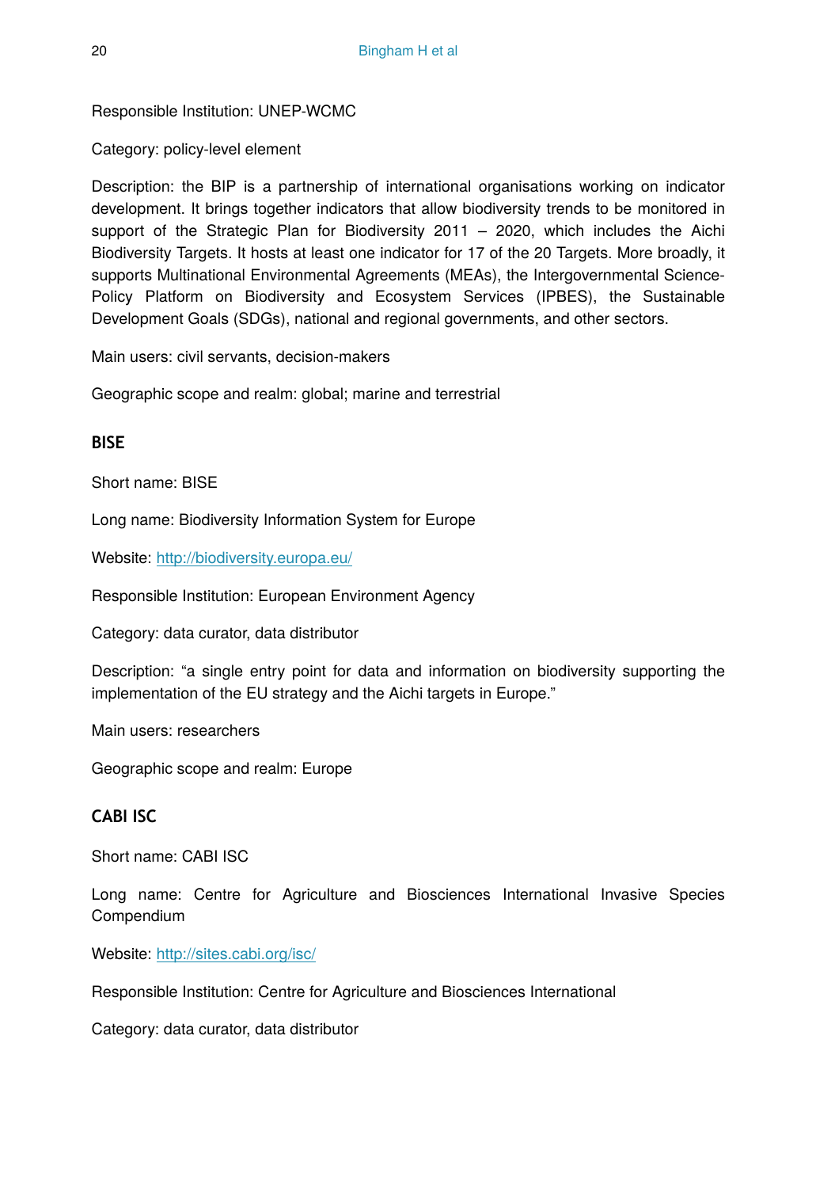Responsible Institution: UNEP-WCMC

Category: policy-level element

Description: the BIP is a partnership of international organisations working on indicator development. It brings together indicators that allow biodiversity trends to be monitored in support of the Strategic Plan for Biodiversity 2011 – 2020, which includes the Aichi Biodiversity Targets. It hosts at least one indicator for 17 of the 20 Targets. More broadly, it supports Multinational Environmental Agreements (MEAs), the Intergovernmental Science-Policy Platform on Biodiversity and Ecosystem Services (IPBES), the Sustainable Development Goals (SDGs), national and regional governments, and other sectors.

Main users: civil servants, decision-makers

Geographic scope and realm: global; marine and terrestrial

### BISE

Short name: BISE

Long name: Biodiversity Information System for Europe

Website: [http://biodiversity.europa.eu/](http://biodiversity.europa.eu/)

Responsible Institution: European Environment Agency

Category: data curator, data distributor

Description: "a single entry point for data and information on biodiversity supporting the implementation of the EU strategy and the Aichi targets in Europe."

Main users: researchers

Geographic scope and realm: Europe

### CABI ISC

Short name: CABI ISC

Long name: Centre for Agriculture and Biosciences International Invasive Species Compendium

Website: [http://sites.cabi.org/isc/](http://sites.cabi.org/isc/)

Responsible Institution: Centre for Agriculture and Biosciences International

Category: data curator, data distributor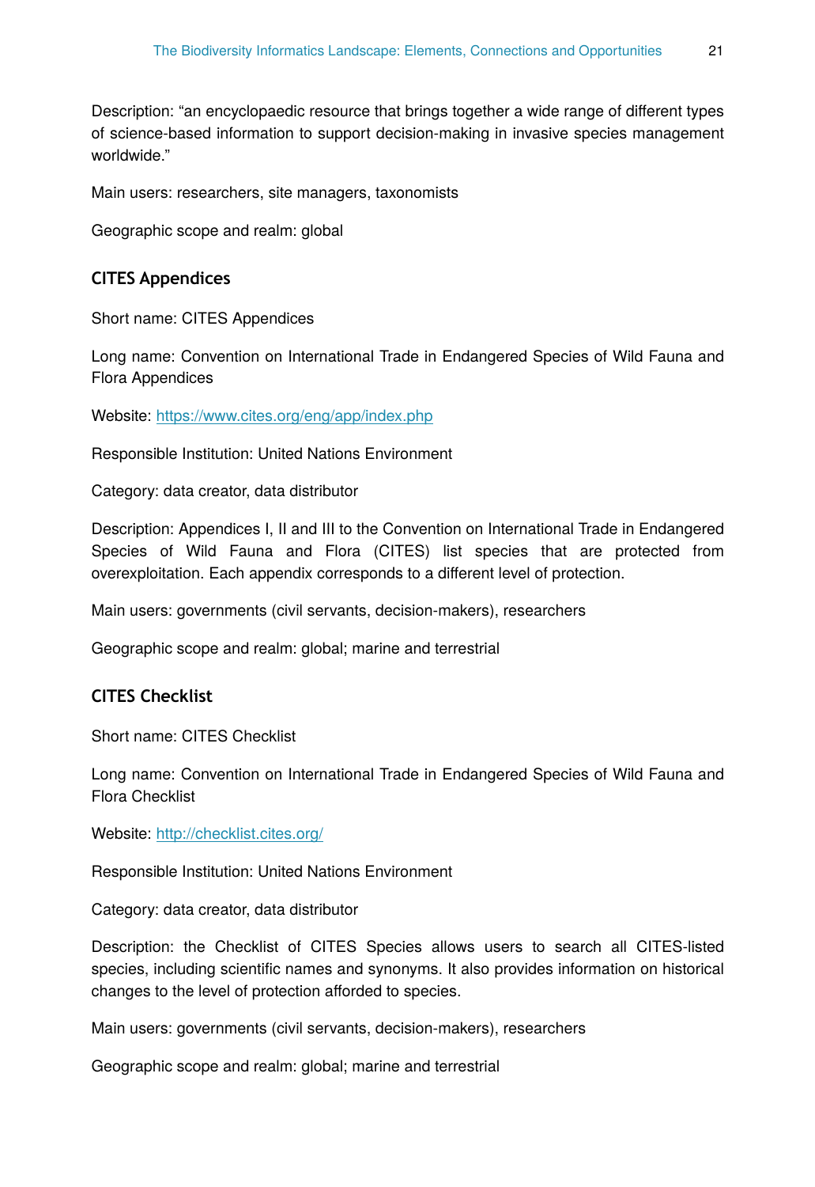Description: "an encyclopaedic resource that brings together a wide range of different types of science-based information to support decision-making in invasive species management worldwide."

Main users: researchers, site managers, taxonomists

Geographic scope and realm: global

### CITES Appendices

Short name: CITES Appendices

Long name: Convention on International Trade in Endangered Species of Wild Fauna and Flora Appendices

Website: [https://www.cites.org/eng/app/index.php](https://www.cites.org/eng/app/index.php)

Responsible Institution: United Nations Environment

Category: data creator, data distributor

Description: Appendices I, II and III to the Convention on International Trade in Endangered Species of Wild Fauna and Flora (CITES) list species that are protected from overexploitation. Each appendix corresponds to a different level of protection.

Main users: governments (civil servants, decision-makers), researchers

Geographic scope and realm: global; marine and terrestrial

### CITES Checklist

Short name: CITES Checklist

Long name: Convention on International Trade in Endangered Species of Wild Fauna and Flora Checklist

Website: [http://checklist.cites.org/](http://checklist.cites.org/)

Responsible Institution: United Nations Environment

Category: data creator, data distributor

Description: the Checklist of CITES Species allows users to search all CITES-listed species, including scientific names and synonyms. It also provides information on historical changes to the level of protection afforded to species.

Main users: governments (civil servants, decision-makers), researchers

Geographic scope and realm: global; marine and terrestrial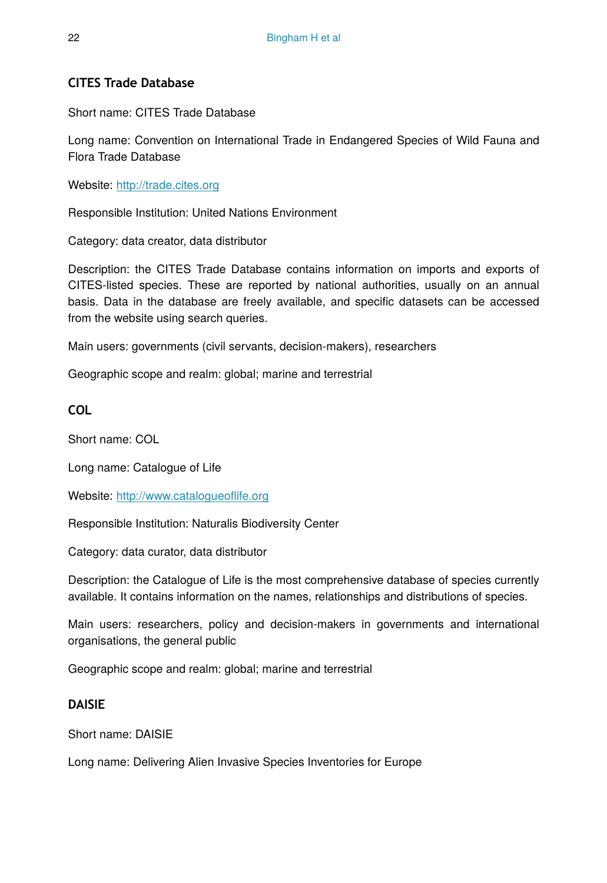### CITES Trade Database

Short name: CITES Trade Database

Long name: Convention on International Trade in Endangered Species of Wild Fauna and Flora Trade Database

Website: [http://trade.cites.org](http://trade.cites.org)

Responsible Institution: United Nations Environment

Category: data creator, data distributor

Description: the CITES Trade Database contains information on imports and exports of CITES-listed species. These are reported by national authorities, usually on an annual basis. Data in the database are freely available, and specific datasets can be accessed from the website using search queries.

Main users: governments (civil servants, decision-makers), researchers

Geographic scope and realm: global; marine and terrestrial

### COL

Short name: COL

Long name: Catalogue of Life

Website: [http://www.catalogueoflife.org](http://www.catalogueoflife.org)

Responsible Institution: Naturalis Biodiversity Center

Category: data curator, data distributor

Description: the Catalogue of Life is the most comprehensive database of species currently available. It contains information on the names, relationships and distributions of species.

Main users: researchers, policy and decision-makers in governments and international organisations, the general public

Geographic scope and realm: global; marine and terrestrial

### DAISIE

Short name: DAISIE

Long name: Delivering Alien Invasive Species Inventories for Europe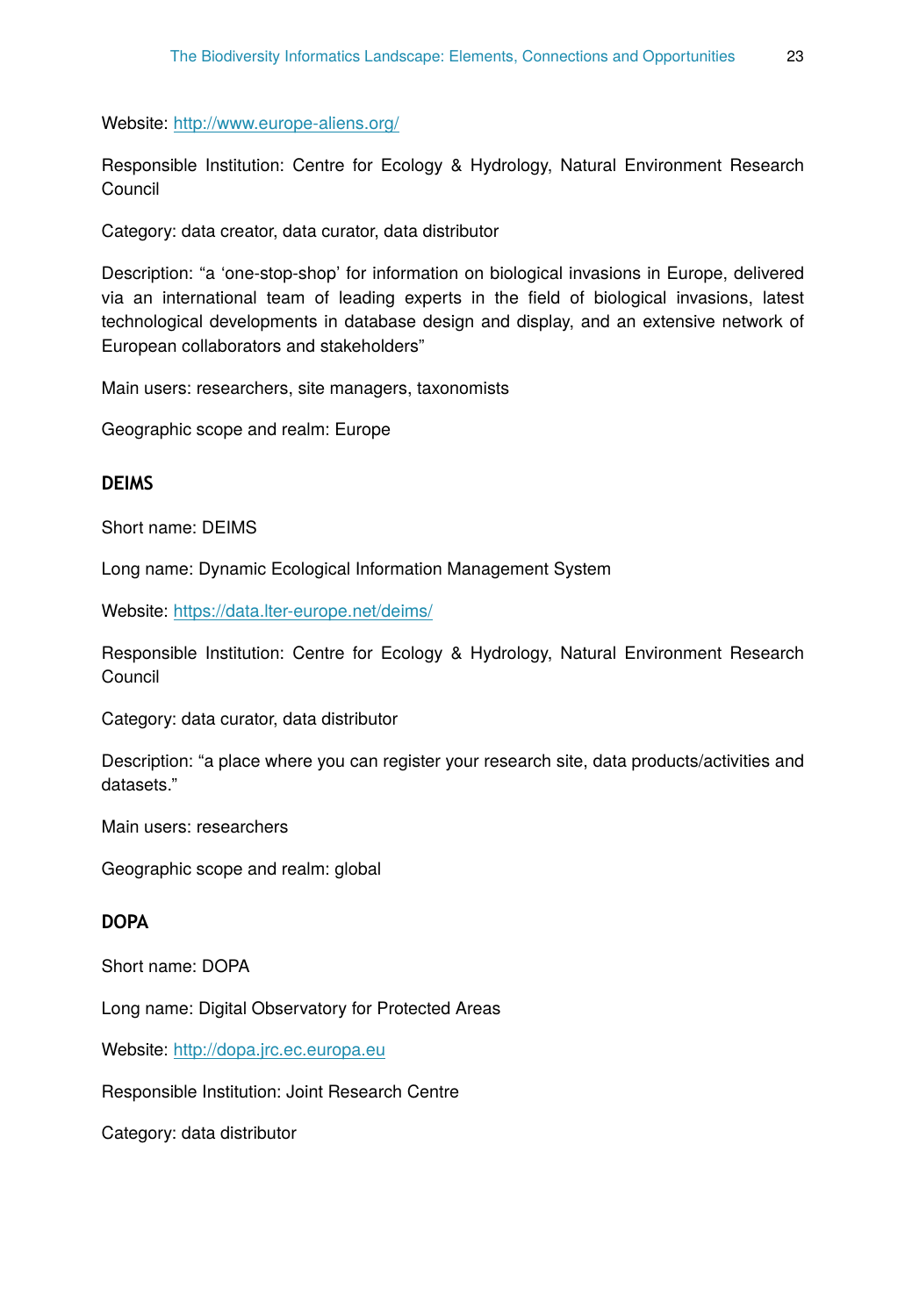Website: http://www.europe-aliens.org/

Responsible Institution: Centre for Ecology & Hydrology, Natural Environment Research Council

Category: data creator, data curator, data distributor

Description: "a 'one-stop-shop' for information on biological invasions in Europe, delivered via an international team of leading experts in the field of biological invasions, latest technological developments in database design and display, and an extensive network of European collaborators and stakeholders"

Main users: researchers, site managers, taxonomists

Geographic scope and realm: Europe

### DEIMS

Short name: DEIMS

Long name: Dynamic Ecological Information Management System

Website: https://data.lter-europe.net/deims/

Responsible Institution: Centre for Ecology & Hydrology, Natural Environment Research Council

Category: data curator, data distributor

Description: "a place where you can register your research site, data products/activities and datasets."

Main users: researchers

Geographic scope and realm: global

### DOPA

Short name: DOPA

Long name: Digital Observatory for Protected Areas

Website: http://dopa.jrc.ec.europa.eu

Responsible Institution: Joint Research Centre

Category: data distributor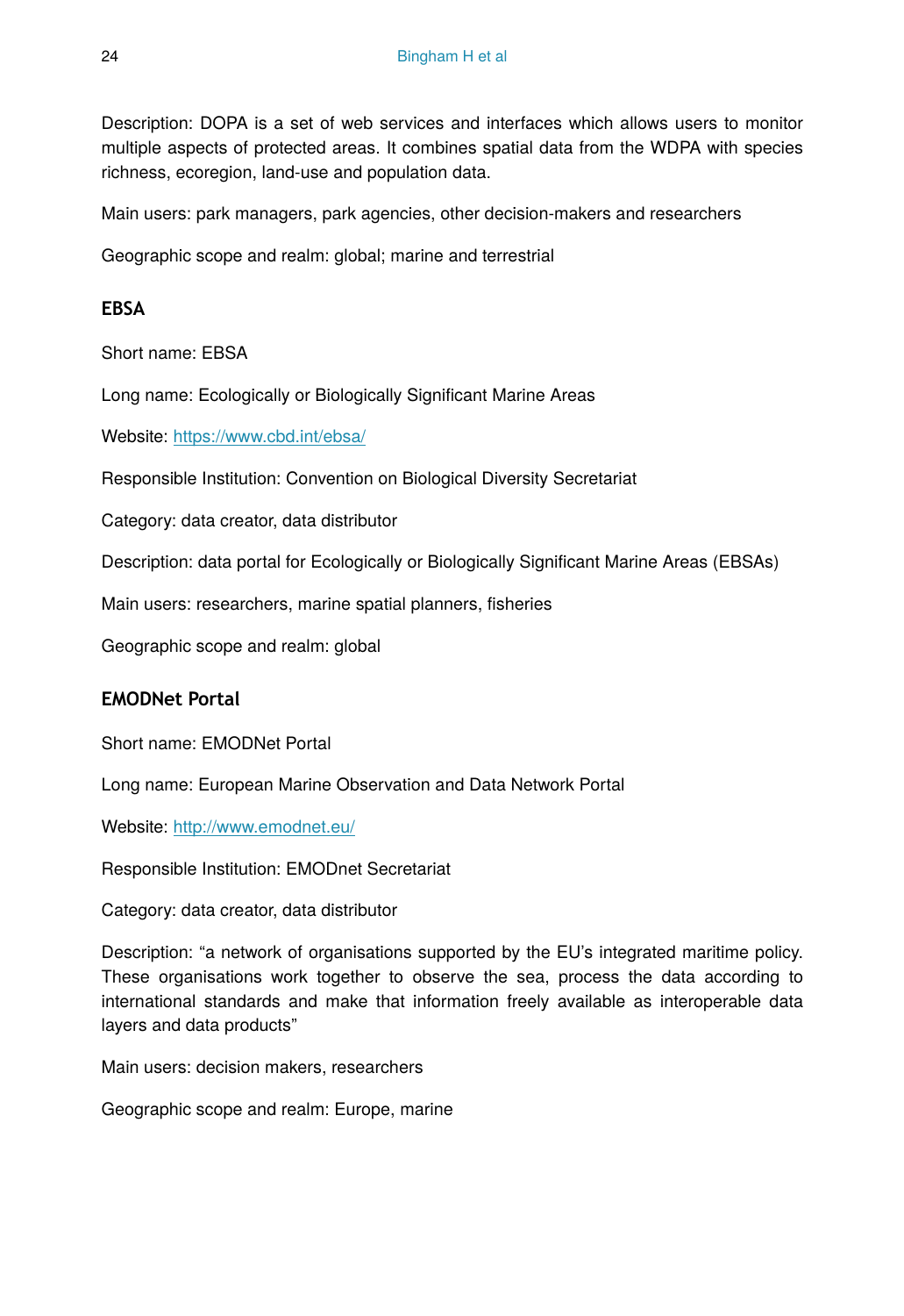Description: DOPA is a set of web services and interfaces which allows users to monitor multiple aspects of protected areas. It combines spatial data from the WDPA with species richness, ecoregion, land-use and population data.

Main users: park managers, park agencies, other decision-makers and researchers

Geographic scope and realm: global; marine and terrestrial

### EBSA

Short name: EBSA

Long name: Ecologically or Biologically Significant Marine Areas

Website: [https://www.cbd.int/ebsa/](https://www.cbd.int/ebsa/)

Responsible Institution: Convention on Biological Diversity Secretariat

Category: data creator, data distributor

Description: data portal for Ecologically or Biologically Significant Marine Areas (EBSAs)

Main users: researchers, marine spatial planners, fisheries

Geographic scope and realm: global

### EMODNet Portal

Short name: EMODNet Portal

Long name: European Marine Observation and Data Network Portal

Website: [http://www.emodnet.eu/](http://www.emodnet.eu/)

Responsible Institution: EMODnet Secretariat

Category: data creator, data distributor

Description: "a network of organisations supported by the EU's integrated maritime policy. These organisations work together to observe the sea, process the data according to international standards and make that information freely available as interoperable data layers and data products"

Main users: decision makers, researchers

Geographic scope and realm: Europe, marine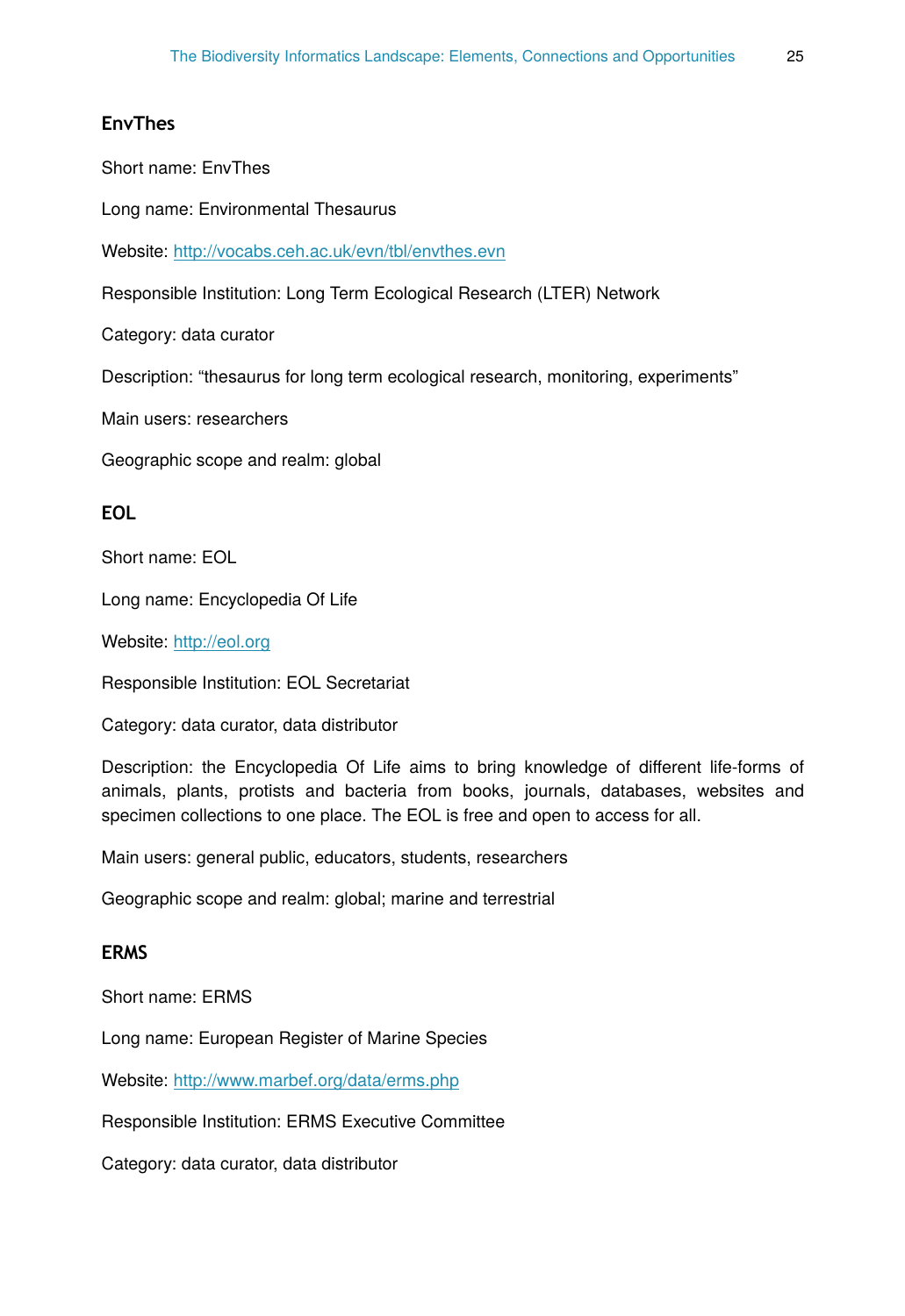### EnvThes

Short name: EnvThes

Long name: Environmental Thesaurus

Website: http://vocabs.ceh.ac.uk/evn/tbl/envthes.evn

Responsible Institution: Long Term Ecological Research (LTER) Network

Category: data curator

Description: “thesaurus for long term ecological research, monitoring, experiments”

Main users: researchers

Geographic scope and realm: global

### EOL

Short name: EOL

Long name: Encyclopedia Of Life

Website: http://eol.org

Responsible Institution: EOL Secretariat

Category: data curator, data distributor

Description: the Encyclopedia Of Life aims to bring knowledge of different life-forms of animals, plants, protists and bacteria from books, journals, databases, websites and specimen collections to one place. The EOL is free and open to access for all.

Main users: general public, educators, students, researchers

Geographic scope and realm: global; marine and terrestrial

### ERMS

Short name: ERMS

Long name: European Register of Marine Species

Website: http://www.marbef.org/data/erms.php

Responsible Institution: ERMS Executive Committee

Category: data curator, data distributor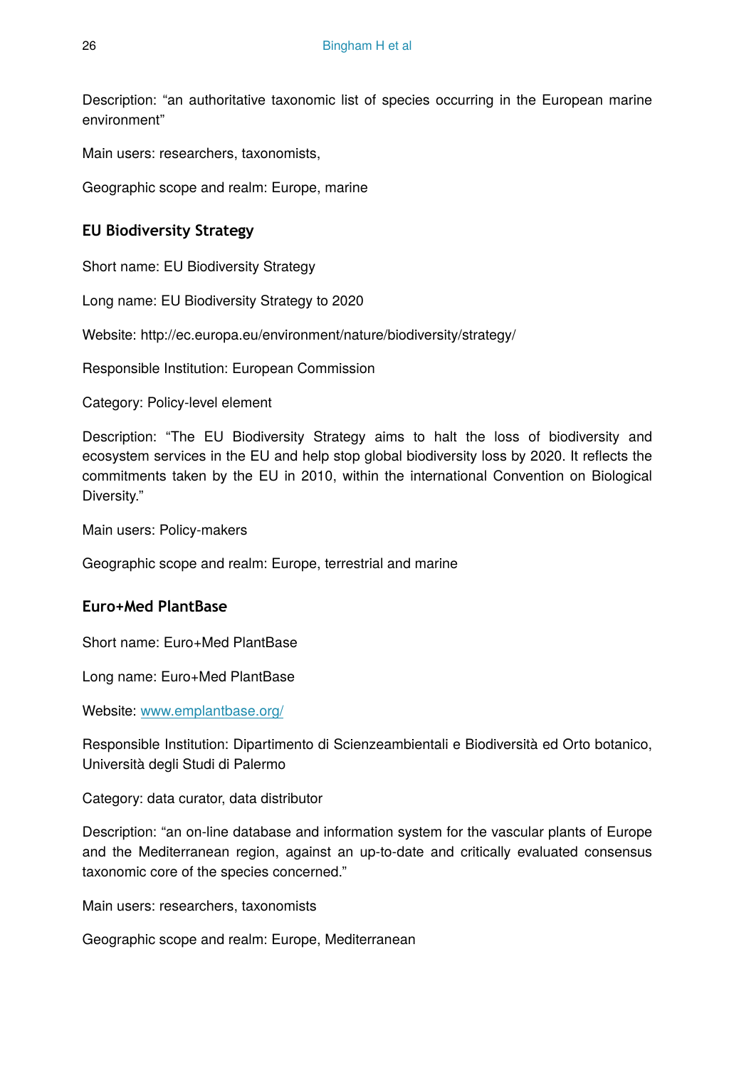Description: “an authoritative taxonomic list of species occurring in the European marine environment”

Main users: researchers, taxonomists,

Geographic scope and realm: Europe, marine

### EU Biodiversity Strategy

Short name: EU Biodiversity Strategy

Long name: EU Biodiversity Strategy to 2020

Website: http://ec.europa.eu/environment/nature/biodiversity/strategy/

Responsible Institution: European Commission

Category: Policy-level element

Description: “The EU Biodiversity Strategy aims to halt the loss of biodiversity and ecosystem services in the EU and help stop global biodiversity loss by 2020. It reflects the commitments taken by the EU in 2010, within the international Convention on Biological Diversity.”

Main users: Policy-makers

Geographic scope and realm: Europe, terrestrial and marine

### Euro+Med PlantBase

Short name: Euro+Med PlantBase

Long name: Euro+Med PlantBase

Website: [www.emplantbase.org/](www.emplantbase.org/)

Responsible Institution: Dipartimento di Scienzeambientali e Biodiversità ed Orto botanico, Università degli Studi di Palermo

Category: data curator, data distributor

Description: “an on-line database and information system for the vascular plants of Europe and the Mediterranean region, against an up-to-date and critically evaluated consensus taxonomic core of the species concerned.”

Main users: researchers, taxonomists

Geographic scope and realm: Europe, Mediterranean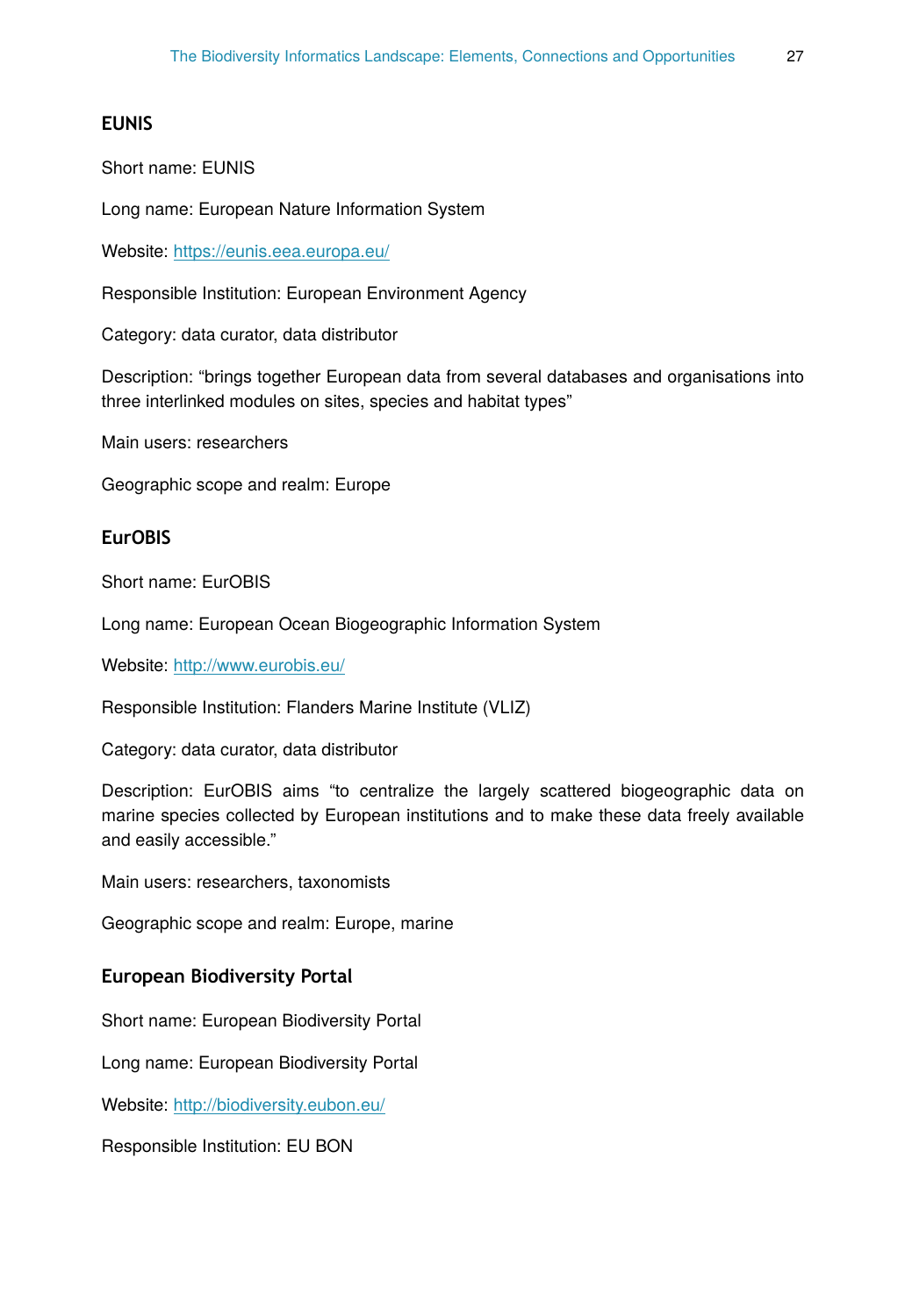### EUNIS

Short name: EUNIS

Long name: European Nature Information System

Website: https://eunis.eea.europa.eu/

Responsible Institution: European Environment Agency

Category: data curator, data distributor

Description: "brings together European data from several databases and organisations into three interlinked modules on sites, species and habitat types"

Main users: researchers

Geographic scope and realm: Europe

### EurOBIS

Short name: EurOBIS

Long name: European Ocean Biogeographic Information System

Website: http://www.eurobis.eu/

Responsible Institution: Flanders Marine Institute (VLIZ)

Category: data curator, data distributor

Description: EurOBIS aims "to centralize the largely scattered biogeographic data on marine species collected by European institutions and to make these data freely available and easily accessible."

Main users: researchers, taxonomists

Geographic scope and realm: Europe, marine

### European Biodiversity Portal

Short name: European Biodiversity Portal

Long name: European Biodiversity Portal

Website: http://biodiversity.eubon.eu/

Responsible Institution: EU BON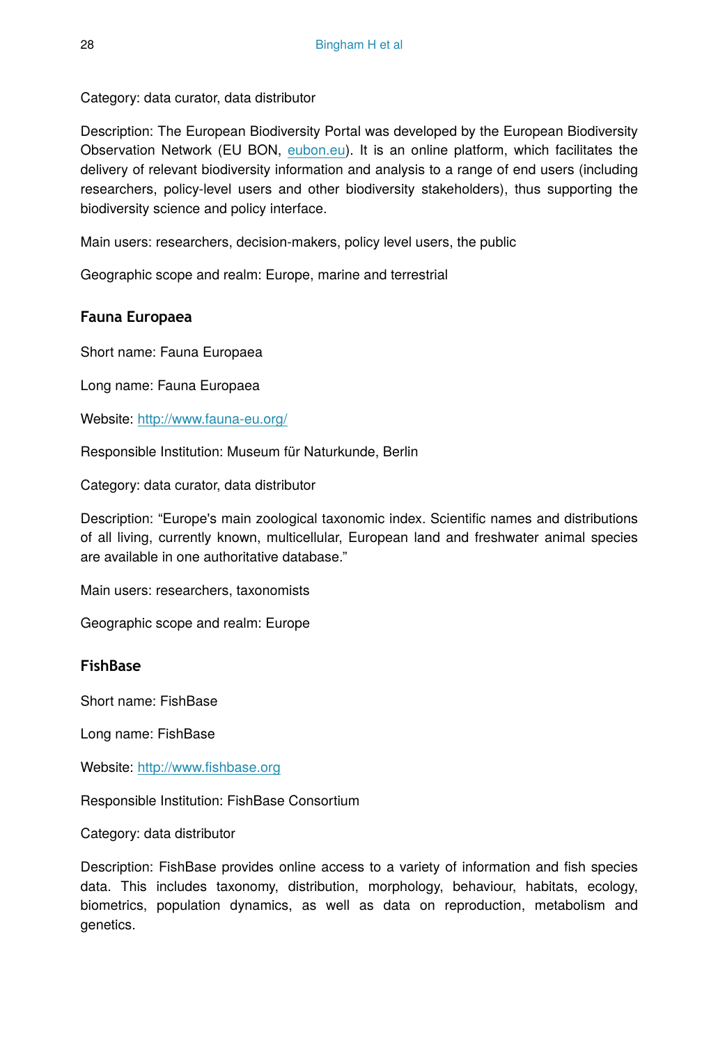Category: data curator, data distributor

Description: The European Biodiversity Portal was developed by the European Biodiversity Observation Network (EU BON, [eubon.eu](eubon.eu)). It is an online platform, which facilitates the delivery of relevant biodiversity information and analysis to a range of end users (including researchers, policy-level users and other biodiversity stakeholders), thus supporting the biodiversity science and policy interface.

Main users: researchers, decision-makers, policy level users, the public

Geographic scope and realm: Europe, marine and terrestrial

### Fauna Europaea

Short name: Fauna Europaea

Long name: Fauna Europaea

Website: [http://www.fauna-eu.org/](http://www.fauna-eu.org/)

Responsible Institution: Museum für Naturkunde, Berlin

Category: data curator, data distributor

Description: "Europe's main zoological taxonomic index. Scientific names and distributions of all living, currently known, multicellular, European land and freshwater animal species are available in one authoritative database."

Main users: researchers, taxonomists

Geographic scope and realm: Europe

### FishBase

Short name: FishBase

Long name: FishBase

Website: [http://www.fishbase.org](http://www.fishbase.org)

Responsible Institution: FishBase Consortium

Category: data distributor

Description: FishBase provides online access to a variety of information and fish species data. This includes taxonomy, distribution, morphology, behaviour, habitats, ecology, biometrics, population dynamics, as well as data on reproduction, metabolism and genetics.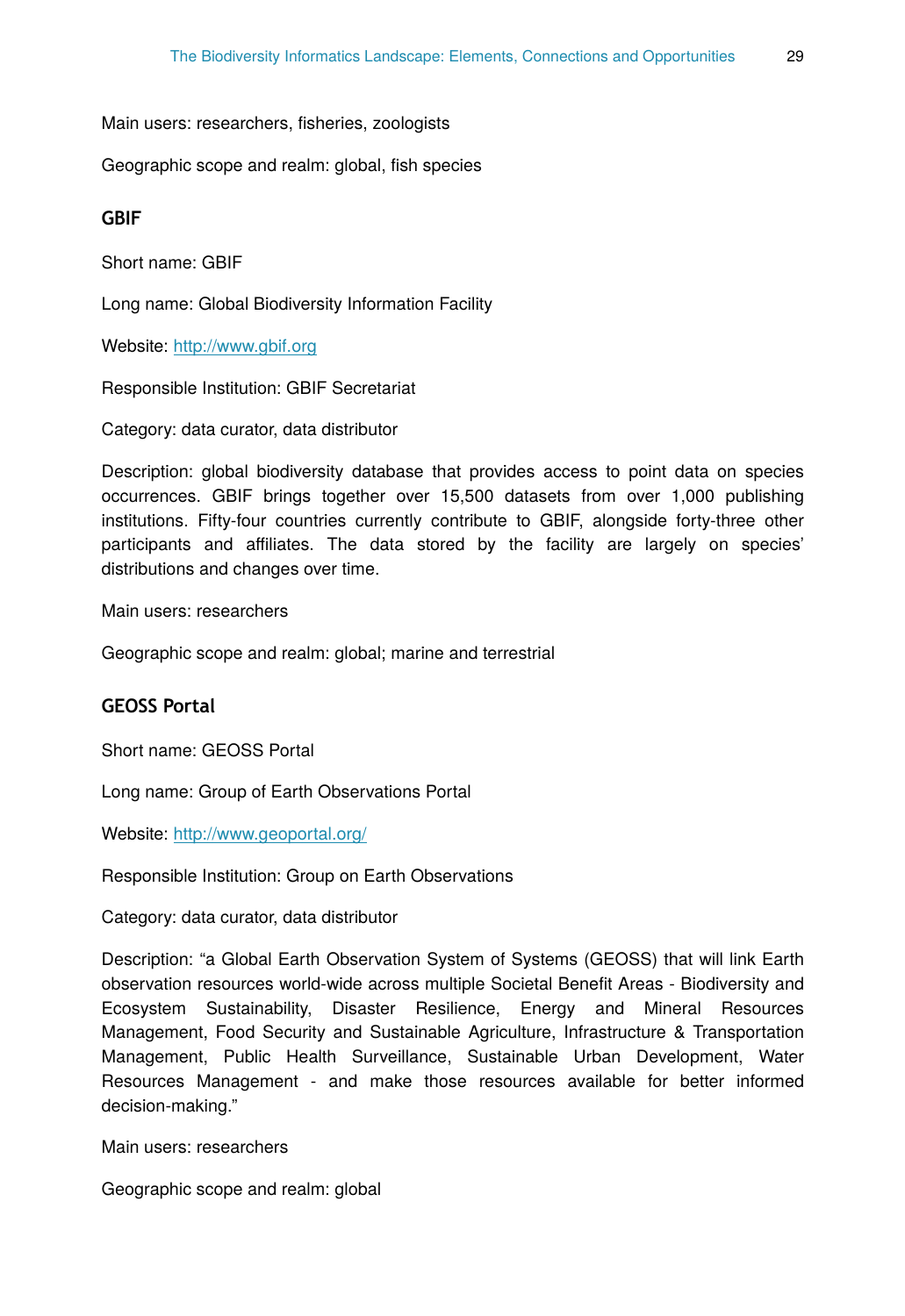Main users: researchers, fisheries, zoologists

Geographic scope and realm: global, fish species

### GBIF

Short name: GBIF

Long name: Global Biodiversity Information Facility

Website: [http://www.gbif.org](http://www.gbif.org)

Responsible Institution: GBIF Secretariat

Category: data curator, data distributor

Description: global biodiversity database that provides access to point data on species occurrences. GBIF brings together over 15,500 datasets from over 1,000 publishing institutions. Fifty-four countries currently contribute to GBIF, alongside forty-three other participants and affiliates. The data stored by the facility are largely on species' distributions and changes over time.

Main users: researchers

Geographic scope and realm: global; marine and terrestrial

### GEOSS Portal

Short name: GEOSS Portal

Long name: Group of Earth Observations Portal

Website: [http://www.geoportal.org/](http://www.geoportal.org/)

Responsible Institution: Group on Earth Observations

Category: data curator, data distributor

Description: "a Global Earth Observation System of Systems (GEOSS) that will link Earth observation resources world-wide across multiple Societal Benefit Areas - Biodiversity and Ecosystem Sustainability, Disaster Resilience, Energy and Mineral Resources Management, Food Security and Sustainable Agriculture, Infrastructure & Transportation Management, Public Health Surveillance, Sustainable Urban Development, Water Resources Management - and make those resources available for better informed decision-making."

Main users: researchers

Geographic scope and realm: global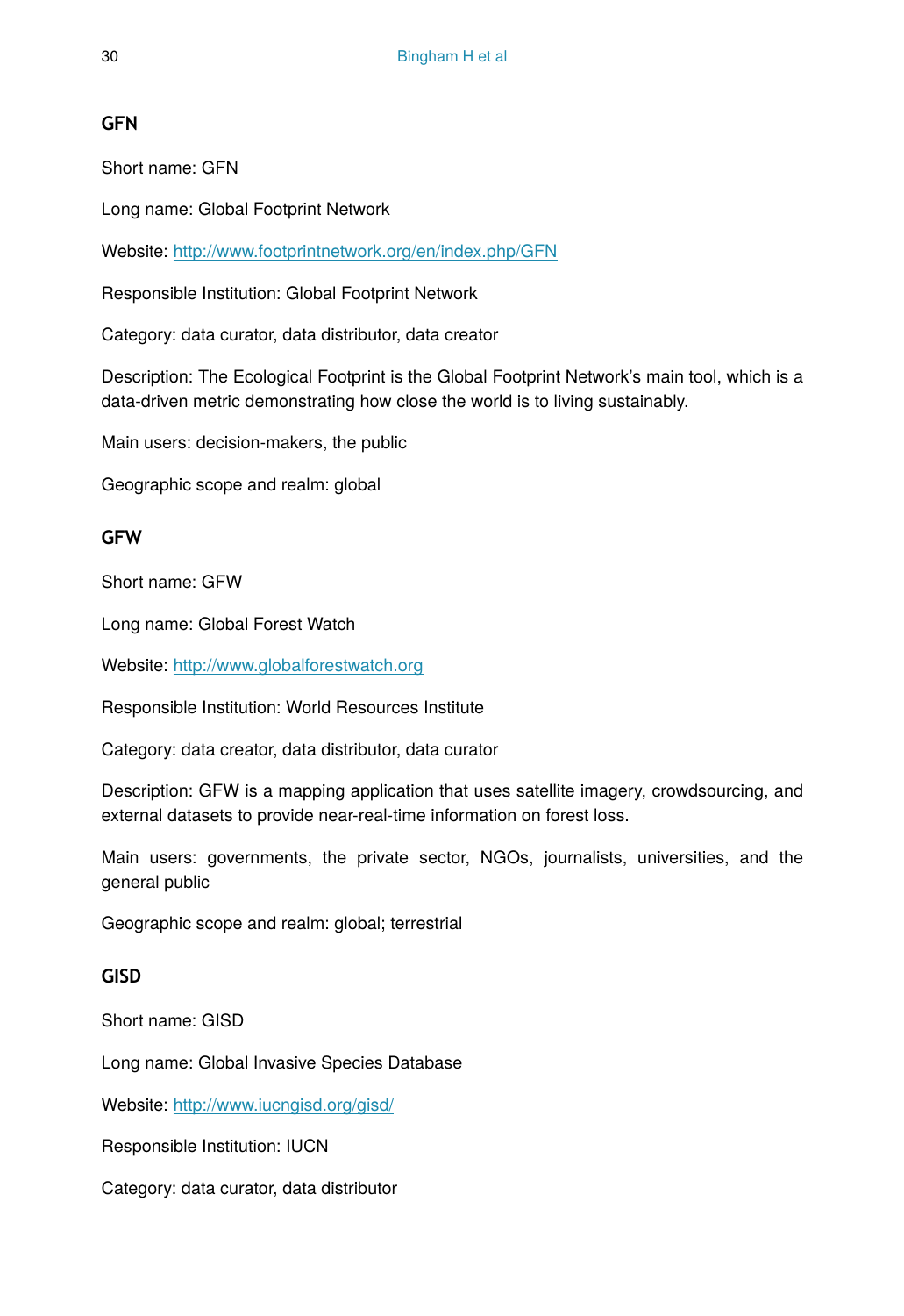### GFN

Short name: GFN

Long name: Global Footprint Network

Website: http://www.footprintnetwork.org/en/index.php/GFN

Responsible Institution: Global Footprint Network

Category: data curator, data distributor, data creator

Description: The Ecological Footprint is the Global Footprint Network's main tool, which is a data-driven metric demonstrating how close the world is to living sustainably.

Main users: decision-makers, the public

Geographic scope and realm: global

### GFW

Short name: GFW

Long name: Global Forest Watch

Website: http://www.globalforestwatch.org

Responsible Institution: World Resources Institute

Category: data creator, data distributor, data curator

Description: GFW is a mapping application that uses satellite imagery, crowdsourcing, and external datasets to provide near-real-time information on forest loss.

Main users: governments, the private sector, NGOs, journalists, universities, and the general public

Geographic scope and realm: global; terrestrial

### GISD

Short name: GISD

Long name: Global Invasive Species Database

Website: http://www.iucngisd.org/gisd/

Responsible Institution: IUCN

Category: data curator, data distributor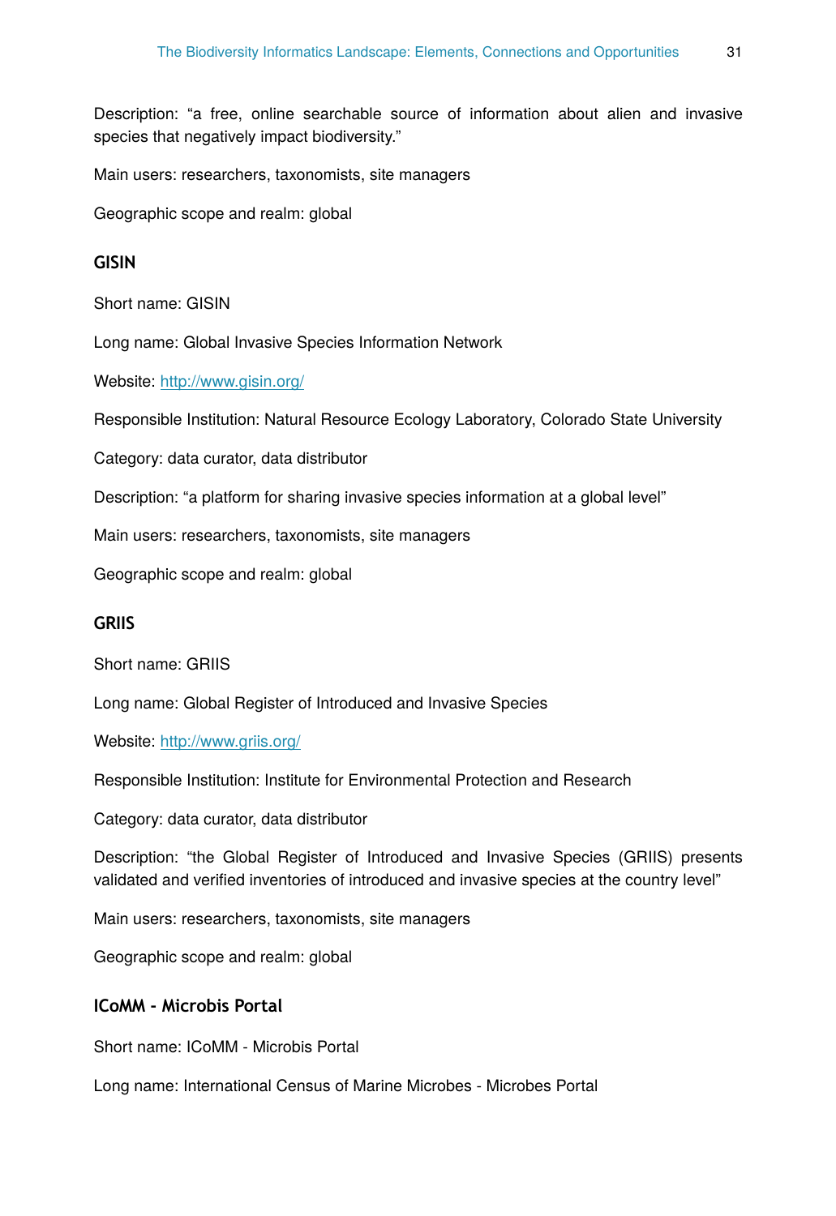Description: “a free, online searchable source of information about alien and invasive species that negatively impact biodiversity.”

Main users: researchers, taxonomists, site managers

Geographic scope and realm: global

### GISIN

Short name: GISIN

Long name: Global Invasive Species Information Network

Website: [http://www.gisin.org/](http://www.gisin.org/)

Responsible Institution: Natural Resource Ecology Laboratory, Colorado State University

Category: data curator, data distributor

Description: “a platform for sharing invasive species information at a global level”

Main users: researchers, taxonomists, site managers

Geographic scope and realm: global

### GRIIS

Short name: GRIIS

Long name: Global Register of Introduced and Invasive Species

Website: [http://www.griis.org/](http://www.griis.org/)

Responsible Institution: Institute for Environmental Protection and Research

Category: data curator, data distributor

Description: “the Global Register of Introduced and Invasive Species (GRIIS) presents validated and verified inventories of introduced and invasive species at the country level”

Main users: researchers, taxonomists, site managers

Geographic scope and realm: global

### ICoMM - Microbis Portal

Short name: ICoMM - Microbis Portal

Long name: International Census of Marine Microbes - Microbes Portal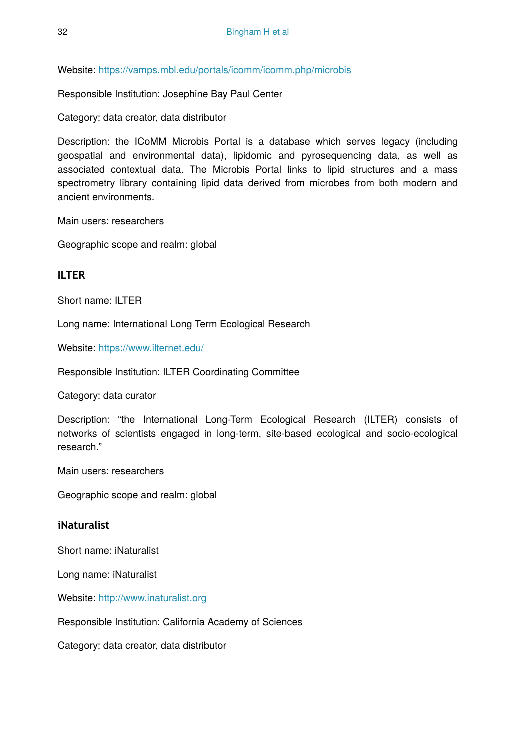Website: https://vamps.mbl.edu/portals/icomm/icomm.php/microbis

Responsible Institution: Josephine Bay Paul Center

Category: data creator, data distributor

Description: the ICoMM Microbis Portal is a database which serves legacy (including geospatial and environmental data), lipidomic and pyrosequencing data, as well as associated contextual data. The Microbis Portal links to lipid structures and a mass spectrometry library containing lipid data derived from microbes from both modern and ancient environments.

Main users: researchers

Geographic scope and realm: global

### ILTER

Short name: ILTER

Long name: International Long Term Ecological Research

Website: https://www.ilternet.edu/

Responsible Institution: ILTER Coordinating Committee

Category: data curator

Description: “the International Long-Term Ecological Research (ILTER) consists of networks of scientists engaged in long-term, site-based ecological and socio-ecological research.”

Main users: researchers

Geographic scope and realm: global

### iNaturalist

Short name: iNaturalist

Long name: iNaturalist

Website: http://www.inaturalist.org

Responsible Institution: California Academy of Sciences

Category: data creator, data distributor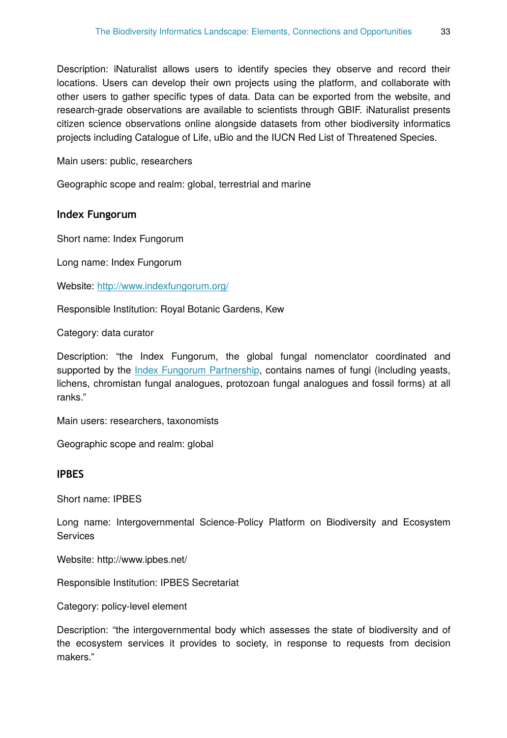Description: iNaturalist allows users to identify species they observe and record their locations. Users can develop their own projects using the platform, and collaborate with other users to gather specific types of data. Data can be exported from the website, and research-grade observations are available to scientists through GBIF. iNaturalist presents citizen science observations online alongside datasets from other biodiversity informatics projects including Catalogue of Life, uBio and the IUCN Red List of Threatened Species.

Main users: public, researchers

Geographic scope and realm: global, terrestrial and marine

### Index Fungorum

Short name: Index Fungorum

Long name: Index Fungorum

Website: [http://www.indexfungorum.org/](http://www.indexfungorum.org/)

Responsible Institution: Royal Botanic Gardens, Kew

Category: data curator

Description: "the Index Fungorum, the global fungal nomenclator coordinated and supported by the Index Fungorum Partnership, contains names of fungi (including yeasts, lichens, chromistan fungal analogues, protozoan fungal analogues and fossil forms) at all ranks."

Main users: researchers, taxonomists

Geographic scope and realm: global

### IPBES

Short name: IPBES

Long name: Intergovernmental Science-Policy Platform on Biodiversity and Ecosystem Services

Website: http://www.ipbes.net/

Responsible Institution: IPBES Secretariat

Category: policy-level element

Description: "the intergovernmental body which assesses the state of biodiversity and of the ecosystem services it provides to society, in response to requests from decision makers."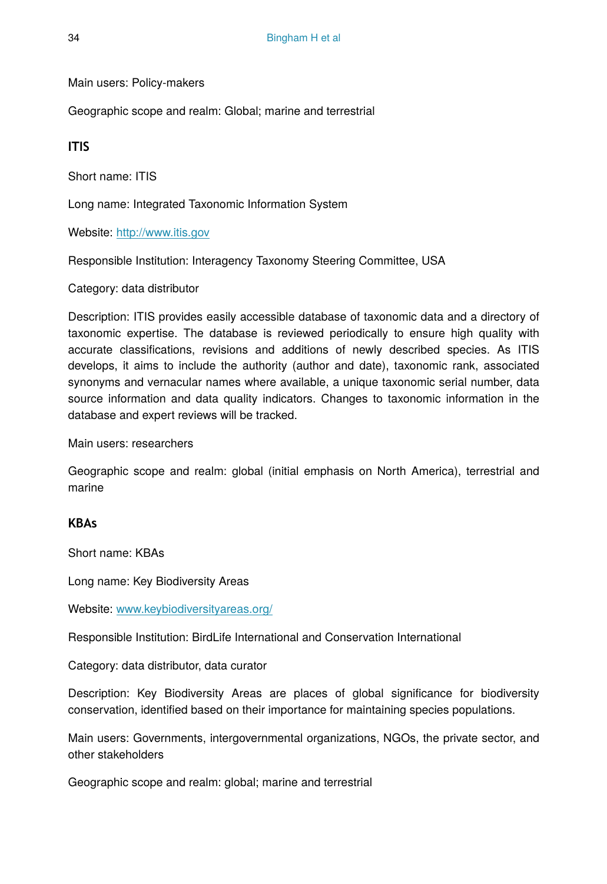Main users: Policy-makers

Geographic scope and realm: Global; marine and terrestrial

### ITIS

Short name: ITIS

Long name: Integrated Taxonomic Information System

Website: [http://www.itis.gov](http://www.itis.gov)

Responsible Institution: Interagency Taxonomy Steering Committee, USA

Category: data distributor

Description: ITIS provides easily accessible database of taxonomic data and a directory of taxonomic expertise. The database is reviewed periodically to ensure high quality with accurate classifications, revisions and additions of newly described species. As ITIS develops, it aims to include the authority (author and date), taxonomic rank, associated synonyms and vernacular names where available, a unique taxonomic serial number, data source information and data quality indicators. Changes to taxonomic information in the database and expert reviews will be tracked.

Main users: researchers

Geographic scope and realm: global (initial emphasis on North America), terrestrial and marine

### KBAs

Short name: KBAs

Long name: Key Biodiversity Areas

Website: [www.keybiodiversityareas.org/](www.keybiodiversityareas.org/)

Responsible Institution: BirdLife International and Conservation International

Category: data distributor, data curator

Description: Key Biodiversity Areas are places of global significance for biodiversity conservation, identified based on their importance for maintaining species populations.

Main users: Governments, intergovernmental organizations, NGOs, the private sector, and other stakeholders

Geographic scope and realm: global; marine and terrestrial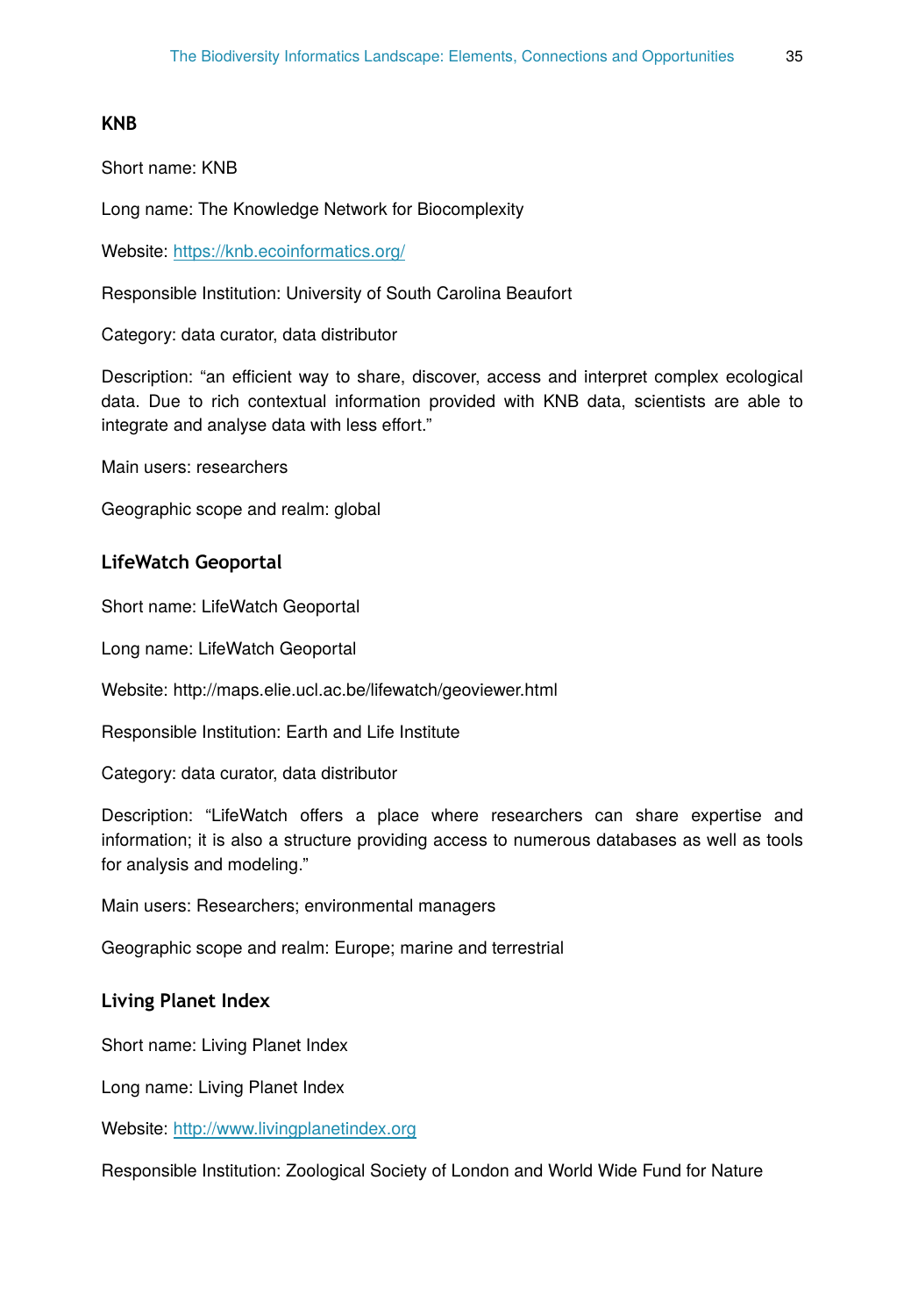### KNB

Short name: KNB

Long name: The Knowledge Network for Biocomplexity

Website: https://knb.ecoinformatics.org/

Responsible Institution: University of South Carolina Beaufort

Category: data curator, data distributor

Description: "an efficient way to share, discover, access and interpret complex ecological data. Due to rich contextual information provided with KNB data, scientists are able to integrate and analyse data with less effort."

Main users: researchers

Geographic scope and realm: global

### LifeWatch Geoportal

Short name: LifeWatch Geoportal

Long name: LifeWatch Geoportal

Website: http://maps.elie.ucl.ac.be/lifewatch/geoviewer.html

Responsible Institution: Earth and Life Institute

Category: data curator, data distributor

Description: "LifeWatch offers a place where researchers can share expertise and information; it is also a structure providing access to numerous databases as well as tools for analysis and modeling."

Main users: Researchers; environmental managers

Geographic scope and realm: Europe; marine and terrestrial

### Living Planet Index

Short name: Living Planet Index

Long name: Living Planet Index

Website: http://www.livingplanetindex.org

Responsible Institution: Zoological Society of London and World Wide Fund for Nature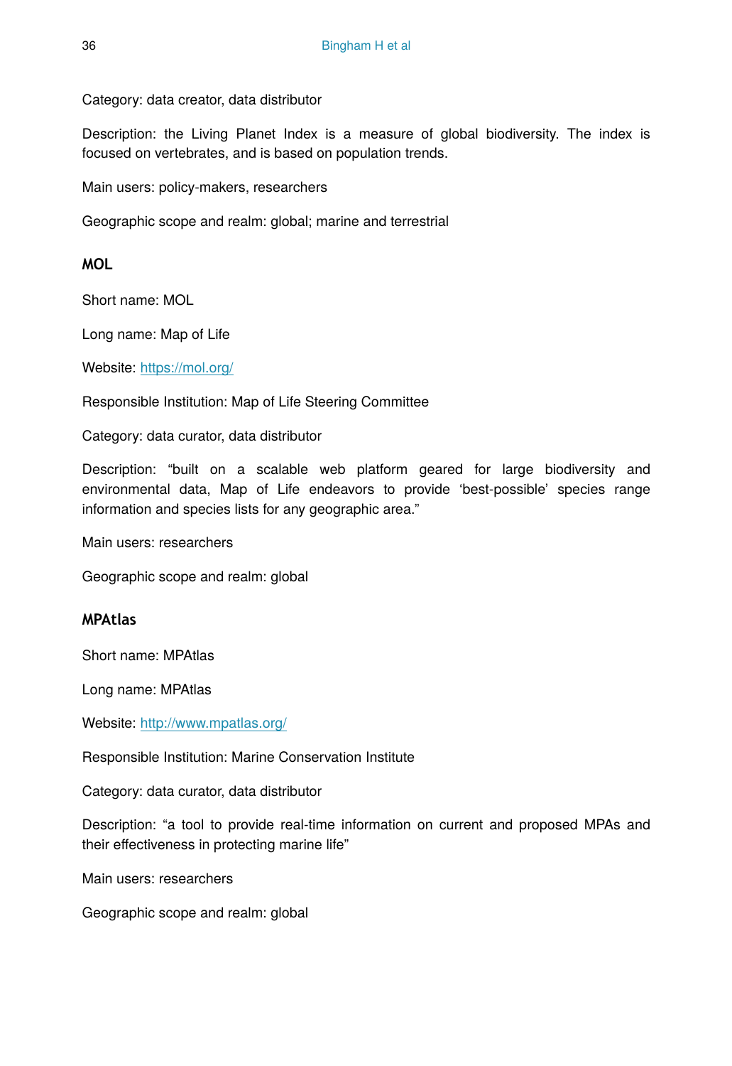Category: data creator, data distributor

Description: the Living Planet Index is a measure of global biodiversity. The index is focused on vertebrates, and is based on population trends.

Main users: policy-makers, researchers

Geographic scope and realm: global; marine and terrestrial

### MOL

Short name: MOL

Long name: Map of Life

Website: [https://mol.org/](https://mol.org/)

Responsible Institution: Map of Life Steering Committee

Category: data curator, data distributor

Description: "built on a scalable web platform geared for large biodiversity and environmental data, Map of Life endeavors to provide 'best-possible' species range information and species lists for any geographic area."

Main users: researchers

Geographic scope and realm: global

### MPAtlas

Short name: MPAtlas

Long name: MPAtlas

Website: [http://www.mpatlas.org/](http://www.mpatlas.org/)

Responsible Institution: Marine Conservation Institute

Category: data curator, data distributor

Description: "a tool to provide real-time information on current and proposed MPAs and their effectiveness in protecting marine life"

Main users: researchers

Geographic scope and realm: global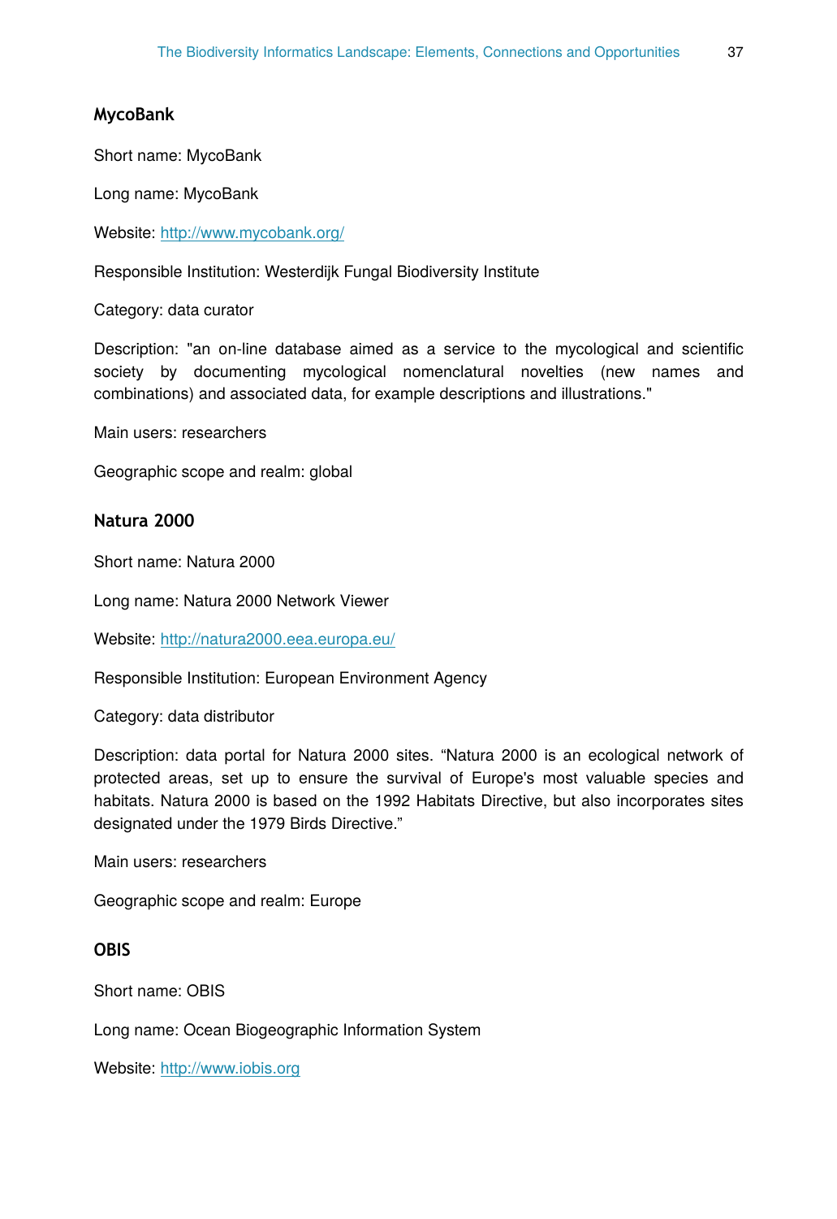### MycoBank

Short name: MycoBank

Long name: MycoBank

Website: [http://www.mycobank.org/](http://www.mycobank.org/)

Responsible Institution: Westerdijk Fungal Biodiversity Institute

Category: data curator

Description: "an on-line database aimed as a service to the mycological and scientific society by documenting mycological nomenclatural novelties (new names and combinations) and associated data, for example descriptions and illustrations."

Main users: researchers

Geographic scope and realm: global

### Natura 2000

Short name: Natura 2000

Long name: Natura 2000 Network Viewer

Website: [http://natura2000.eea.europa.eu/](http://natura2000.eea.europa.eu/)

Responsible Institution: European Environment Agency

Category: data distributor

Description: data portal for Natura 2000 sites. “Natura 2000 is an ecological network of protected areas, set up to ensure the survival of Europe's most valuable species and habitats. Natura 2000 is based on the 1992 Habitats Directive, but also incorporates sites designated under the 1979 Birds Directive.”

Main users: researchers

Geographic scope and realm: Europe

### OBIS

Short name: OBIS

Long name: Ocean Biogeographic Information System

Website: [http://www.iobis.org](http://www.iobis.org)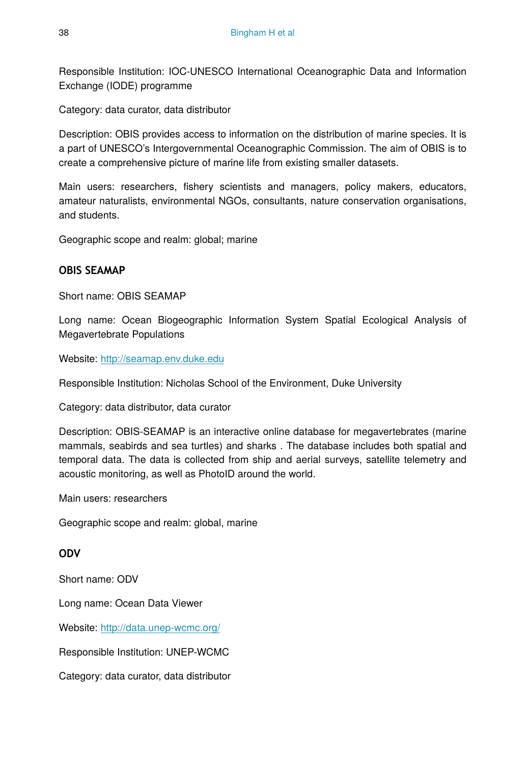Responsible Institution: IOC-UNESCO International Oceanographic Data and Information Exchange (IODE) programme

Category: data curator, data distributor

Description: OBIS provides access to information on the distribution of marine species. It is a part of UNESCO's Intergovernmental Oceanographic Commission. The aim of OBIS is to create a comprehensive picture of marine life from existing smaller datasets.

Main users: researchers, fishery scientists and managers, policy makers, educators, amateur naturalists, environmental NGOs, consultants, nature conservation organisations, and students.

Geographic scope and realm: global; marine

### OBIS SEAMAP

Short name: OBIS SEAMAP

Long name: Ocean Biogeographic Information System Spatial Ecological Analysis of Megavertebrate Populations

Website: [http://seamap.env.duke.edu](http://seamap.env.duke.edu)

Responsible Institution: Nicholas School of the Environment, Duke University

Category: data distributor, data curator

Description: OBIS-SEAMAP is an interactive online database for megavertebrates (marine mammals, seabirds and sea turtles) and sharks . The database includes both spatial and temporal data. The data is collected from ship and aerial surveys, satellite telemetry and acoustic monitoring, as well as PhotoID around the world.

Main users: researchers

Geographic scope and realm: global, marine

### ODV

Short name: ODV

Long name: Ocean Data Viewer

Website: [http://data.unep-wcmc.org/](http://data.unep-wcmc.org/)

Responsible Institution: UNEP-WCMC

Category: data curator, data distributor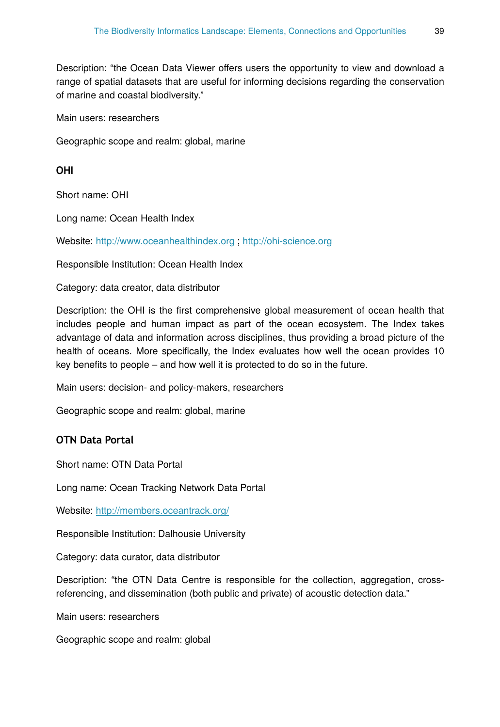Description: “the Ocean Data Viewer offers users the opportunity to view and download a range of spatial datasets that are useful for informing decisions regarding the conservation of marine and coastal biodiversity.”

Main users: researchers

Geographic scope and realm: global, marine

### OHI

Short name: OHI

Long name: Ocean Health Index

Website: http://www.oceanhealthindex.org ; http://ohi-science.org

Responsible Institution: Ocean Health Index

Category: data creator, data distributor

Description: the OHI is the first comprehensive global measurement of ocean health that includes people and human impact as part of the ocean ecosystem. The Index takes advantage of data and information across disciplines, thus providing a broad picture of the health of oceans. More specifically, the Index evaluates how well the ocean provides 10 key benefits to people – and how well it is protected to do so in the future.

Main users: decision- and policy-makers, researchers

Geographic scope and realm: global, marine

### OTN Data Portal

Short name: OTN Data Portal

Long name: Ocean Tracking Network Data Portal

Website: http://members.oceantrack.org/

Responsible Institution: Dalhousie University

Category: data curator, data distributor

Description: “the OTN Data Centre is responsible for the collection, aggregation, cross-referencing, and dissemination (both public and private) of acoustic detection data.”

Main users: researchers

Geographic scope and realm: global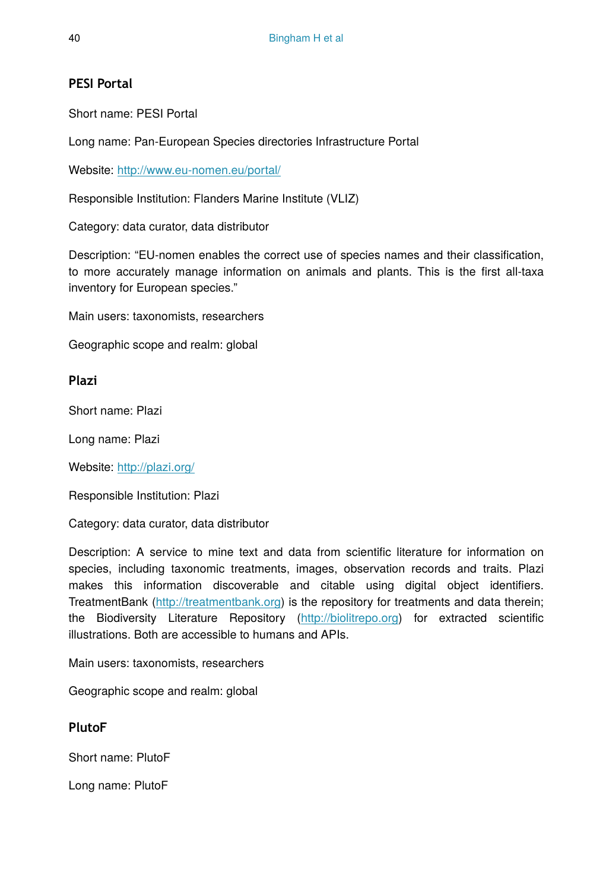### PESI Portal

Short name: PESI Portal

Long name: Pan-European Species directories Infrastructure Portal

Website: [http://www.eu-nomen.eu/portal/](http://www.eu-nomen.eu/portal/)

Responsible Institution: Flanders Marine Institute (VLIZ)

Category: data curator, data distributor

Description: "EU-nomen enables the correct use of species names and their classification, to more accurately manage information on animals and plants. This is the first all-taxa inventory for European species."

Main users: taxonomists, researchers

Geographic scope and realm: global

### Plazi

Short name: Plazi

Long name: Plazi

Website: [http://plazi.org/](http://plazi.org/)

Responsible Institution: Plazi

Category: data curator, data distributor

Description: A service to mine text and data from scientific literature for information on species, including taxonomic treatments, images, observation records and traits. Plazi makes this information discoverable and citable using digital object identifiers. TreatmentBank ([http://treatmentbank.org](http://treatmentbank.org)) is the repository for treatments and data therein; the Biodiversity Literature Repository ([http://biolitrepo.org](http://biolitrepo.org)) for extracted scientific illustrations. Both are accessible to humans and APIs.

Main users: taxonomists, researchers

Geographic scope and realm: global

### PlutoF

Short name: PlutoF

Long name: PlutoF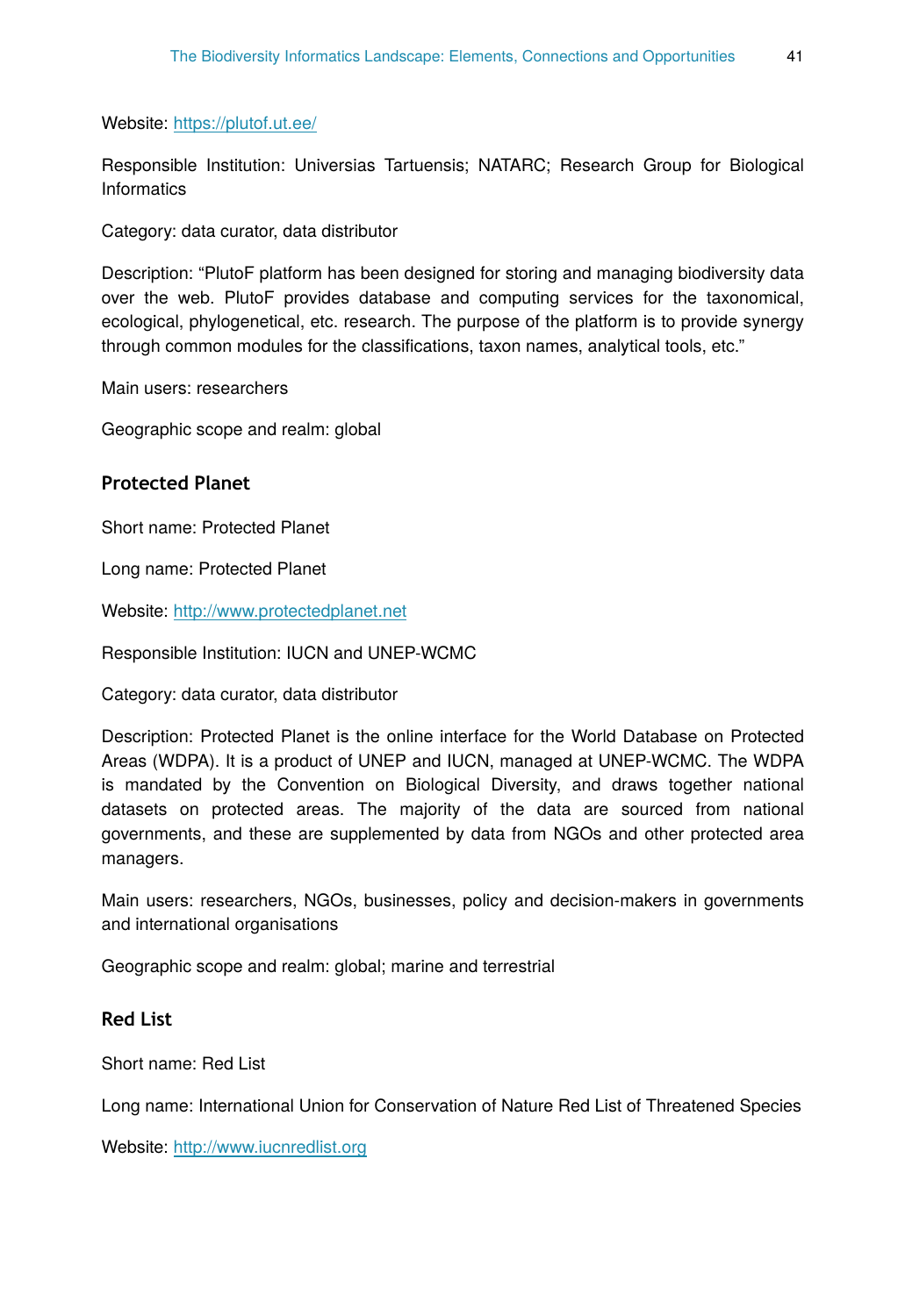Website: https://plutof.ut.ee/

Responsible Institution: Universias Tartuensis; NATARC; Research Group for Biological Informatics

Category: data curator, data distributor

Description: "PlutoF platform has been designed for storing and managing biodiversity data over the web. PlutoF provides database and computing services for the taxonomical, ecological, phylogenetical, etc. research. The purpose of the platform is to provide synergy through common modules for the classifications, taxon names, analytical tools, etc."

Main users: researchers

Geographic scope and realm: global

### Protected Planet

Short name: Protected Planet

Long name: Protected Planet

Website: http://www.protectedplanet.net

Responsible Institution: IUCN and UNEP-WCMC

Category: data curator, data distributor

Description: Protected Planet is the online interface for the World Database on Protected Areas (WDPA). It is a product of UNEP and IUCN, managed at UNEP-WCMC. The WDPA is mandated by the Convention on Biological Diversity, and draws together national datasets on protected areas. The majority of the data are sourced from national governments, and these are supplemented by data from NGOs and other protected area managers.

Main users: researchers, NGOs, businesses, policy and decision-makers in governments and international organisations

Geographic scope and realm: global; marine and terrestrial

### Red List

Short name: Red List

Long name: International Union for Conservation of Nature Red List of Threatened Species

Website: http://www.iucnredlist.org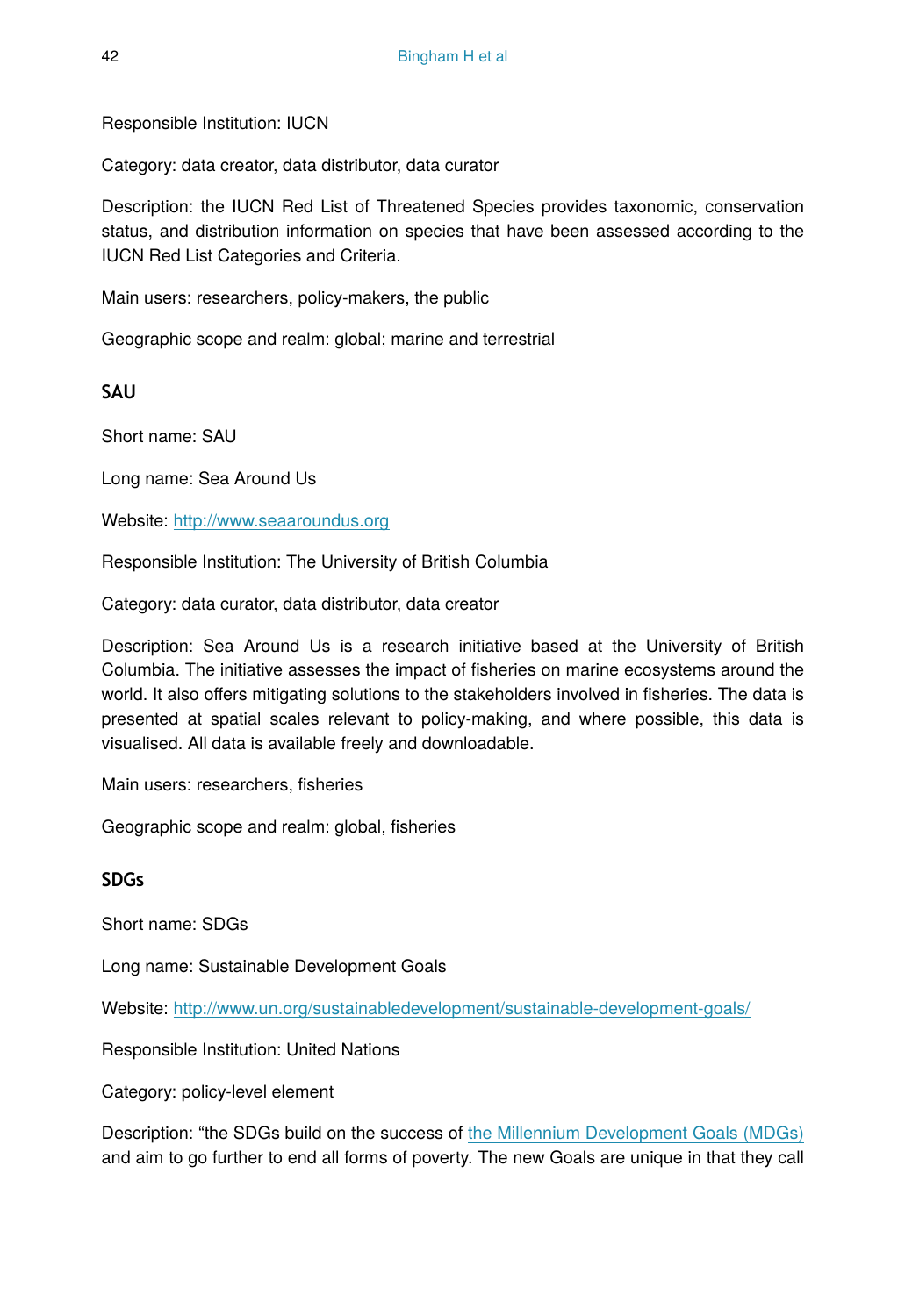Responsible Institution: IUCN

Category: data creator, data distributor, data curator

Description: the IUCN Red List of Threatened Species provides taxonomic, conservation status, and distribution information on species that have been assessed according to the IUCN Red List Categories and Criteria.

Main users: researchers, policy-makers, the public

Geographic scope and realm: global; marine and terrestrial

### SAU

Short name: SAU

Long name: Sea Around Us

Website: [http://www.seaaroundus.org](http://www.seaaroundus.org)

Responsible Institution: The University of British Columbia

Category: data curator, data distributor, data creator

Description: Sea Around Us is a research initiative based at the University of British Columbia. The initiative assesses the impact of fisheries on marine ecosystems around the world. It also offers mitigating solutions to the stakeholders involved in fisheries. The data is presented at spatial scales relevant to policy-making, and where possible, this data is visualised. All data is available freely and downloadable.

Main users: researchers, fisheries

Geographic scope and realm: global, fisheries

### SDGs

Short name: SDGs

Long name: Sustainable Development Goals

Website: [http://www.un.org/sustainabledevelopment/sustainable-development-goals/](http://www.un.org/sustainabledevelopment/sustainable-development-goals/)

Responsible Institution: United Nations

Category: policy-level element

Description: "the SDGs build on the success of the Millennium Development Goals (MDGs) and aim to go further to end all forms of poverty. The new Goals are unique in that they call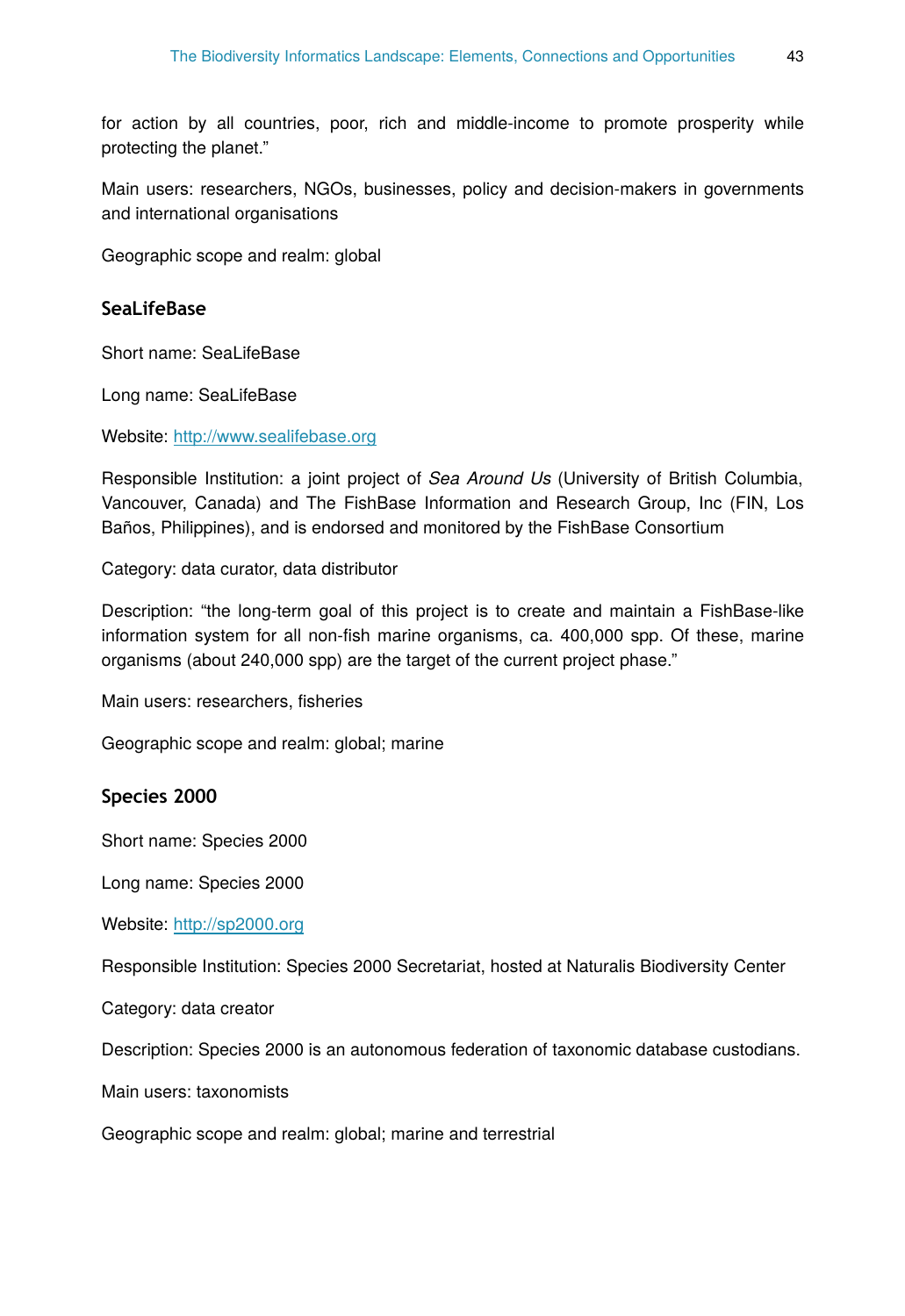for action by all countries, poor, rich and middle-income to promote prosperity while protecting the planet."

Main users: researchers, NGOs, businesses, policy and decision-makers in governments and international organisations

Geographic scope and realm: global

### SeaLifeBase

Short name: SeaLifeBase

Long name: SeaLifeBase

Website: [http://www.sealifebase.org](http://www.sealifebase.org)

Responsible Institution: a joint project of *Sea Around Us* (University of British Columbia, Vancouver, Canada) and The FishBase Information and Research Group, Inc (FIN, Los Baños, Philippines), and is endorsed and monitored by the FishBase Consortium

Category: data curator, data distributor

Description: "the long-term goal of this project is to create and maintain a FishBase-like information system for all non-fish marine organisms, ca. 400,000 spp. Of these, marine organisms (about 240,000 spp) are the target of the current project phase."

Main users: researchers, fisheries

Geographic scope and realm: global; marine

### Species 2000

Short name: Species 2000

Long name: Species 2000

Website: [http://sp2000.org](http://sp2000.org)

Responsible Institution: Species 2000 Secretariat, hosted at Naturalis Biodiversity Center

Category: data creator

Description: Species 2000 is an autonomous federation of taxonomic database custodians.

Main users: taxonomists

Geographic scope and realm: global; marine and terrestrial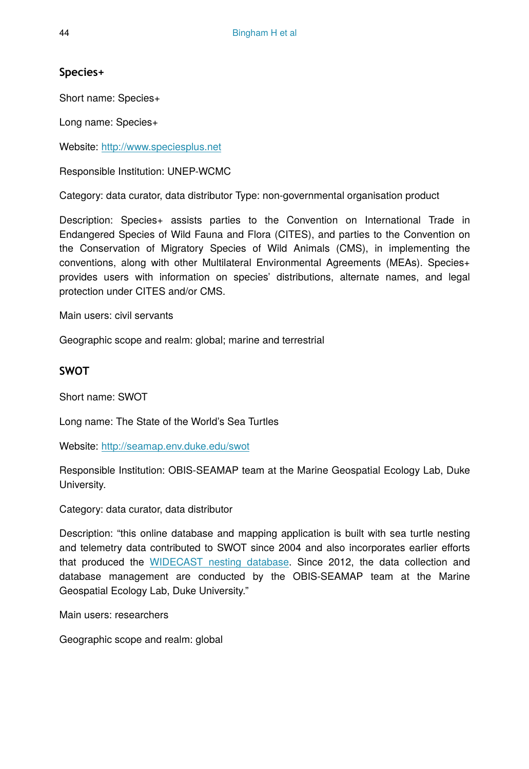### Species+

Short name: Species+

Long name: Species+

Website: [http://www.speciesplus.net](http://www.speciesplus.net)

Responsible Institution: UNEP-WCMC

Category: data curator, data distributor Type: non-governmental organisation product

Description: Species+ assists parties to the Convention on International Trade in Endangered Species of Wild Fauna and Flora (CITES), and parties to the Convention on the Conservation of Migratory Species of Wild Animals (CMS), in implementing the conventions, along with other Multilateral Environmental Agreements (MEAs). Species+ provides users with information on species' distributions, alternate names, and legal protection under CITES and/or CMS.

Main users: civil servants

Geographic scope and realm: global; marine and terrestrial

### SWOT

Short name: SWOT

Long name: The State of the World's Sea Turtles

Website: [http://seamap.env.duke.edu/swot](http://seamap.env.duke.edu/swot)

Responsible Institution: OBIS-SEAMAP team at the Marine Geospatial Ecology Lab, Duke University.

Category: data curator, data distributor

Description: "this online database and mapping application is built with sea turtle nesting and telemetry data contributed to SWOT since 2004 and also incorporates earlier efforts that produced the WIDECAST nesting database. Since 2012, the data collection and database management are conducted by the OBIS-SEAMAP team at the Marine Geospatial Ecology Lab, Duke University."

Main users: researchers

Geographic scope and realm: global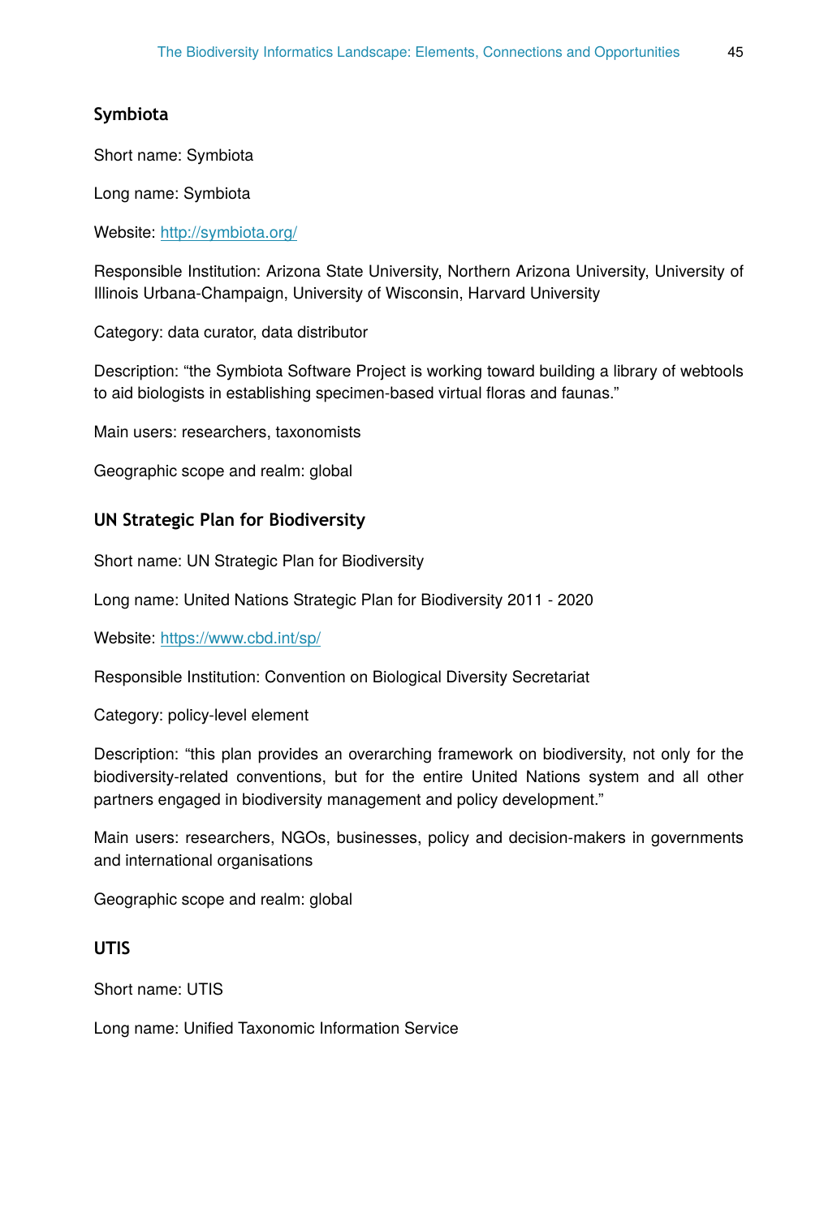### Symbiota

Short name: Symbiota

Long name: Symbiota

Website: http://symbiota.org/

Responsible Institution: Arizona State University, Northern Arizona University, University of Illinois Urbana-Champaign, University of Wisconsin, Harvard University

Category: data curator, data distributor

Description: "the Symbiota Software Project is working toward building a library of webtools to aid biologists in establishing specimen-based virtual floras and faunas."

Main users: researchers, taxonomists

Geographic scope and realm: global

### UN Strategic Plan for Biodiversity

Short name: UN Strategic Plan for Biodiversity

Long name: United Nations Strategic Plan for Biodiversity 2011 - 2020

Website: https://www.cbd.int/sp/

Responsible Institution: Convention on Biological Diversity Secretariat

Category: policy-level element

Description: "this plan provides an overarching framework on biodiversity, not only for the biodiversity-related conventions, but for the entire United Nations system and all other partners engaged in biodiversity management and policy development."

Main users: researchers, NGOs, businesses, policy and decision-makers in governments and international organisations

Geographic scope and realm: global

### UTIS

Short name: UTIS

Long name: Unified Taxonomic Information Service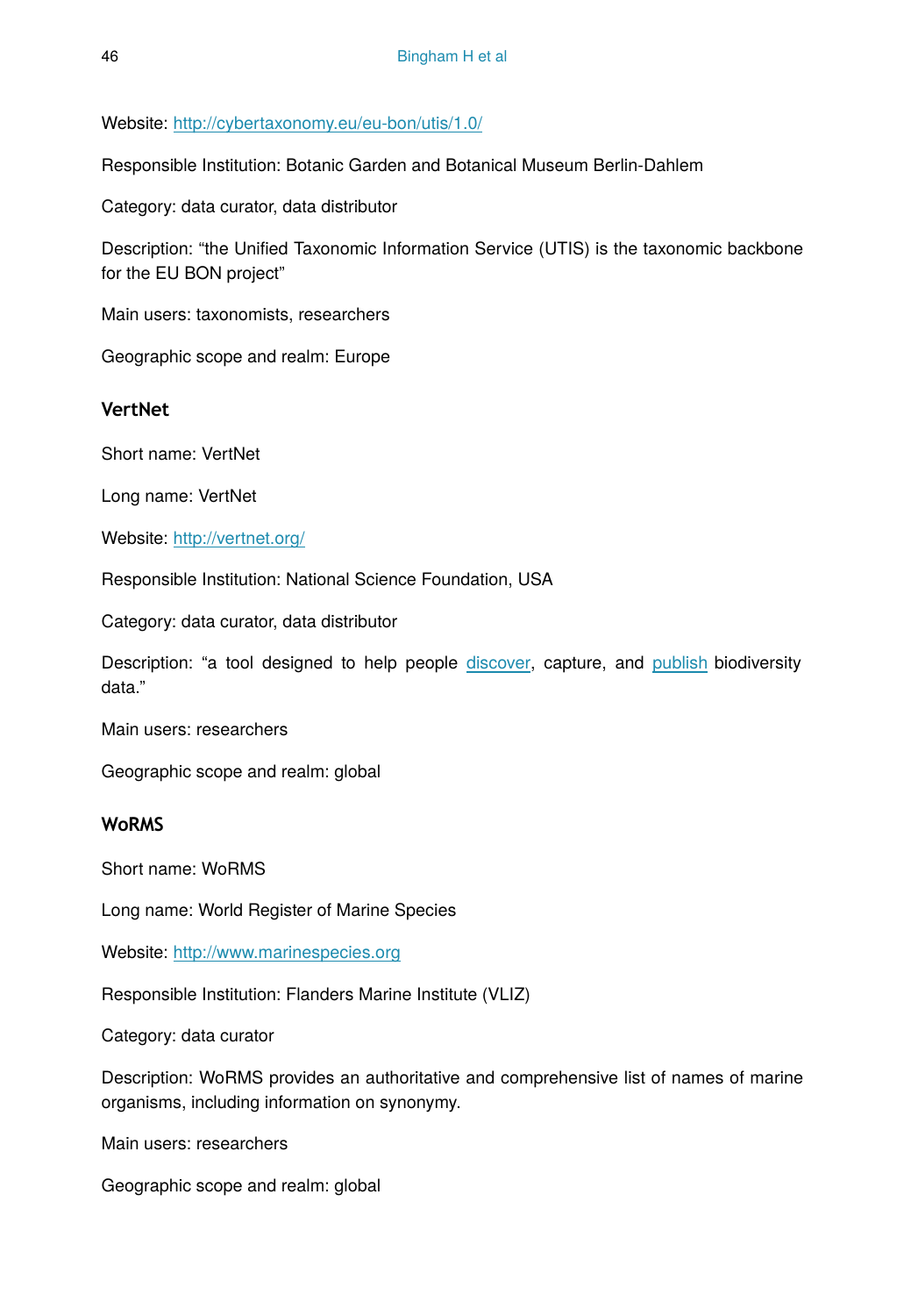Website: http://cybertaxonomy.eu/eu-bon/utis/1.0/

Responsible Institution: Botanic Garden and Botanical Museum Berlin-Dahlem

Category: data curator, data distributor

Description: “the Unified Taxonomic Information Service (UTIS) is the taxonomic backbone for the EU BON project”

Main users: taxonomists, researchers

Geographic scope and realm: Europe

### VertNet

Short name: VertNet

Long name: VertNet

Website: http://vertnet.org/

Responsible Institution: National Science Foundation, USA

Category: data curator, data distributor

Description: “a tool designed to help people discover, capture, and publish biodiversity data.”

Main users: researchers

Geographic scope and realm: global

### WoRMS

Short name: WoRMS

Long name: World Register of Marine Species

Website: http://www.marinespecies.org

Responsible Institution: Flanders Marine Institute (VLIZ)

Category: data curator

Description: WoRMS provides an authoritative and comprehensive list of names of marine organisms, including information on synonymy.

Main users: researchers

Geographic scope and realm: global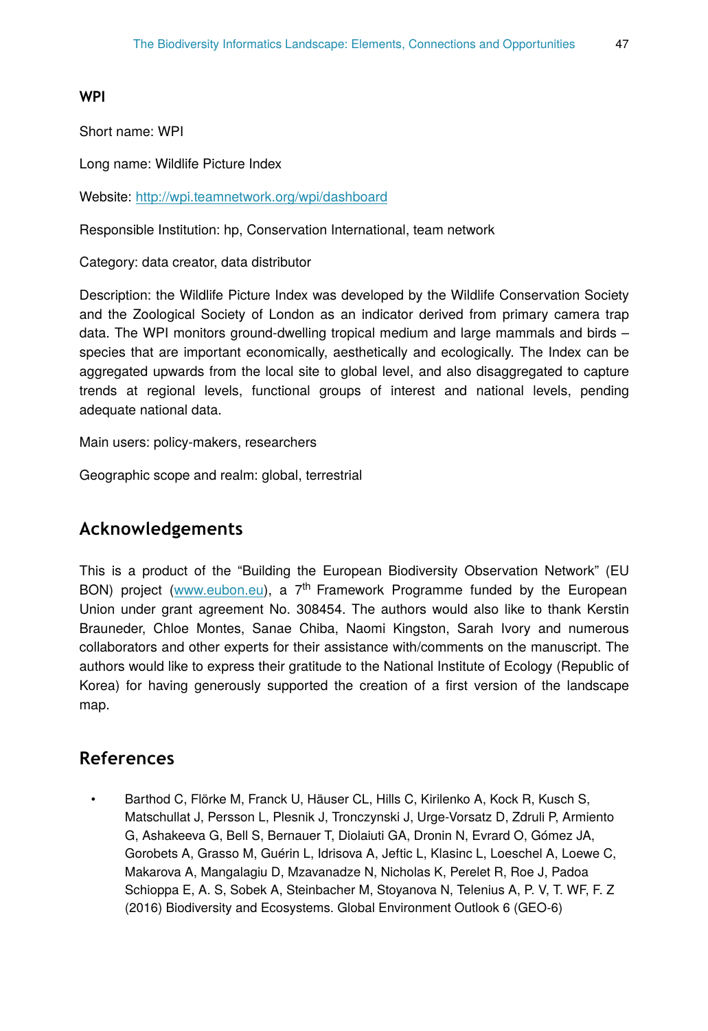#### WPI

Short name: WPI

Long name: Wildlife Picture Index

Website: [http://wpi.teamnetwork.org/wpi/dashboard](http://wpi.teamnetwork.org/wpi/dashboard)

Responsible Institution: hp, Conservation International, team network

Category: data creator, data distributor

Description: the Wildlife Picture Index was developed by the Wildlife Conservation Society and the Zoological Society of London as an indicator derived from primary camera trap data. The WPI monitors ground-dwelling tropical medium and large mammals and birds – species that are important economically, aesthetically and ecologically. The Index can be aggregated upwards from the local site to global level, and also disaggregated to capture trends at regional levels, functional groups of interest and national levels, pending adequate national data.

Main users: policy-makers, researchers

Geographic scope and realm: global, terrestrial

## Acknowledgements

This is a product of the "Building the European Biodiversity Observation Network" (EU BON) project ([www.eubon.eu](http://www.eubon.eu)), a 7th Framework Programme funded by the European Union under grant agreement No. 308454. The authors would also like to thank Kerstin Brauneder, Chloe Montes, Sanae Chiba, Naomi Kingston, Sarah Ivory and numerous collaborators and other experts for their assistance with/comments on the manuscript. The authors would like to express their gratitude to the National Institute of Ecology (Republic of Korea) for having generously supported the creation of a first version of the landscape map.

## References

- Barthod C, Flörke M, Franck U, Häuser CL, Hills C, Kirilenko A, Kock R, Kusch S, Matschullat J, Persson L, Plesnik J, Tronczynski J, Urge-Vorsatz D, Zdruli P, Armiento G, Ashakeeva G, Bell S, Bernauer T, Diolaiuti GA, Dronin N, Evrard O, Gómez JA, Gorobets A, Grasso M, Guérin L, Idrisova A, Jeftic L, Klasinc L, Loeschel A, Loewe C, Makarova A, Mangalagiu D, Mzavanadze N, Nicholas K, Perelet R, Roe J, Padoa Schioppa E, A. S, Sobek A, Steinbacher M, Stoyanova N, Telenius A, P. V, T. WF, F. Z (2016) Biodiversity and Ecosystems. Global Environment Outlook 6 (GEO-6)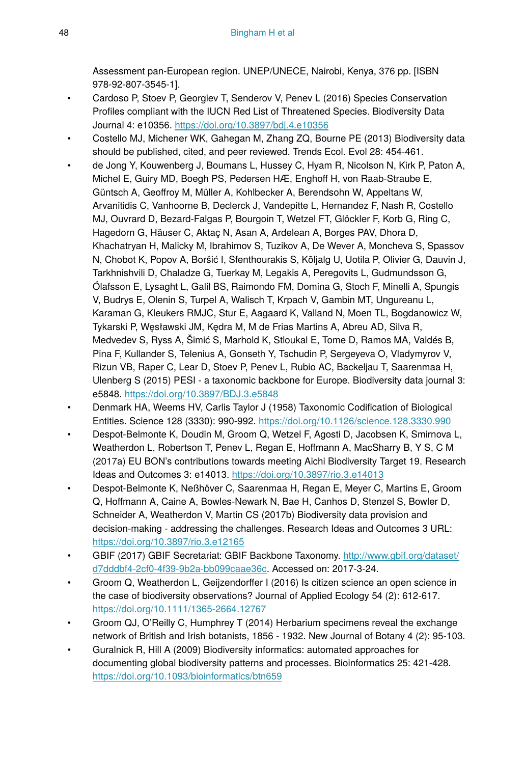Assessment pan-European region. UNEP/UNECE, Nairobi, Kenya, 376 pp. [ISBN 978-92-807-3545-1].

- Cardoso P, Stoev P, Georgiev T, Senderov V, Penev L (2016) Species Conservation Profiles compliant with the IUCN Red List of Threatened Species. Biodiversity Data Journal 4: e10356. https://doi.org/10.3897/bdj.4.e10356
- Costello MJ, Michener WK, Gahegan M, Zhang ZQ, Bourne PE (2013) Biodiversity data should be published, cited, and peer reviewed. Trends Ecol. Evol 28: 454-461.
- de Jong Y, Kouwenberg J, Boumans L, Hussey C, Hyam R, Nicolson N, Kirk P, Paton A, Michel E, Guiry MD, Boegh PS, Pedersen HÆ, Enghoff H, von Raab-Straube E, Güntsch A, Geoffroy M, Müller A, Kohlbecker A, Berendsohn W, Appeltans W, Arvanitidis C, Vanhoorne B, Declerck J, Vandepitte L, Hernandez F, Nash R, Costello MJ, Ouvrard D, Bezard-Falgas P, Bourgoin T, Wetzel FT, Glöckler F, Korb G, Ring C, Hagedorn G, Häuser C, Aktaç N, Asan A, Ardelean A, Borges PAV, Dhora D, Khachatryan H, Malicky M, Ibrahimov S, Tuzikov A, De Wever A, Moncheva S, Spassov N, Chobot K, Popov A, Boršić I, Sfenthourakis S, Kõljalg U, Uotila P, Olivier G, Dauvin J, Tarkhnishvili D, Chaladze G, Tuerkay M, Legakis A, Peregovits L, Gudmundsson G, Ólafsson E, Lysaght L, Galil BS, Raimondo FM, Domina G, Stoch F, Minelli A, Spungis V, Budrys E, Olenin S, Turpel A, Walisch T, Krpach V, Gambin MT, Ungureanu L, Karaman G, Kleukers RMJC, Stur E, Aagaard K, Valland N, Moen TL, Bogdanowicz W, Tykarski P, Węsławski JM, Kędra M, M de Frias Martins A, Abreu AD, Silva R, Medvedev S, Ryss A, Šimić S, Marhold K, Stloukal E, Tome D, Ramos MA, Valdés B, Pina F, Kullander S, Telenius A, Gonseth Y, Tschudin P, Sergeyeva O, Vladymyrov V, Rizun VB, Raper C, Lear D, Stoev P, Penev L, Rubio AC, Backeljau T, Saarenmaa H, Ulenberg S (2015) PESI - a taxonomic backbone for Europe. Biodiversity data journal 3: e5848. https://doi.org/10.3897/BDJ.3.e5848
- Denmark HA, Weems HV, Carlis Taylor J (1958) Taxonomic Codification of Biological Entities. Science 128 (3330): 990-992. https://doi.org/10.1126/science.128.3330.990
- Despot-Belmonte K, Doudin M, Groom Q, Wetzel F, Agosti D, Jacobsen K, Smirnova L, Weatherdon L, Robertson T, Penev L, Regan E, Hoffmann A, MacSharry B, Y S, C M (2017a) EU BON's contributions towards meeting Aichi Biodiversity Target 19. Research Ideas and Outcomes 3: e14013. https://doi.org/10.3897/rio.3.e14013
- Despot-Belmonte K, Neßhöver C, Saarenmaa H, Regan E, Meyer C, Martins E, Groom Q, Hoffmann A, Caine A, Bowles-Newark N, Bae H, Canhos D, Stenzel S, Bowler D, Schneider A, Weatherdon V, Martin CS (2017b) Biodiversity data provision and decision-making - addressing the challenges. Research Ideas and Outcomes 3 URL: https://doi.org/10.3897/rio.3.e12165
- GBIF (2017) GBIF Secretariat: GBIF Backbone Taxonomy. http://www.gbif.org/dataset/d7dddbf4-2cf0-4f39-9b2a-bb099caae36c. Accessed on: 2017-3-24.
- Groom Q, Weatherdon L, Geijzendorffer I (2016) Is citizen science an open science in the case of biodiversity observations? Journal of Applied Ecology 54 (2): 612-617. https://doi.org/10.1111/1365-2664.12767
- Groom QJ, O'Reilly C, Humphrey T (2014) Herbarium specimens reveal the exchange network of British and Irish botanists, 1856 - 1932. New Journal of Botany 4 (2): 95-103.
- Guralnick R, Hill A (2009) Biodiversity informatics: automated approaches for documenting global biodiversity patterns and processes. Bioinformatics 25: 421-428. https://doi.org/10.1093/bioinformatics/btn659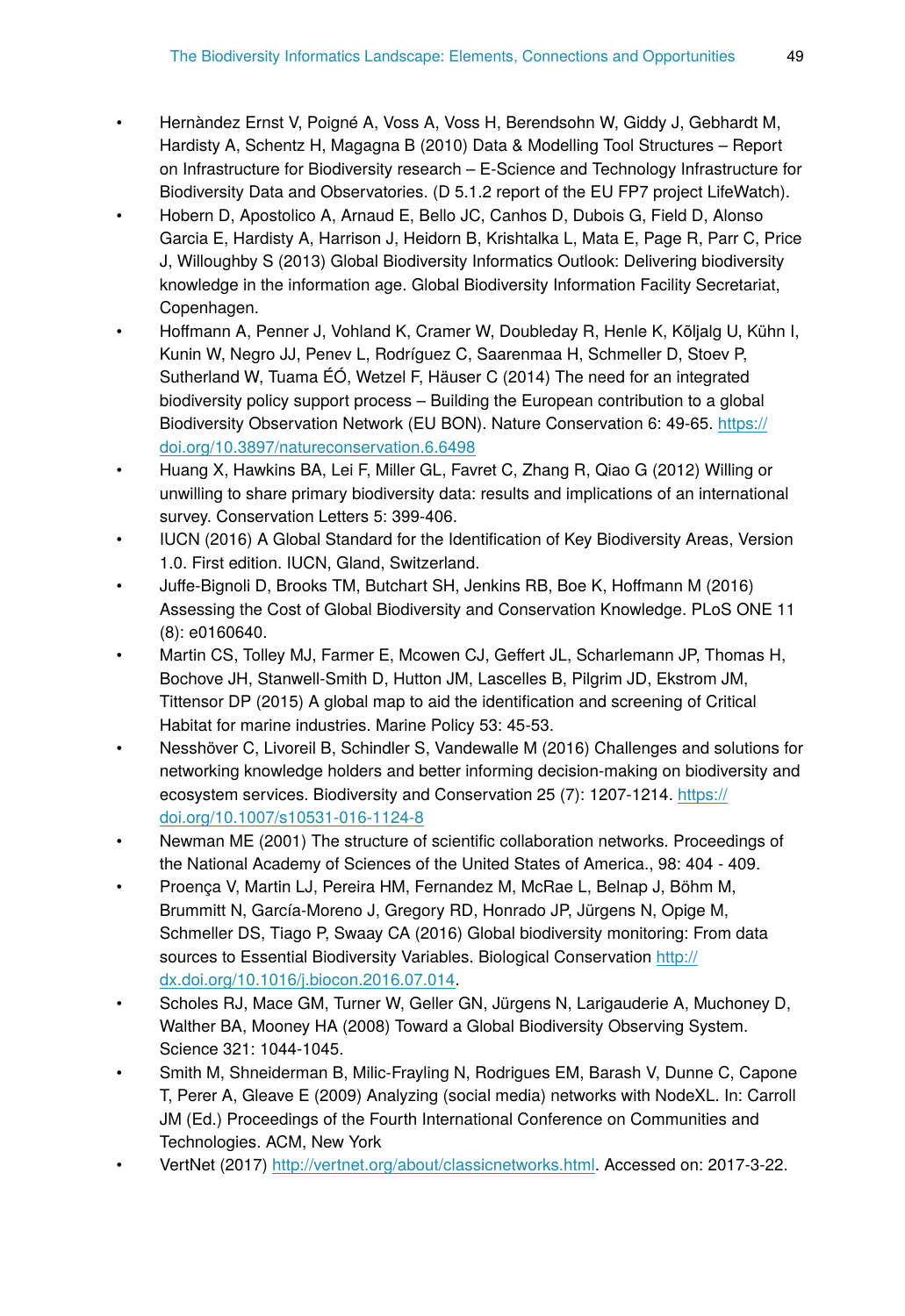- Hernàndez Ernst V, Poigné A, Voss A, Voss H, Berendsohn W, Giddy J, Gebhardt M, Hardisty A, Schentz H, Magagna B (2010) Data & Modelling Tool Structures – Report on Infrastructure for Biodiversity research – E-Science and Technology Infrastructure for Biodiversity Data and Observatories. (D 5.1.2 report of the EU FP7 project LifeWatch).
- Hobern D, Apostolico A, Arnaud E, Bello JC, Canhos D, Dubois G, Field D, Alonso Garcia E, Hardisty A, Harrison J, Heidorn B, Krishtalka L, Mata E, Page R, Parr C, Price J, Willoughby S (2013) Global Biodiversity Informatics Outlook: Delivering biodiversity knowledge in the information age. Global Biodiversity Information Facility Secretariat, Copenhagen.
- Hoffmann A, Penner J, Vohland K, Cramer W, Doubleday R, Henle K, Kõljalg U, Kühn I, Kunin W, Negro JJ, Penev L, Rodríguez C, Saarenmaa H, Schmeller D, Stoev P, Sutherland W, Tuama ÉÓ, Wetzel F, Häuser C (2014) The need for an integrated biodiversity policy support process – Building the European contribution to a global Biodiversity Observation Network (EU BON). Nature Conservation 6: 49-65. https://doi.org/10.3897/natureconservation.6.6498
- Huang X, Hawkins BA, Lei F, Miller GL, Favret C, Zhang R, Qiao G (2012) Willing or unwilling to share primary biodiversity data: results and implications of an international survey. Conservation Letters 5: 399-406.
- IUCN (2016) A Global Standard for the Identification of Key Biodiversity Areas, Version 1.0. First edition. IUCN, Gland, Switzerland.
- Juffe-Bignoli D, Brooks TM, Butchart SH, Jenkins RB, Boe K, Hoffmann M (2016) Assessing the Cost of Global Biodiversity and Conservation Knowledge. PLoS ONE 11 (8): e0160640.
- Martin CS, Tolley MJ, Farmer E, Mcowen CJ, Geffert JL, Scharlemann JP, Thomas H, Bochove JH, Stanwell-Smith D, Hutton JM, Lascelles B, Pilgrim JD, Ekstrom JM, Tittensor DP (2015) A global map to aid the identification and screening of Critical Habitat for marine industries. Marine Policy 53: 45-53.
- Nesshöver C, Livoreil B, Schindler S, Vandewalle M (2016) Challenges and solutions for networking knowledge holders and better informing decision-making on biodiversity and ecosystem services. Biodiversity and Conservation 25 (7): 1207-1214. https://doi.org/10.1007/s10531-016-1124-8
- Newman ME (2001) The structure of scientific collaboration networks. Proceedings of the National Academy of Sciences of the United States of America., 98: 404 - 409.
- Proença V, Martin LJ, Pereira HM, Fernandez M, McRae L, Belnap J, Böhm M, Brummitt N, García-Moreno J, Gregory RD, Honrado JP, Jürgens N, Opige M, Schmeller DS, Tiago P, Swaay CA (2016) Global biodiversity monitoring: From data sources to Essential Biodiversity Variables. Biological Conservation http://dx.doi.org/10.1016/j.biocon.2016.07.014.
- Scholes RJ, Mace GM, Turner W, Geller GN, Jürgens N, Larigauderie A, Muchoney D, Walther BA, Mooney HA (2008) Toward a Global Biodiversity Observing System. Science 321: 1044-1045.
- Smith M, Shneiderman B, Milic-Frayling N, Rodrigues EM, Barash V, Dunne C, Capone T, Perer A, Gleave E (2009) Analyzing (social media) networks with NodeXL. In: Carroll JM (Ed.) Proceedings of the Fourth International Conference on Communities and Technologies. ACM, New York
- VertNet (2017) http://vertnet.org/about/classicnetworks.html. Accessed on: 2017-3-22.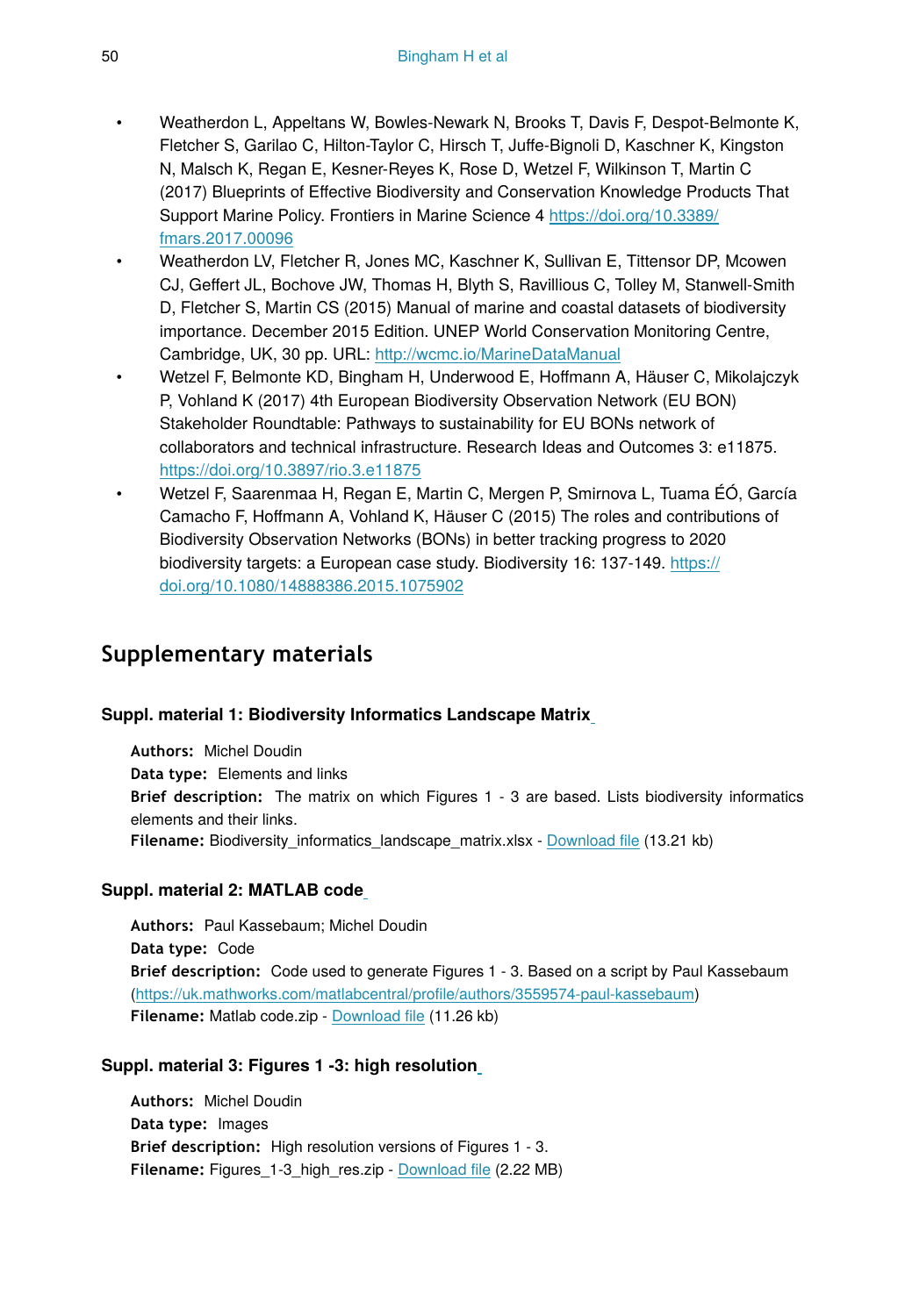- Weatherdon L, Appeltans W, Bowles-Newark N, Brooks T, Davis F, Despot-Belmonte K, Fletcher S, Garilao C, Hilton-Taylor C, Hirsch T, Juffe-Bignoli D, Kaschner K, Kingston N, Malsch K, Regan E, Kesner-Reyes K, Rose D, Wetzel F, Wilkinson T, Martin C (2017) Blueprints of Effective Biodiversity and Conservation Knowledge Products That Support Marine Policy. Frontiers in Marine Science 4 https://doi.org/10.3389/fmars.2017.00096
- Weatherdon LV, Fletcher R, Jones MC, Kaschner K, Sullivan E, Tittensor DP, Mcowen CJ, Geffert JL, Bochove JW, Thomas H, Blyth S, Ravillious C, Tolley M, Stanwell-Smith D, Fletcher S, Martin CS (2015) Manual of marine and coastal datasets of biodiversity importance. December 2015 Edition. UNEP World Conservation Monitoring Centre, Cambridge, UK, 30 pp. URL: http://wcmc.io/MarineDataManual
- Wetzel F, Belmonte KD, Bingham H, Underwood E, Hoffmann A, Häuser C, Mikolajczyk P, Vohland K (2017) 4th European Biodiversity Observation Network (EU BON) Stakeholder Roundtable: Pathways to sustainability for EU BONs network of collaborators and technical infrastructure. Research Ideas and Outcomes 3: e11875. https://doi.org/10.3897/rio.3.e11875
- Wetzel F, Saarenmaa H, Regan E, Martin C, Mergen P, Smirnova L, Tuama ÉÓ, García Camacho F, Hoffmann A, Vohland K, Häuser C (2015) The roles and contributions of Biodiversity Observation Networks (BONs) in better tracking progress to 2020 biodiversity targets: a European case study. Biodiversity 16: 137-149. https://doi.org/10.1080/14888386.2015.1075902

## Supplementary materials

### Suppl. material 1: Biodiversity Informatics Landscape Matrix

**Authors:** Michel Doudin
**Data type:** Elements and links
**Brief description:** The matrix on which Figures 1 - 3 are based. Lists biodiversity informatics elements and their links.
**Filename:** Biodiversity_informatics_landscape_matrix.xlsx - Download file (13.21 kb)

### Suppl. material 2: MATLAB code

**Authors:** Paul Kassebaum; Michel Doudin
**Data type:** Code
**Brief description:** Code used to generate Figures 1 - 3. Based on a script by Paul Kassebaum (https://uk.mathworks.com/matlabcentral/profile/authors/3559574-paul-kassebaum)
**Filename:** Matlab code.zip - Download file (11.26 kb)

### Suppl. material 3: Figures 1 -3: high resolution

**Authors:** Michel Doudin
**Data type:** Images
**Brief description:** High resolution versions of Figures 1 - 3.
**Filename:** Figures_1-3_high_res.zip - Download file (2.22 MB)